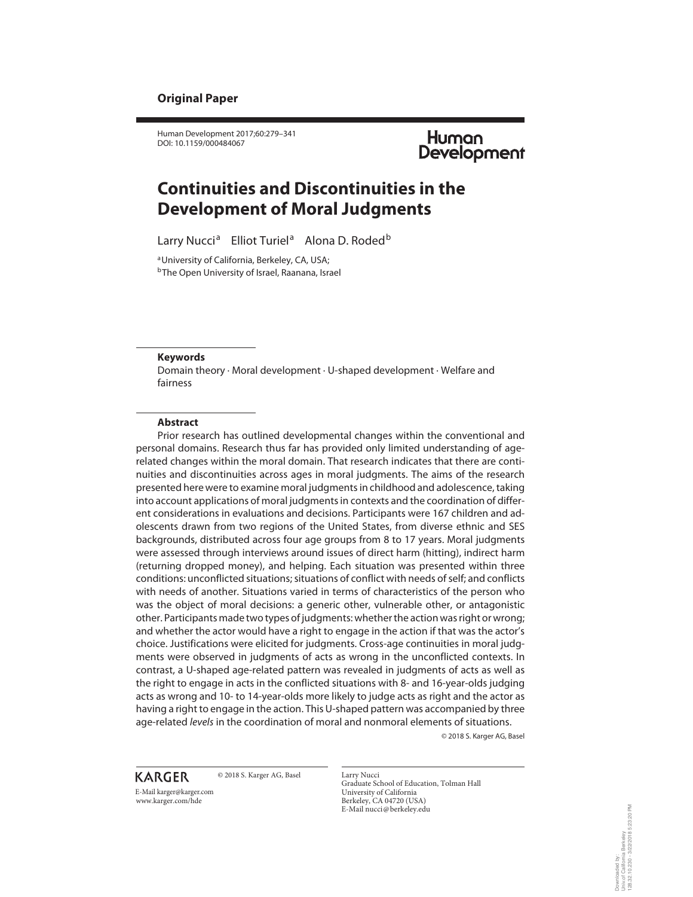**Original Paper**

Human Development 2017;60:279–341
DOI: 10.1159/000484067

Human Development

# Continuities and Discontinuities in the Development of Moral Judgments

Larry Nucci[a] Elliot Turiel[a] Alona D. Roded[b]

[a]University of California, Berkeley, CA, USA;
[b]The Open University of Israel, Raanana, Israel

**Keywords**

Domain theory · Moral development · U-shaped development · Welfare and fairness

**Abstract**

Prior research has outlined developmental changes within the conventional and personal domains. Research thus far has provided only limited understanding of age-related changes within the moral domain. That research indicates that there are continuities and discontinuities across ages in moral judgments. The aims of the research presented here were to examine moral judgments in childhood and adolescence, taking into account applications of moral judgments in contexts and the coordination of different considerations in evaluations and decisions. Participants were 167 children and adolescents drawn from two regions of the United States, from diverse ethnic and SES backgrounds, distributed across four age groups from 8 to 17 years. Moral judgments were assessed through interviews around issues of direct harm (hitting), indirect harm (returning dropped money), and helping. Each situation was presented within three conditions: unconflicted situations; situations of conflict with needs of self; and conflicts with needs of another. Situations varied in terms of characteristics of the person who was the object of moral decisions: a generic other, vulnerable other, or antagonistic other. Participants made two types of judgments: whether the action was right or wrong; and whether the actor would have a right to engage in the action if that was the actor's choice. Justifications were elicited for judgments. Cross-age continuities in moral judgments were observed in judgments of acts as wrong in the unconflicted contexts. In contrast, a U-shaped age-related pattern was revealed in judgments of acts as well as the right to engage in acts in the conflicted situations with 8- and 16-year-olds judging acts as wrong and 10- to 14-year-olds more likely to judge acts as right and the actor as having a right to engage in the action. This U-shaped pattern was accompanied by three age-related *levels* in the coordination of moral and nonmoral elements of situations.

© 2018 S. Karger AG, Basel

KARGER © 2018 S. Karger AG, Basel

E-Mail karger@karger.com
www.karger.com/hde

Larry Nucci
Graduate School of Education, Tolman Hall
University of California
Berkeley, CA 04720 (USA)
E-Mail nucci@berkeley.edu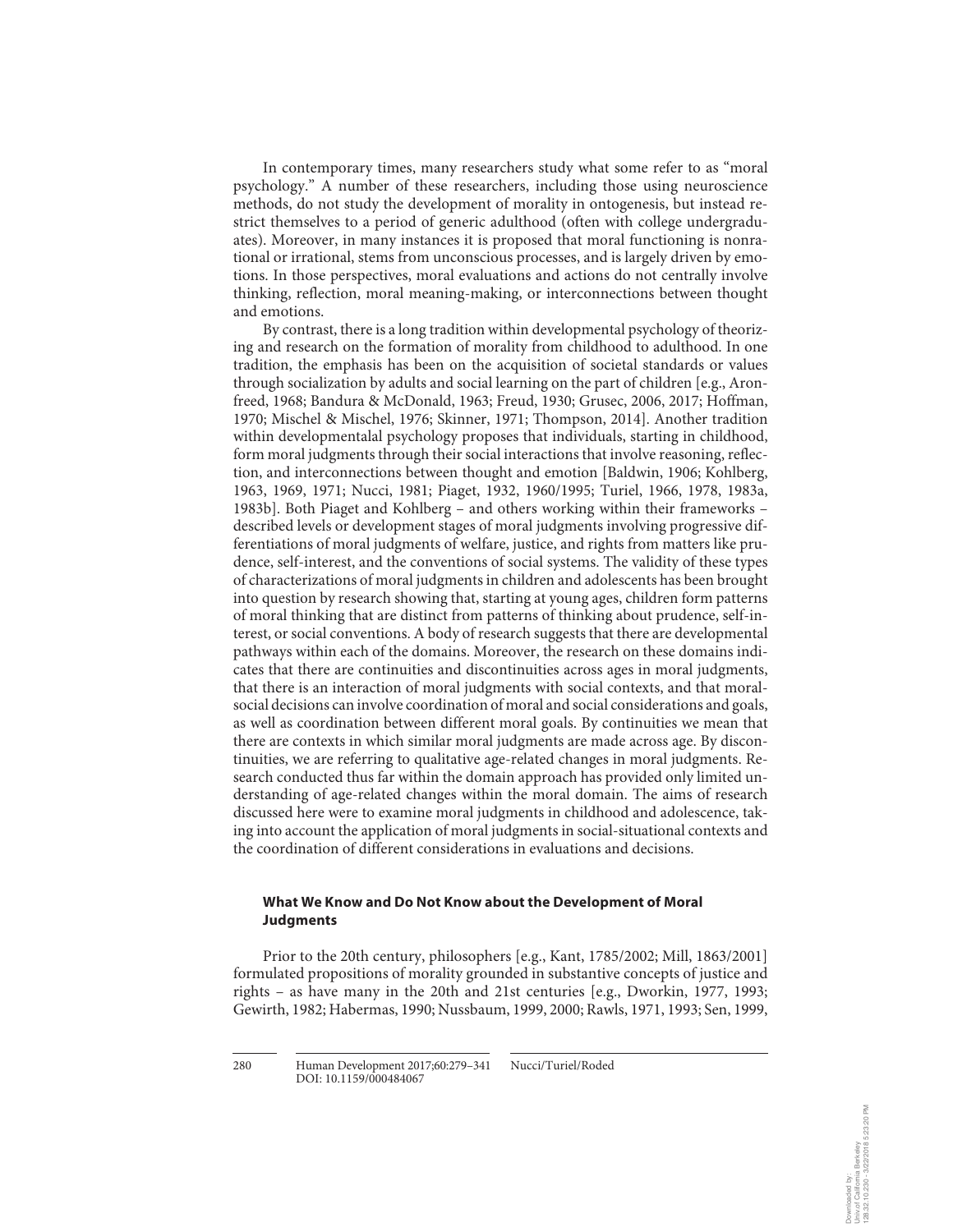In contemporary times, many researchers study what some refer to as "moral psychology." A number of these researchers, including those using neuroscience methods, do not study the development of morality in ontogenesis, but instead restrict themselves to a period of generic adulthood (often with college undergraduates). Moreover, in many instances it is proposed that moral functioning is nonrational or irrational, stems from unconscious processes, and is largely driven by emotions. In those perspectives, moral evaluations and actions do not centrally involve thinking, reflection, moral meaning-making, or interconnections between thought and emotions.

By contrast, there is a long tradition within developmental psychology of theorizing and research on the formation of morality from childhood to adulthood. In one tradition, the emphasis has been on the acquisition of societal standards or values through socialization by adults and social learning on the part of children [e.g., Aronfreed, 1968; Bandura & McDonald, 1963; Freud, 1930; Grusec, 2006, 2017; Hoffman, 1970; Mischel & Mischel, 1976; Skinner, 1971; Thompson, 2014]. Another tradition within developmentalal psychology proposes that individuals, starting in childhood, form moral judgments through their social interactions that involve reasoning, reflection, and interconnections between thought and emotion [Baldwin, 1906; Kohlberg, 1963, 1969, 1971; Nucci, 1981; Piaget, 1932, 1960/1995; Turiel, 1966, 1978, 1983a, 1983b]. Both Piaget and Kohlberg – and others working within their frameworks – described levels or development stages of moral judgments involving progressive differentiations of moral judgments of welfare, justice, and rights from matters like prudence, self-interest, and the conventions of social systems. The validity of these types of characterizations of moral judgments in children and adolescents has been brought into question by research showing that, starting at young ages, children form patterns of moral thinking that are distinct from patterns of thinking about prudence, self-interest, or social conventions. A body of research suggests that there are developmental pathways within each of the domains. Moreover, the research on these domains indicates that there are continuities and discontinuities across ages in moral judgments, that there is an interaction of moral judgments with social contexts, and that moral-social decisions can involve coordination of moral and social considerations and goals, as well as coordination between different moral goals. By continuities we mean that there are contexts in which similar moral judgments are made across age. By discontinuities, we are referring to qualitative age-related changes in moral judgments. Research conducted thus far within the domain approach has provided only limited understanding of age-related changes within the moral domain. The aims of research discussed here were to examine moral judgments in childhood and adolescence, taking into account the application of moral judgments in social-situational contexts and the coordination of different considerations in evaluations and decisions.

### What We Know and Do Not Know about the Development of Moral Judgments

Prior to the 20th century, philosophers [e.g., Kant, 1785/2002; Mill, 1863/2001] formulated propositions of morality grounded in substantive concepts of justice and rights – as have many in the 20th and 21st centuries [e.g., Dworkin, 1977, 1993; Gewirth, 1982; Habermas, 1990; Nussbaum, 1999, 2000; Rawls, 1971, 1993; Sen, 1999,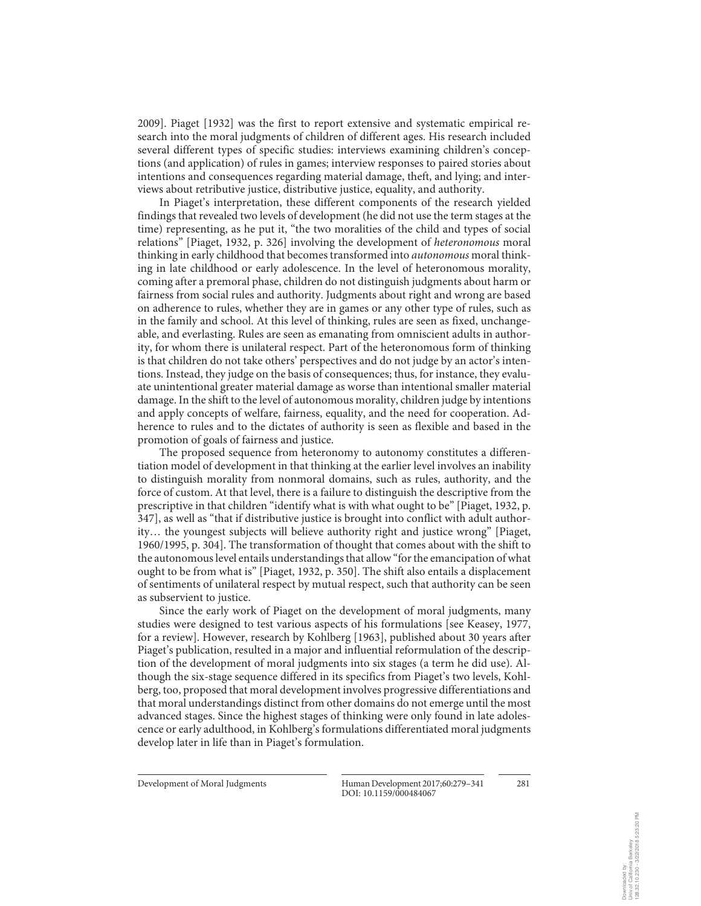2009]. Piaget [1932] was the first to report extensive and systematic empirical research into the moral judgments of children of different ages. His research included several different types of specific studies: interviews examining children's conceptions (and application) of rules in games; interview responses to paired stories about intentions and consequences regarding material damage, theft, and lying; and interviews about retributive justice, distributive justice, equality, and authority.

In Piaget's interpretation, these different components of the research yielded findings that revealed two levels of development (he did not use the term stages at the time) representing, as he put it, "the two moralities of the child and types of social relations" [Piaget, 1932, p. 326] involving the development of *heteronomous* moral thinking in early childhood that becomes transformed into *autonomous* moral thinking in late childhood or early adolescence. In the level of heteronomous morality, coming after a premoral phase, children do not distinguish judgments about harm or fairness from social rules and authority. Judgments about right and wrong are based on adherence to rules, whether they are in games or any other type of rules, such as in the family and school. At this level of thinking, rules are seen as fixed, unchangeable, and everlasting. Rules are seen as emanating from omniscient adults in authority, for whom there is unilateral respect. Part of the heteronomous form of thinking is that children do not take others' perspectives and do not judge by an actor's intentions. Instead, they judge on the basis of consequences; thus, for instance, they evaluate unintentional greater material damage as worse than intentional smaller material damage. In the shift to the level of autonomous morality, children judge by intentions and apply concepts of welfare, fairness, equality, and the need for cooperation. Adherence to rules and to the dictates of authority is seen as flexible and based in the promotion of goals of fairness and justice.

The proposed sequence from heteronomy to autonomy constitutes a differentiation model of development in that thinking at the earlier level involves an inability to distinguish morality from nonmoral domains, such as rules, authority, and the force of custom. At that level, there is a failure to distinguish the descriptive from the prescriptive in that children "identify what is with what ought to be" [Piaget, 1932, p. 347], as well as "that if distributive justice is brought into conflict with adult authority… the youngest subjects will believe authority right and justice wrong" [Piaget, 1960/1995, p. 304]. The transformation of thought that comes about with the shift to the autonomous level entails understandings that allow "for the emancipation of what ought to be from what is" [Piaget, 1932, p. 350]. The shift also entails a displacement of sentiments of unilateral respect by mutual respect, such that authority can be seen as subservient to justice.

Since the early work of Piaget on the development of moral judgments, many studies were designed to test various aspects of his formulations [see Keasey, 1977, for a review]. However, research by Kohlberg [1963], published about 30 years after Piaget's publication, resulted in a major and influential reformulation of the description of the development of moral judgments into six stages (a term he did use). Although the six-stage sequence differed in its specifics from Piaget's two levels, Kohlberg, too, proposed that moral development involves progressive differentiations and that moral understandings distinct from other domains do not emerge until the most advanced stages. Since the highest stages of thinking were only found in late adolescence or early adulthood, in Kohlberg's formulations differentiated moral judgments develop later in life than in Piaget's formulation.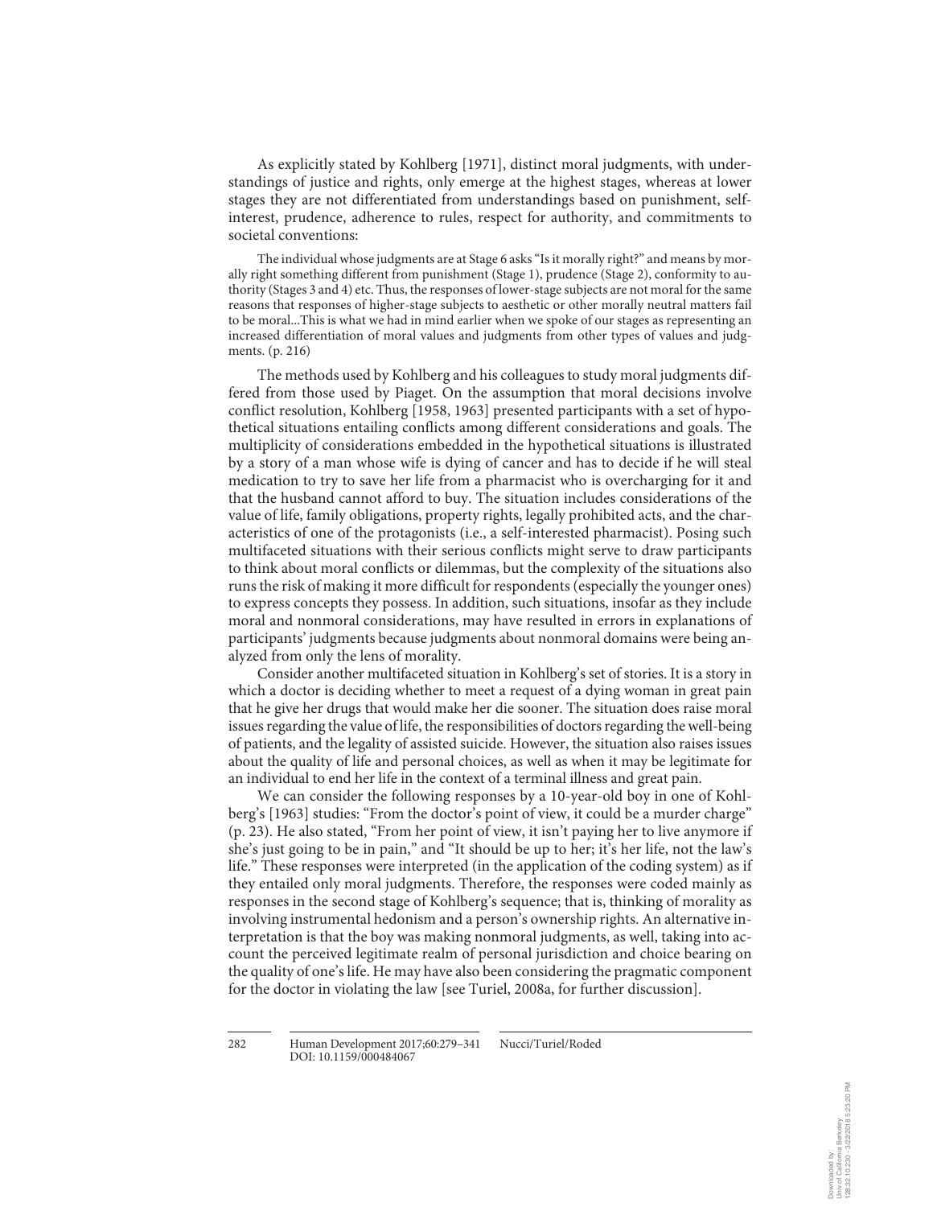As explicitly stated by Kohlberg [1971], distinct moral judgments, with understandings of justice and rights, only emerge at the highest stages, whereas at lower stages they are not differentiated from understandings based on punishment, self-interest, prudence, adherence to rules, respect for authority, and commitments to societal conventions:

> The individual whose judgments are at Stage 6 asks "Is it morally right?" and means by morally right something different from punishment (Stage 1), prudence (Stage 2), conformity to authority (Stages 3 and 4) etc. Thus, the responses of lower-stage subjects are not moral for the same reasons that responses of higher-stage subjects to aesthetic or other morally neutral matters fail to be moral...This is what we had in mind earlier when we spoke of our stages as representing an increased differentiation of moral values and judgments from other types of values and judgments. (p. 216)

The methods used by Kohlberg and his colleagues to study moral judgments differed from those used by Piaget. On the assumption that moral decisions involve conflict resolution, Kohlberg [1958, 1963] presented participants with a set of hypothetical situations entailing conflicts among different considerations and goals. The multiplicity of considerations embedded in the hypothetical situations is illustrated by a story of a man whose wife is dying of cancer and has to decide if he will steal medication to try to save her life from a pharmacist who is overcharging for it and that the husband cannot afford to buy. The situation includes considerations of the value of life, family obligations, property rights, legally prohibited acts, and the characteristics of one of the protagonists (i.e., a self-interested pharmacist). Posing such multifaceted situations with their serious conflicts might serve to draw participants to think about moral conflicts or dilemmas, but the complexity of the situations also runs the risk of making it more difficult for respondents (especially the younger ones) to express concepts they possess. In addition, such situations, insofar as they include moral and nonmoral considerations, may have resulted in errors in explanations of participants' judgments because judgments about nonmoral domains were being analyzed from only the lens of morality.

Consider another multifaceted situation in Kohlberg's set of stories. It is a story in which a doctor is deciding whether to meet a request of a dying woman in great pain that he give her drugs that would make her die sooner. The situation does raise moral issues regarding the value of life, the responsibilities of doctors regarding the well-being of patients, and the legality of assisted suicide. However, the situation also raises issues about the quality of life and personal choices, as well as when it may be legitimate for an individual to end her life in the context of a terminal illness and great pain.

We can consider the following responses by a 10-year-old boy in one of Kohlberg's [1963] studies: "From the doctor's point of view, it could be a murder charge" (p. 23). He also stated, "From her point of view, it isn't paying her to live anymore if she's just going to be in pain," and "It should be up to her; it's her life, not the law's life." These responses were interpreted (in the application of the coding system) as if they entailed only moral judgments. Therefore, the responses were coded mainly as responses in the second stage of Kohlberg's sequence; that is, thinking of morality as involving instrumental hedonism and a person's ownership rights. An alternative interpretation is that the boy was making nonmoral judgments, as well, taking into account the perceived legitimate realm of personal jurisdiction and choice bearing on the quality of one's life. He may have also been considering the pragmatic component for the doctor in violating the law [see Turiel, 2008a, for further discussion].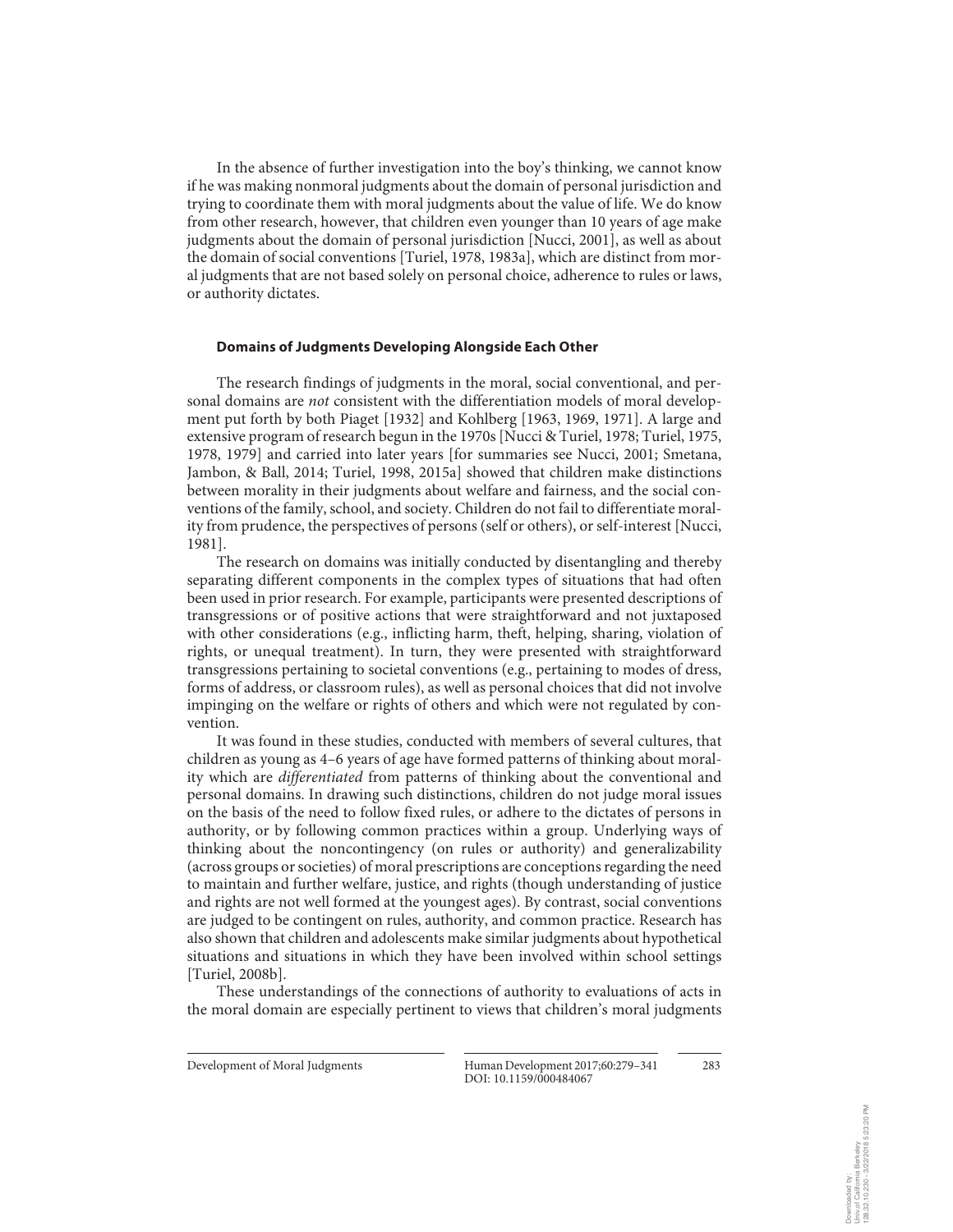In the absence of further investigation into the boy's thinking, we cannot know if he was making nonmoral judgments about the domain of personal jurisdiction and trying to coordinate them with moral judgments about the value of life. We do know from other research, however, that children even younger than 10 years of age make judgments about the domain of personal jurisdiction [Nucci, 2001], as well as about the domain of social conventions [Turiel, 1978, 1983a], which are distinct from moral judgments that are not based solely on personal choice, adherence to rules or laws, or authority dictates.

### Domains of Judgments Developing Alongside Each Other

The research findings of judgments in the moral, social conventional, and personal domains are *not* consistent with the differentiation models of moral development put forth by both Piaget [1932] and Kohlberg [1963, 1969, 1971]. A large and extensive program of research begun in the 1970s [Nucci & Turiel, 1978; Turiel, 1975, 1978, 1979] and carried into later years [for summaries see Nucci, 2001; Smetana, Jambon, & Ball, 2014; Turiel, 1998, 2015a] showed that children make distinctions between morality in their judgments about welfare and fairness, and the social conventions of the family, school, and society. Children do not fail to differentiate morality from prudence, the perspectives of persons (self or others), or self-interest [Nucci, 1981].

The research on domains was initially conducted by disentangling and thereby separating different components in the complex types of situations that had often been used in prior research. For example, participants were presented descriptions of transgressions or of positive actions that were straightforward and not juxtaposed with other considerations (e.g., inflicting harm, theft, helping, sharing, violation of rights, or unequal treatment). In turn, they were presented with straightforward transgressions pertaining to societal conventions (e.g., pertaining to modes of dress, forms of address, or classroom rules), as well as personal choices that did not involve impinging on the welfare or rights of others and which were not regulated by convention.

It was found in these studies, conducted with members of several cultures, that children as young as 4–6 years of age have formed patterns of thinking about morality which are *differentiated* from patterns of thinking about the conventional and personal domains. In drawing such distinctions, children do not judge moral issues on the basis of the need to follow fixed rules, or adhere to the dictates of persons in authority, or by following common practices within a group. Underlying ways of thinking about the noncontingency (on rules or authority) and generalizability (across groups or societies) of moral prescriptions are conceptions regarding the need to maintain and further welfare, justice, and rights (though understanding of justice and rights are not well formed at the youngest ages). By contrast, social conventions are judged to be contingent on rules, authority, and common practice. Research has also shown that children and adolescents make similar judgments about hypothetical situations and situations in which they have been involved within school settings [Turiel, 2008b].

These understandings of the connections of authority to evaluations of acts in the moral domain are especially pertinent to views that children's moral judgments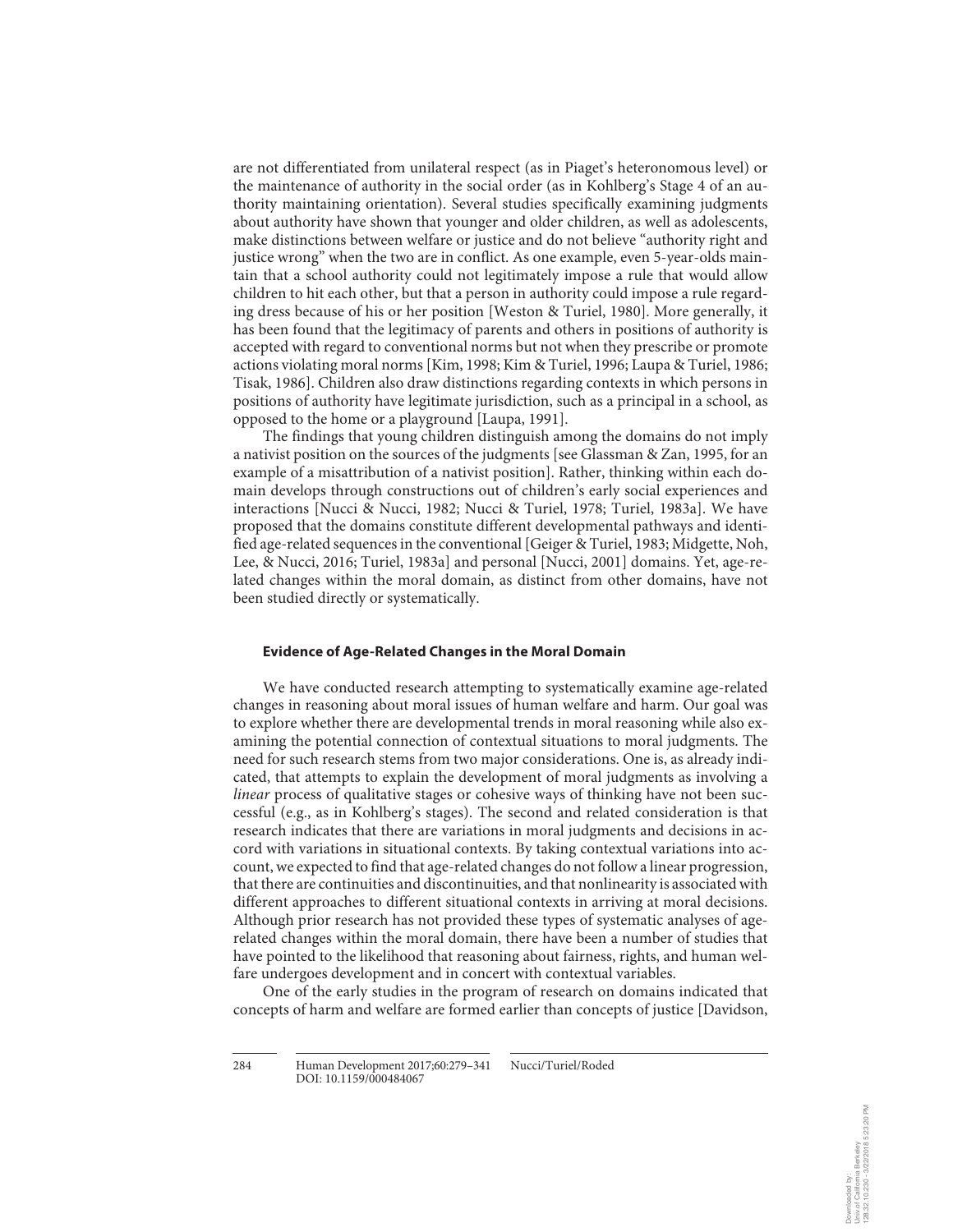are not differentiated from unilateral respect (as in Piaget's heteronomous level) or the maintenance of authority in the social order (as in Kohlberg's Stage 4 of an authority maintaining orientation). Several studies specifically examining judgments about authority have shown that younger and older children, as well as adolescents, make distinctions between welfare or justice and do not believe "authority right and justice wrong" when the two are in conflict. As one example, even 5-year-olds maintain that a school authority could not legitimately impose a rule that would allow children to hit each other, but that a person in authority could impose a rule regarding dress because of his or her position [Weston & Turiel, 1980]. More generally, it has been found that the legitimacy of parents and others in positions of authority is accepted with regard to conventional norms but not when they prescribe or promote actions violating moral norms [Kim, 1998; Kim & Turiel, 1996; Laupa & Turiel, 1986; Tisak, 1986]. Children also draw distinctions regarding contexts in which persons in positions of authority have legitimate jurisdiction, such as a principal in a school, as opposed to the home or a playground [Laupa, 1991].

The findings that young children distinguish among the domains do not imply a nativist position on the sources of the judgments [see Glassman & Zan, 1995, for an example of a misattribution of a nativist position]. Rather, thinking within each domain develops through constructions out of children's early social experiences and interactions [Nucci & Nucci, 1982; Nucci & Turiel, 1978; Turiel, 1983a]. We have proposed that the domains constitute different developmental pathways and identified age-related sequences in the conventional [Geiger & Turiel, 1983; Midgette, Noh, Lee, & Nucci, 2016; Turiel, 1983a] and personal [Nucci, 2001] domains. Yet, age-related changes within the moral domain, as distinct from other domains, have not been studied directly or systematically.

### Evidence of Age-Related Changes in the Moral Domain

We have conducted research attempting to systematically examine age-related changes in reasoning about moral issues of human welfare and harm. Our goal was to explore whether there are developmental trends in moral reasoning while also examining the potential connection of contextual situations to moral judgments. The need for such research stems from two major considerations. One is, as already indicated, that attempts to explain the development of moral judgments as involving a *linear* process of qualitative stages or cohesive ways of thinking have not been successful (e.g., as in Kohlberg's stages). The second and related consideration is that research indicates that there are variations in moral judgments and decisions in accord with variations in situational contexts. By taking contextual variations into account, we expected to find that age-related changes do not follow a linear progression, that there are continuities and discontinuities, and that nonlinearity is associated with different approaches to different situational contexts in arriving at moral decisions. Although prior research has not provided these types of systematic analyses of age-related changes within the moral domain, there have been a number of studies that have pointed to the likelihood that reasoning about fairness, rights, and human welfare undergoes development and in concert with contextual variables.

One of the early studies in the program of research on domains indicated that concepts of harm and welfare are formed earlier than concepts of justice [Davidson,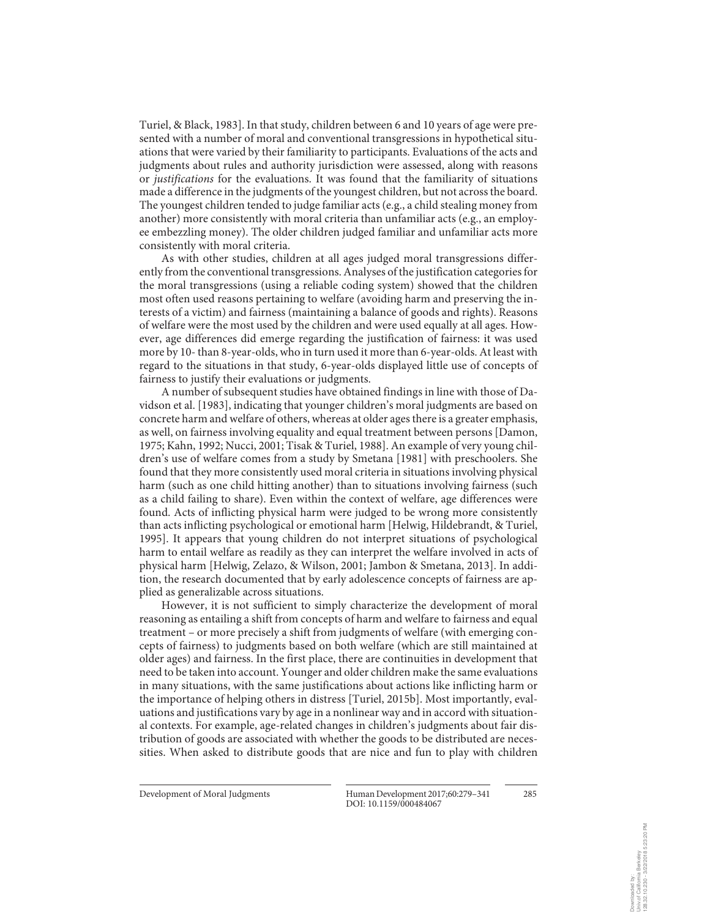Turiel, & Black, 1983]. In that study, children between 6 and 10 years of age were presented with a number of moral and conventional transgressions in hypothetical situations that were varied by their familiarity to participants. Evaluations of the acts and judgments about rules and authority jurisdiction were assessed, along with reasons or *justifications* for the evaluations. It was found that the familiarity of situations made a difference in the judgments of the youngest children, but not across the board. The youngest children tended to judge familiar acts (e.g., a child stealing money from another) more consistently with moral criteria than unfamiliar acts (e.g., an employee embezzling money). The older children judged familiar and unfamiliar acts more consistently with moral criteria.

As with other studies, children at all ages judged moral transgressions differently from the conventional transgressions. Analyses of the justification categories for the moral transgressions (using a reliable coding system) showed that the children most often used reasons pertaining to welfare (avoiding harm and preserving the interests of a victim) and fairness (maintaining a balance of goods and rights). Reasons of welfare were the most used by the children and were used equally at all ages. However, age differences did emerge regarding the justification of fairness: it was used more by 10- than 8-year-olds, who in turn used it more than 6-year-olds. At least with regard to the situations in that study, 6-year-olds displayed little use of concepts of fairness to justify their evaluations or judgments.

A number of subsequent studies have obtained findings in line with those of Davidson et al. [1983], indicating that younger children's moral judgments are based on concrete harm and welfare of others, whereas at older ages there is a greater emphasis, as well, on fairness involving equality and equal treatment between persons [Damon, 1975; Kahn, 1992; Nucci, 2001; Tisak & Turiel, 1988]. An example of very young children's use of welfare comes from a study by Smetana [1981] with preschoolers. She found that they more consistently used moral criteria in situations involving physical harm (such as one child hitting another) than to situations involving fairness (such as a child failing to share). Even within the context of welfare, age differences were found. Acts of inflicting physical harm were judged to be wrong more consistently than acts inflicting psychological or emotional harm [Helwig, Hildebrandt, & Turiel, 1995]. It appears that young children do not interpret situations of psychological harm to entail welfare as readily as they can interpret the welfare involved in acts of physical harm [Helwig, Zelazo, & Wilson, 2001; Jambon & Smetana, 2013]. In addition, the research documented that by early adolescence concepts of fairness are applied as generalizable across situations.

However, it is not sufficient to simply characterize the development of moral reasoning as entailing a shift from concepts of harm and welfare to fairness and equal treatment – or more precisely a shift from judgments of welfare (with emerging concepts of fairness) to judgments based on both welfare (which are still maintained at older ages) and fairness. In the first place, there are continuities in development that need to be taken into account. Younger and older children make the same evaluations in many situations, with the same justifications about actions like inflicting harm or the importance of helping others in distress [Turiel, 2015b]. Most importantly, evaluations and justifications vary by age in a nonlinear way and in accord with situational contexts. For example, age-related changes in children's judgments about fair distribution of goods are associated with whether the goods to be distributed are necessities. When asked to distribute goods that are nice and fun to play with children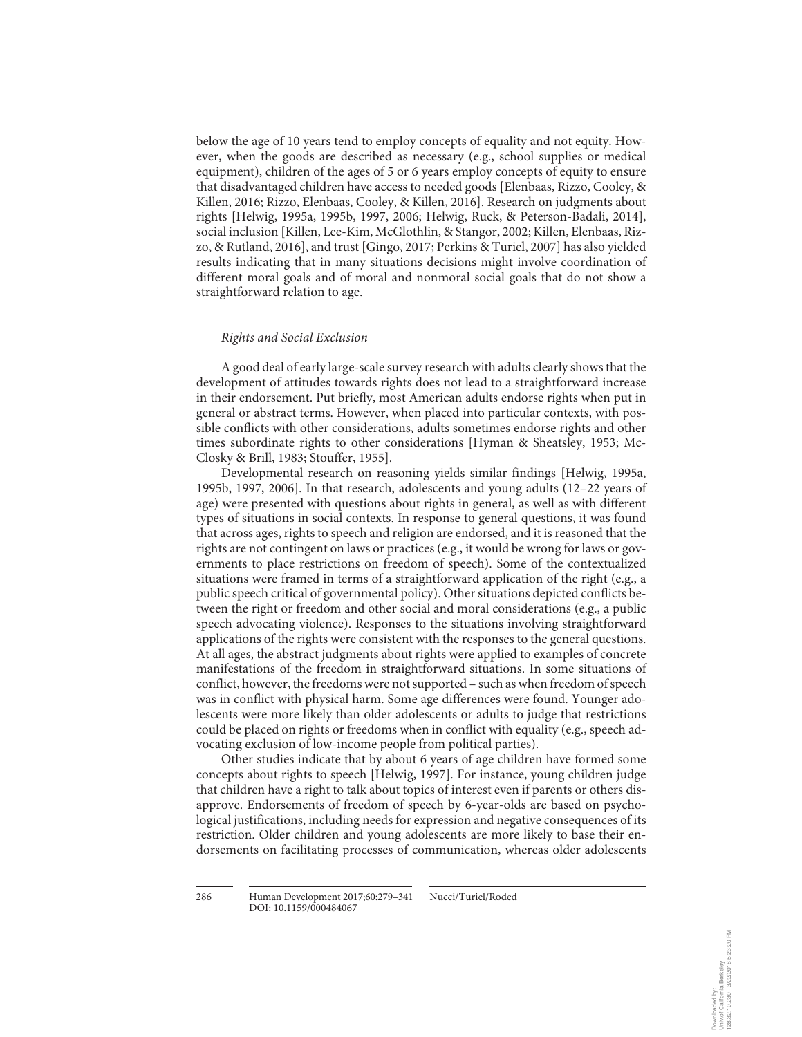below the age of 10 years tend to employ concepts of equality and not equity. However, when the goods are described as necessary (e.g., school supplies or medical equipment), children of the ages of 5 or 6 years employ concepts of equity to ensure that disadvantaged children have access to needed goods [Elenbaas, Rizzo, Cooley, & Killen, 2016; Rizzo, Elenbaas, Cooley, & Killen, 2016]. Research on judgments about rights [Helwig, 1995a, 1995b, 1997, 2006; Helwig, Ruck, & Peterson-Badali, 2014], social inclusion [Killen, Lee-Kim, McGlothlin, & Stangor, 2002; Killen, Elenbaas, Rizzo, & Rutland, 2016], and trust [Gingo, 2017; Perkins & Turiel, 2007] has also yielded results indicating that in many situations decisions might involve coordination of different moral goals and of moral and nonmoral social goals that do not show a straightforward relation to age.

### *Rights and Social Exclusion*

A good deal of early large-scale survey research with adults clearly shows that the development of attitudes towards rights does not lead to a straightforward increase in their endorsement. Put briefly, most American adults endorse rights when put in general or abstract terms. However, when placed into particular contexts, with possible conflicts with other considerations, adults sometimes endorse rights and other times subordinate rights to other considerations [Hyman & Sheatsley, 1953; McClosky & Brill, 1983; Stouffer, 1955].

Developmental research on reasoning yields similar findings [Helwig, 1995a, 1995b, 1997, 2006]. In that research, adolescents and young adults (12–22 years of age) were presented with questions about rights in general, as well as with different types of situations in social contexts. In response to general questions, it was found that across ages, rights to speech and religion are endorsed, and it is reasoned that the rights are not contingent on laws or practices (e.g., it would be wrong for laws or governments to place restrictions on freedom of speech). Some of the contextualized situations were framed in terms of a straightforward application of the right (e.g., a public speech critical of governmental policy). Other situations depicted conflicts between the right or freedom and other social and moral considerations (e.g., a public speech advocating violence). Responses to the situations involving straightforward applications of the rights were consistent with the responses to the general questions. At all ages, the abstract judgments about rights were applied to examples of concrete manifestations of the freedom in straightforward situations. In some situations of conflict, however, the freedoms were not supported – such as when freedom of speech was in conflict with physical harm. Some age differences were found. Younger adolescents were more likely than older adolescents or adults to judge that restrictions could be placed on rights or freedoms when in conflict with equality (e.g., speech advocating exclusion of low-income people from political parties).

Other studies indicate that by about 6 years of age children have formed some concepts about rights to speech [Helwig, 1997]. For instance, young children judge that children have a right to talk about topics of interest even if parents or others disapprove. Endorsements of freedom of speech by 6-year-olds are based on psychological justifications, including needs for expression and negative consequences of its restriction. Older children and young adolescents are more likely to base their endorsements on facilitating processes of communication, whereas older adolescents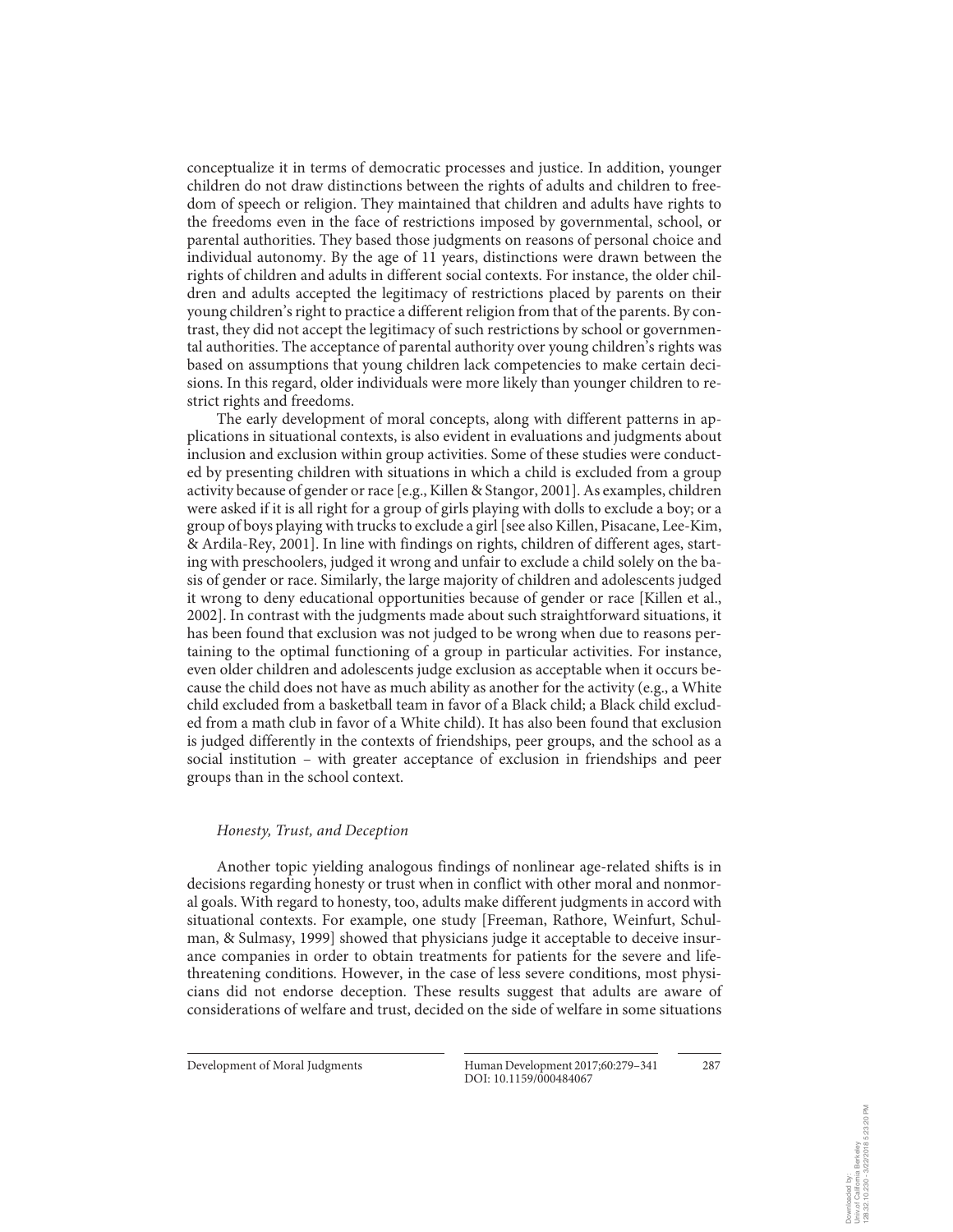conceptualize it in terms of democratic processes and justice. In addition, younger children do not draw distinctions between the rights of adults and children to freedom of speech or religion. They maintained that children and adults have rights to the freedoms even in the face of restrictions imposed by governmental, school, or parental authorities. They based those judgments on reasons of personal choice and individual autonomy. By the age of 11 years, distinctions were drawn between the rights of children and adults in different social contexts. For instance, the older children and adults accepted the legitimacy of restrictions placed by parents on their young children's right to practice a different religion from that of the parents. By contrast, they did not accept the legitimacy of such restrictions by school or governmental authorities. The acceptance of parental authority over young children's rights was based on assumptions that young children lack competencies to make certain decisions. In this regard, older individuals were more likely than younger children to restrict rights and freedoms.

The early development of moral concepts, along with different patterns in applications in situational contexts, is also evident in evaluations and judgments about inclusion and exclusion within group activities. Some of these studies were conducted by presenting children with situations in which a child is excluded from a group activity because of gender or race [e.g., Killen & Stangor, 2001]. As examples, children were asked if it is all right for a group of girls playing with dolls to exclude a boy; or a group of boys playing with trucks to exclude a girl [see also Killen, Pisacane, Lee-Kim, & Ardila-Rey, 2001]. In line with findings on rights, children of different ages, starting with preschoolers, judged it wrong and unfair to exclude a child solely on the basis of gender or race. Similarly, the large majority of children and adolescents judged it wrong to deny educational opportunities because of gender or race [Killen et al., 2002]. In contrast with the judgments made about such straightforward situations, it has been found that exclusion was not judged to be wrong when due to reasons pertaining to the optimal functioning of a group in particular activities. For instance, even older children and adolescents judge exclusion as acceptable when it occurs because the child does not have as much ability as another for the activity (e.g., a White child excluded from a basketball team in favor of a Black child; a Black child excluded from a math club in favor of a White child). It has also been found that exclusion is judged differently in the contexts of friendships, peer groups, and the school as a social institution – with greater acceptance of exclusion in friendships and peer groups than in the school context.

### *Honesty, Trust, and Deception*

Another topic yielding analogous findings of nonlinear age-related shifts is in decisions regarding honesty or trust when in conflict with other moral and nonmoral goals. With regard to honesty, too, adults make different judgments in accord with situational contexts. For example, one study [Freeman, Rathore, Weinfurt, Schulman, & Sulmasy, 1999] showed that physicians judge it acceptable to deceive insurance companies in order to obtain treatments for patients for the severe and life-threatening conditions. However, in the case of less severe conditions, most physicians did not endorse deception. These results suggest that adults are aware of considerations of welfare and trust, decided on the side of welfare in some situations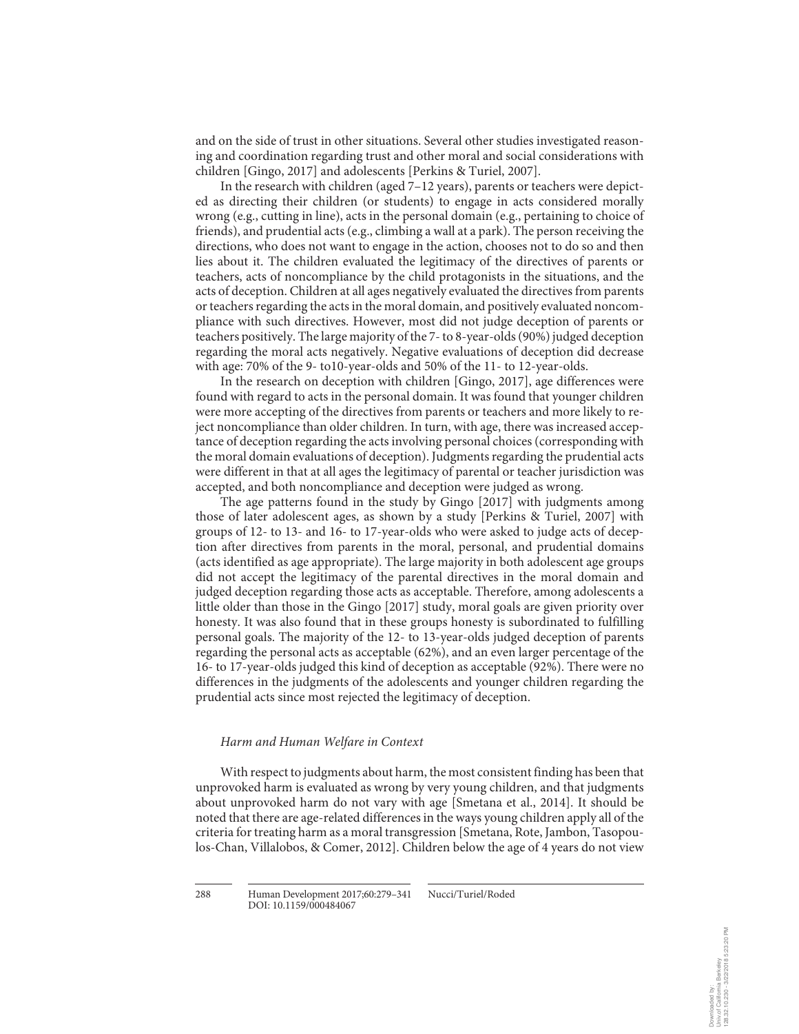and on the side of trust in other situations. Several other studies investigated reasoning and coordination regarding trust and other moral and social considerations with children [Gingo, 2017] and adolescents [Perkins & Turiel, 2007].

In the research with children (aged 7–12 years), parents or teachers were depicted as directing their children (or students) to engage in acts considered morally wrong (e.g., cutting in line), acts in the personal domain (e.g., pertaining to choice of friends), and prudential acts (e.g., climbing a wall at a park). The person receiving the directions, who does not want to engage in the action, chooses not to do so and then lies about it. The children evaluated the legitimacy of the directives of parents or teachers, acts of noncompliance by the child protagonists in the situations, and the acts of deception. Children at all ages negatively evaluated the directives from parents or teachers regarding the acts in the moral domain, and positively evaluated noncompliance with such directives. However, most did not judge deception of parents or teachers positively. The large majority of the 7- to 8-year-olds (90%) judged deception regarding the moral acts negatively. Negative evaluations of deception did decrease with age: 70% of the 9- to10-year-olds and 50% of the 11- to 12-year-olds.

In the research on deception with children [Gingo, 2017], age differences were found with regard to acts in the personal domain. It was found that younger children were more accepting of the directives from parents or teachers and more likely to reject noncompliance than older children. In turn, with age, there was increased acceptance of deception regarding the acts involving personal choices (corresponding with the moral domain evaluations of deception). Judgments regarding the prudential acts were different in that at all ages the legitimacy of parental or teacher jurisdiction was accepted, and both noncompliance and deception were judged as wrong.

The age patterns found in the study by Gingo [2017] with judgments among those of later adolescent ages, as shown by a study [Perkins & Turiel, 2007] with groups of 12- to 13- and 16- to 17-year-olds who were asked to judge acts of deception after directives from parents in the moral, personal, and prudential domains (acts identified as age appropriate). The large majority in both adolescent age groups did not accept the legitimacy of the parental directives in the moral domain and judged deception regarding those acts as acceptable. Therefore, among adolescents a little older than those in the Gingo [2017] study, moral goals are given priority over honesty. It was also found that in these groups honesty is subordinated to fulfilling personal goals. The majority of the 12- to 13-year-olds judged deception of parents regarding the personal acts as acceptable (62%), and an even larger percentage of the 16- to 17-year-olds judged this kind of deception as acceptable (92%). There were no differences in the judgments of the adolescents and younger children regarding the prudential acts since most rejected the legitimacy of deception.

### *Harm and Human Welfare in Context*

With respect to judgments about harm, the most consistent finding has been that unprovoked harm is evaluated as wrong by very young children, and that judgments about unprovoked harm do not vary with age [Smetana et al., 2014]. It should be noted that there are age-related differences in the ways young children apply all of the criteria for treating harm as a moral transgression [Smetana, Rote, Jambon, Tasopoulos-Chan, Villalobos, & Comer, 2012]. Children below the age of 4 years do not view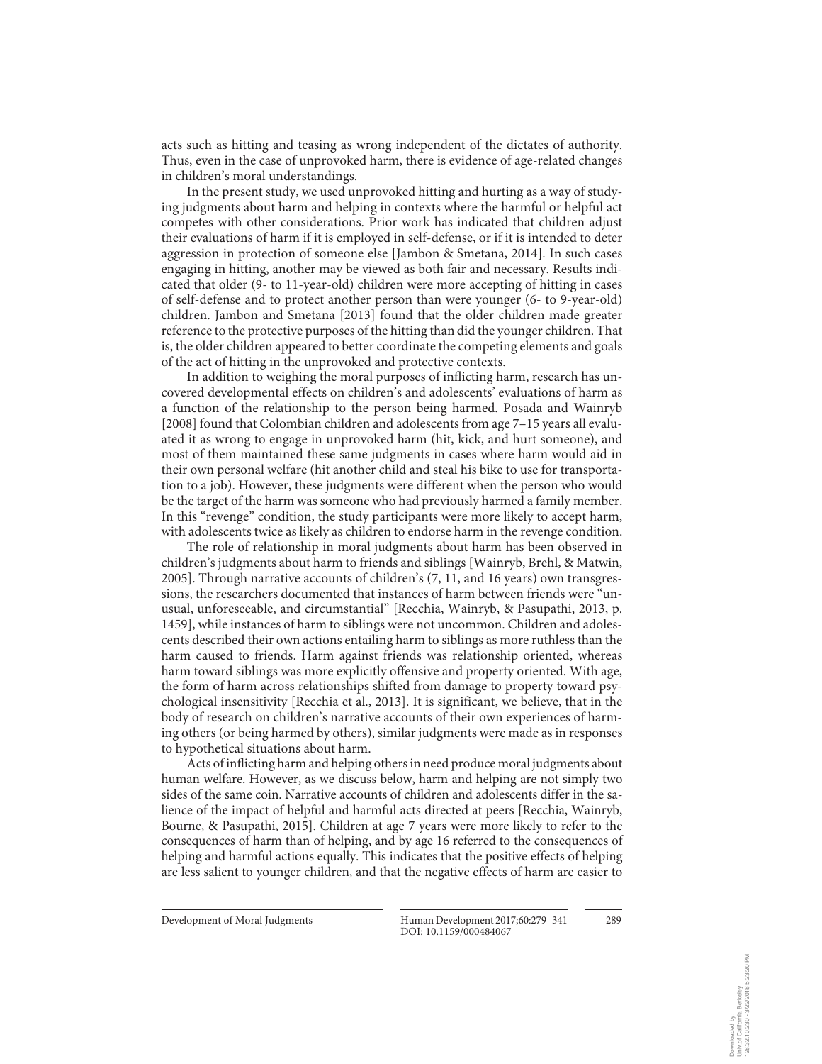acts such as hitting and teasing as wrong independent of the dictates of authority. Thus, even in the case of unprovoked harm, there is evidence of age-related changes in children's moral understandings.

In the present study, we used unprovoked hitting and hurting as a way of studying judgments about harm and helping in contexts where the harmful or helpful act competes with other considerations. Prior work has indicated that children adjust their evaluations of harm if it is employed in self-defense, or if it is intended to deter aggression in protection of someone else [Jambon & Smetana, 2014]. In such cases engaging in hitting, another may be viewed as both fair and necessary. Results indicated that older (9- to 11-year-old) children were more accepting of hitting in cases of self-defense and to protect another person than were younger (6- to 9-year-old) children. Jambon and Smetana [2013] found that the older children made greater reference to the protective purposes of the hitting than did the younger children. That is, the older children appeared to better coordinate the competing elements and goals of the act of hitting in the unprovoked and protective contexts.

In addition to weighing the moral purposes of inflicting harm, research has uncovered developmental effects on children's and adolescents' evaluations of harm as a function of the relationship to the person being harmed. Posada and Wainryb [2008] found that Colombian children and adolescents from age 7–15 years all evaluated it as wrong to engage in unprovoked harm (hit, kick, and hurt someone), and most of them maintained these same judgments in cases where harm would aid in their own personal welfare (hit another child and steal his bike to use for transportation to a job). However, these judgments were different when the person who would be the target of the harm was someone who had previously harmed a family member. In this "revenge" condition, the study participants were more likely to accept harm, with adolescents twice as likely as children to endorse harm in the revenge condition.

The role of relationship in moral judgments about harm has been observed in children's judgments about harm to friends and siblings [Wainryb, Brehl, & Matwin, 2005]. Through narrative accounts of children's (7, 11, and 16 years) own transgressions, the researchers documented that instances of harm between friends were "unusual, unforeseeable, and circumstantial" [Recchia, Wainryb, & Pasupathi, 2013, p. 1459], while instances of harm to siblings were not uncommon. Children and adolescents described their own actions entailing harm to siblings as more ruthless than the harm caused to friends. Harm against friends was relationship oriented, whereas harm toward siblings was more explicitly offensive and property oriented. With age, the form of harm across relationships shifted from damage to property toward psychological insensitivity [Recchia et al., 2013]. It is significant, we believe, that in the body of research on children's narrative accounts of their own experiences of harming others (or being harmed by others), similar judgments were made as in responses to hypothetical situations about harm.

Acts of inflicting harm and helping others in need produce moral judgments about human welfare. However, as we discuss below, harm and helping are not simply two sides of the same coin. Narrative accounts of children and adolescents differ in the salience of the impact of helpful and harmful acts directed at peers [Recchia, Wainryb, Bourne, & Pasupathi, 2015]. Children at age 7 years were more likely to refer to the consequences of harm than of helping, and by age 16 referred to the consequences of helping and harmful actions equally. This indicates that the positive effects of helping are less salient to younger children, and that the negative effects of harm are easier to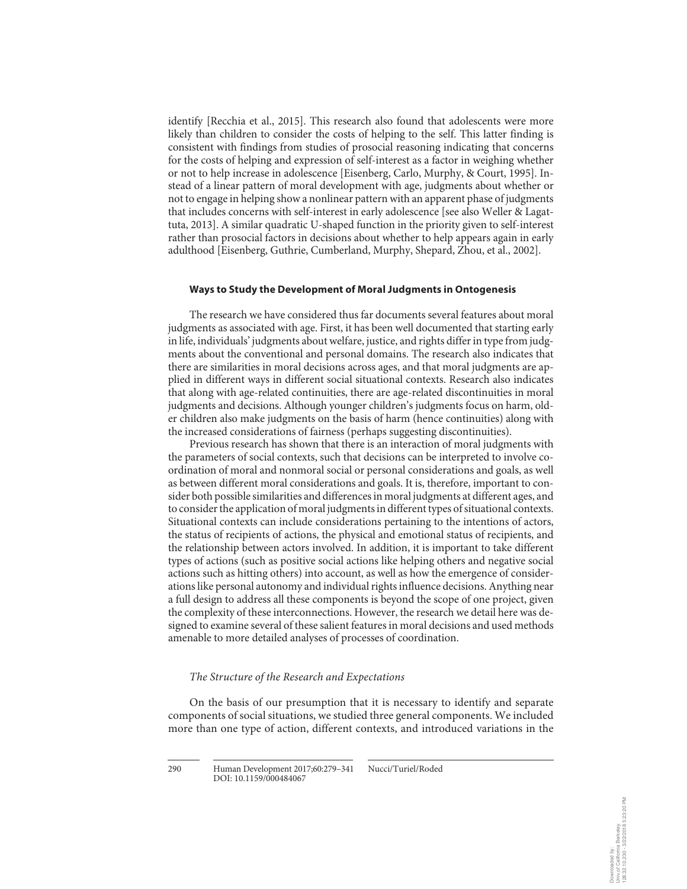identify [Recchia et al., 2015]. This research also found that adolescents were more likely than children to consider the costs of helping to the self. This latter finding is consistent with findings from studies of prosocial reasoning indicating that concerns for the costs of helping and expression of self-interest as a factor in weighing whether or not to help increase in adolescence [Eisenberg, Carlo, Murphy, & Court, 1995]. Instead of a linear pattern of moral development with age, judgments about whether or not to engage in helping show a nonlinear pattern with an apparent phase of judgments that includes concerns with self-interest in early adolescence [see also Weller & Lagattuta, 2013]. A similar quadratic U-shaped function in the priority given to self-interest rather than prosocial factors in decisions about whether to help appears again in early adulthood [Eisenberg, Guthrie, Cumberland, Murphy, Shepard, Zhou, et al., 2002].

## Ways to Study the Development of Moral Judgments in Ontogenesis

The research we have considered thus far documents several features about moral judgments as associated with age. First, it has been well documented that starting early in life, individuals' judgments about welfare, justice, and rights differ in type from judgments about the conventional and personal domains. The research also indicates that there are similarities in moral decisions across ages, and that moral judgments are applied in different ways in different social situational contexts. Research also indicates that along with age-related continuities, there are age-related discontinuities in moral judgments and decisions. Although younger children's judgments focus on harm, older children also make judgments on the basis of harm (hence continuities) along with the increased considerations of fairness (perhaps suggesting discontinuities).

Previous research has shown that there is an interaction of moral judgments with the parameters of social contexts, such that decisions can be interpreted to involve coordination of moral and nonmoral social or personal considerations and goals, as well as between different moral considerations and goals. It is, therefore, important to consider both possible similarities and differences in moral judgments at different ages, and to consider the application of moral judgments in different types of situational contexts. Situational contexts can include considerations pertaining to the intentions of actors, the status of recipients of actions, the physical and emotional status of recipients, and the relationship between actors involved. In addition, it is important to take different types of actions (such as positive social actions like helping others and negative social actions such as hitting others) into account, as well as how the emergence of considerations like personal autonomy and individual rights influence decisions. Anything near a full design to address all these components is beyond the scope of one project, given the complexity of these interconnections. However, the research we detail here was designed to examine several of these salient features in moral decisions and used methods amenable to more detailed analyses of processes of coordination.

### *The Structure of the Research and Expectations*

On the basis of our presumption that it is necessary to identify and separate components of social situations, we studied three general components. We included more than one type of action, different contexts, and introduced variations in the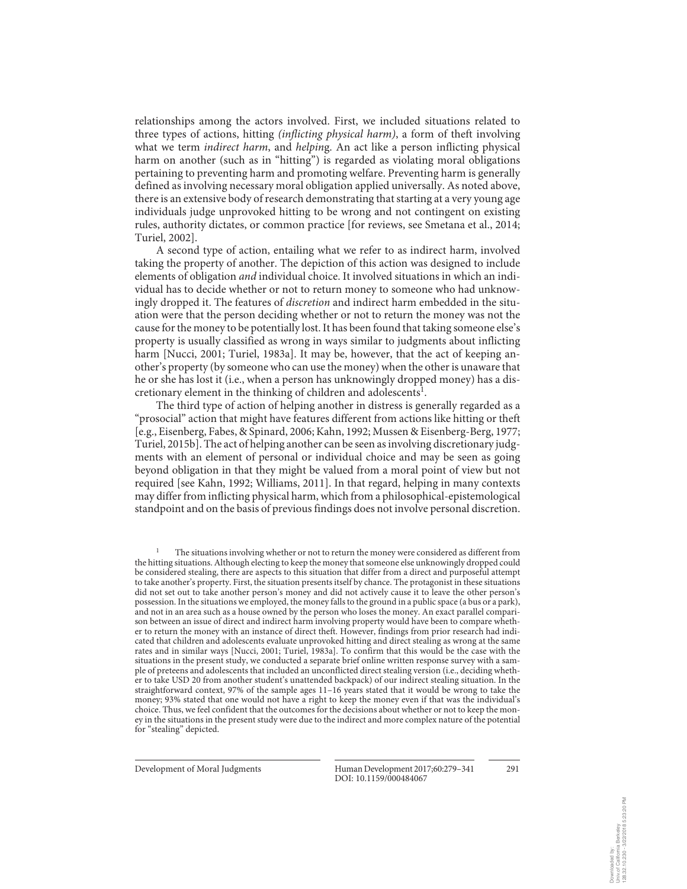relationships among the actors involved. First, we included situations related to three types of actions, hitting *(inflicting physical harm)*, a form of theft involving what we term *indirect harm*, and *helping*. An act like a person inflicting physical harm on another (such as in "hitting") is regarded as violating moral obligations pertaining to preventing harm and promoting welfare. Preventing harm is generally defined as involving necessary moral obligation applied universally. As noted above, there is an extensive body of research demonstrating that starting at a very young age individuals judge unprovoked hitting to be wrong and not contingent on existing rules, authority dictates, or common practice [for reviews, see Smetana et al., 2014; Turiel, 2002].

A second type of action, entailing what we refer to as indirect harm, involved taking the property of another. The depiction of this action was designed to include elements of obligation *and* individual choice. It involved situations in which an individual has to decide whether or not to return money to someone who had unknowingly dropped it. The features of *discretion* and indirect harm embedded in the situation were that the person deciding whether or not to return the money was not the cause for the money to be potentially lost. It has been found that taking someone else's property is usually classified as wrong in ways similar to judgments about inflicting harm [Nucci, 2001; Turiel, 1983a]. It may be, however, that the act of keeping another's property (by someone who can use the money) when the other is unaware that he or she has lost it (i.e., when a person has unknowingly dropped money) has a discretionary element in the thinking of children and adolescents[1].

The third type of action of helping another in distress is generally regarded as a "prosocial" action that might have features different from actions like hitting or theft [e.g., Eisenberg, Fabes, & Spinard, 2006; Kahn, 1992; Mussen & Eisenberg-Berg, 1977; Turiel, 2015b]. The act of helping another can be seen as involving discretionary judgments with an element of personal or individual choice and may be seen as going beyond obligation in that they might be valued from a moral point of view but not required [see Kahn, 1992; Williams, 2011]. In that regard, helping in many contexts may differ from inflicting physical harm, which from a philosophical-epistemological standpoint and on the basis of previous findings does not involve personal discretion.

[1] The situations involving whether or not to return the money were considered as different from the hitting situations. Although electing to keep the money that someone else unknowingly dropped could be considered stealing, there are aspects to this situation that differ from a direct and purposeful attempt to take another's property. First, the situation presents itself by chance. The protagonist in these situations did not set out to take another person's money and did not actively cause it to leave the other person's possession. In the situations we employed, the money falls to the ground in a public space (a bus or a park), and not in an area such as a house owned by the person who loses the money. An exact parallel comparison between an issue of direct and indirect harm involving property would have been to compare whether to return the money with an instance of direct theft. However, findings from prior research had indicated that children and adolescents evaluate unprovoked hitting and direct stealing as wrong at the same rates and in similar ways [Nucci, 2001; Turiel, 1983a]. To confirm that this would be the case with the situations in the present study, we conducted a separate brief online written response survey with a sample of preteens and adolescents that included an unconflicted direct stealing version (i.e., deciding whether to take USD 20 from another student's unattended backpack) of our indirect stealing situation. In the straightforward context, 97% of the sample ages 11–16 years stated that it would be wrong to take the money; 93% stated that one would not have a right to keep the money even if that was the individual's choice. Thus, we feel confident that the outcomes for the decisions about whether or not to keep the money in the situations in the present study were due to the indirect and more complex nature of the potential for "stealing" depicted.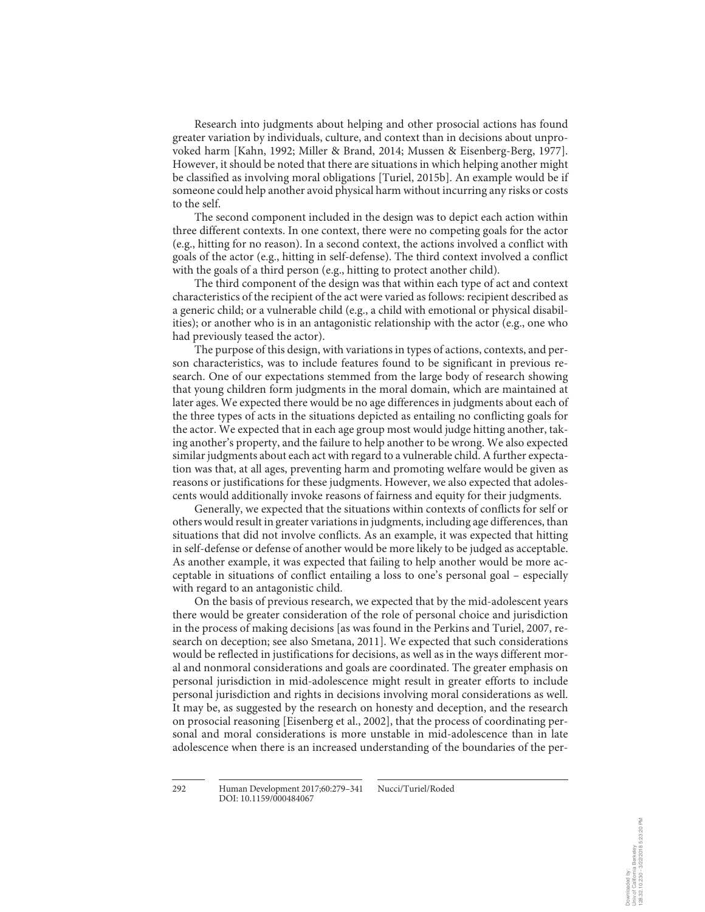Research into judgments about helping and other prosocial actions has found greater variation by individuals, culture, and context than in decisions about unprovoked harm [Kahn, 1992; Miller & Brand, 2014; Mussen & Eisenberg-Berg, 1977]. However, it should be noted that there are situations in which helping another might be classified as involving moral obligations [Turiel, 2015b]. An example would be if someone could help another avoid physical harm without incurring any risks or costs to the self.

The second component included in the design was to depict each action within three different contexts. In one context, there were no competing goals for the actor (e.g., hitting for no reason). In a second context, the actions involved a conflict with goals of the actor (e.g., hitting in self-defense). The third context involved a conflict with the goals of a third person (e.g., hitting to protect another child).

The third component of the design was that within each type of act and context characteristics of the recipient of the act were varied as follows: recipient described as a generic child; or a vulnerable child (e.g., a child with emotional or physical disabilities); or another who is in an antagonistic relationship with the actor (e.g., one who had previously teased the actor).

The purpose of this design, with variations in types of actions, contexts, and person characteristics, was to include features found to be significant in previous research. One of our expectations stemmed from the large body of research showing that young children form judgments in the moral domain, which are maintained at later ages. We expected there would be no age differences in judgments about each of the three types of acts in the situations depicted as entailing no conflicting goals for the actor. We expected that in each age group most would judge hitting another, taking another's property, and the failure to help another to be wrong. We also expected similar judgments about each act with regard to a vulnerable child. A further expectation was that, at all ages, preventing harm and promoting welfare would be given as reasons or justifications for these judgments. However, we also expected that adolescents would additionally invoke reasons of fairness and equity for their judgments.

Generally, we expected that the situations within contexts of conflicts for self or others would result in greater variations in judgments, including age differences, than situations that did not involve conflicts. As an example, it was expected that hitting in self-defense or defense of another would be more likely to be judged as acceptable. As another example, it was expected that failing to help another would be more acceptable in situations of conflict entailing a loss to one's personal goal – especially with regard to an antagonistic child.

On the basis of previous research, we expected that by the mid-adolescent years there would be greater consideration of the role of personal choice and jurisdiction in the process of making decisions [as was found in the Perkins and Turiel, 2007, research on deception; see also Smetana, 2011]. We expected that such considerations would be reflected in justifications for decisions, as well as in the ways different moral and nonmoral considerations and goals are coordinated. The greater emphasis on personal jurisdiction in mid-adolescence might result in greater efforts to include personal jurisdiction and rights in decisions involving moral considerations as well. It may be, as suggested by the research on honesty and deception, and the research on prosocial reasoning [Eisenberg et al., 2002], that the process of coordinating personal and moral considerations is more unstable in mid-adolescence than in late adolescence when there is an increased understanding of the boundaries of the per-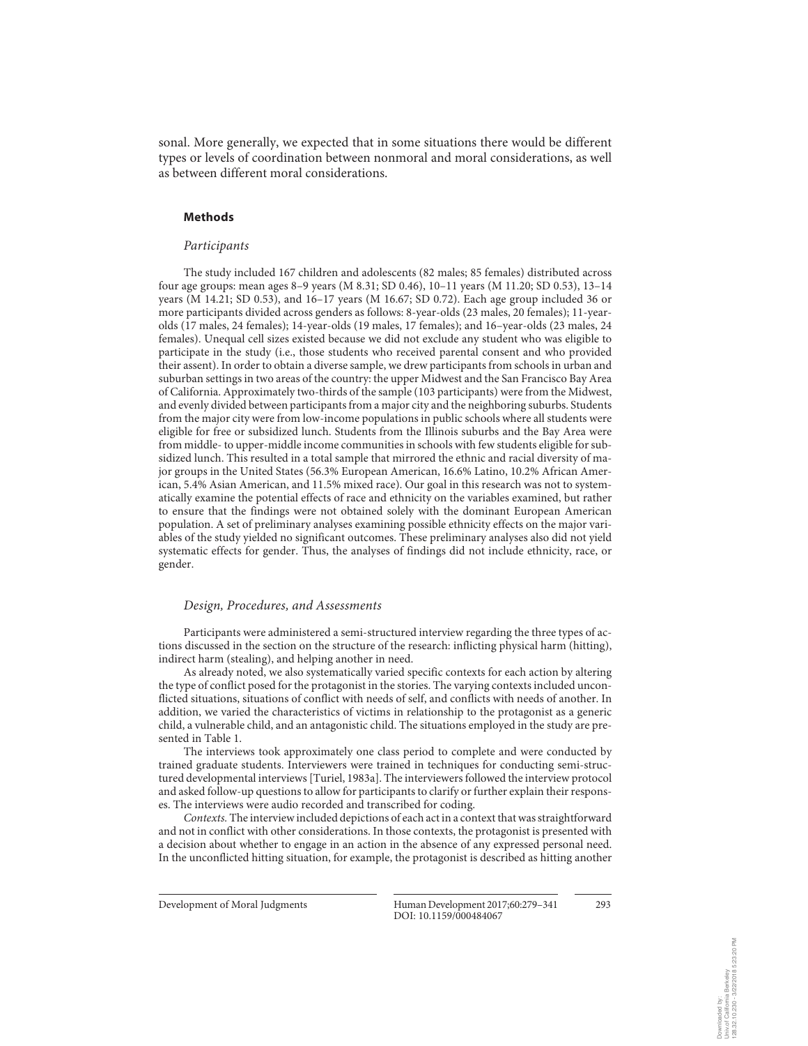sonal. More generally, we expected that in some situations there would be different types or levels of coordination between nonmoral and moral considerations, as well as between different moral considerations.

## Methods

### *Participants*

The study included 167 children and adolescents (82 males; 85 females) distributed across four age groups: mean ages 8–9 years (M 8.31; SD 0.46), 10–11 years (M 11.20; SD 0.53), 13–14 years (M 14.21; SD 0.53), and 16–17 years (M 16.67; SD 0.72). Each age group included 36 or more participants divided across genders as follows: 8-year-olds (23 males, 20 females); 11-year-olds (17 males, 24 females); 14-year-olds (19 males, 17 females); and 16–year-olds (23 males, 24 females). Unequal cell sizes existed because we did not exclude any student who was eligible to participate in the study (i.e., those students who received parental consent and who provided their assent). In order to obtain a diverse sample, we drew participants from schools in urban and suburban settings in two areas of the country: the upper Midwest and the San Francisco Bay Area of California. Approximately two-thirds of the sample (103 participants) were from the Midwest, and evenly divided between participants from a major city and the neighboring suburbs. Students from the major city were from low-income populations in public schools where all students were eligible for free or subsidized lunch. Students from the Illinois suburbs and the Bay Area were from middle- to upper-middle income communities in schools with few students eligible for subsidized lunch. This resulted in a total sample that mirrored the ethnic and racial diversity of major groups in the United States (56.3% European American, 16.6% Latino, 10.2% African American, 5.4% Asian American, and 11.5% mixed race). Our goal in this research was not to systematically examine the potential effects of race and ethnicity on the variables examined, but rather to ensure that the findings were not obtained solely with the dominant European American population. A set of preliminary analyses examining possible ethnicity effects on the major variables of the study yielded no significant outcomes. These preliminary analyses also did not yield systematic effects for gender. Thus, the analyses of findings did not include ethnicity, race, or gender.

### *Design, Procedures, and Assessments*

Participants were administered a semi-structured interview regarding the three types of actions discussed in the section on the structure of the research: inflicting physical harm (hitting), indirect harm (stealing), and helping another in need.

As already noted, we also systematically varied specific contexts for each action by altering the type of conflict posed for the protagonist in the stories. The varying contexts included unconflicted situations, situations of conflict with needs of self, and conflicts with needs of another. In addition, we varied the characteristics of victims in relationship to the protagonist as a generic child, a vulnerable child, and an antagonistic child. The situations employed in the study are presented in Table 1.

The interviews took approximately one class period to complete and were conducted by trained graduate students. Interviewers were trained in techniques for conducting semi-structured developmental interviews [Turiel, 1983a]. The interviewers followed the interview protocol and asked follow-up questions to allow for participants to clarify or further explain their responses. The interviews were audio recorded and transcribed for coding.

*Contexts.* The interview included depictions of each act in a context that was straightforward and not in conflict with other considerations. In those contexts, the protagonist is presented with a decision about whether to engage in an action in the absence of any expressed personal need. In the unconflicted hitting situation, for example, the protagonist is described as hitting another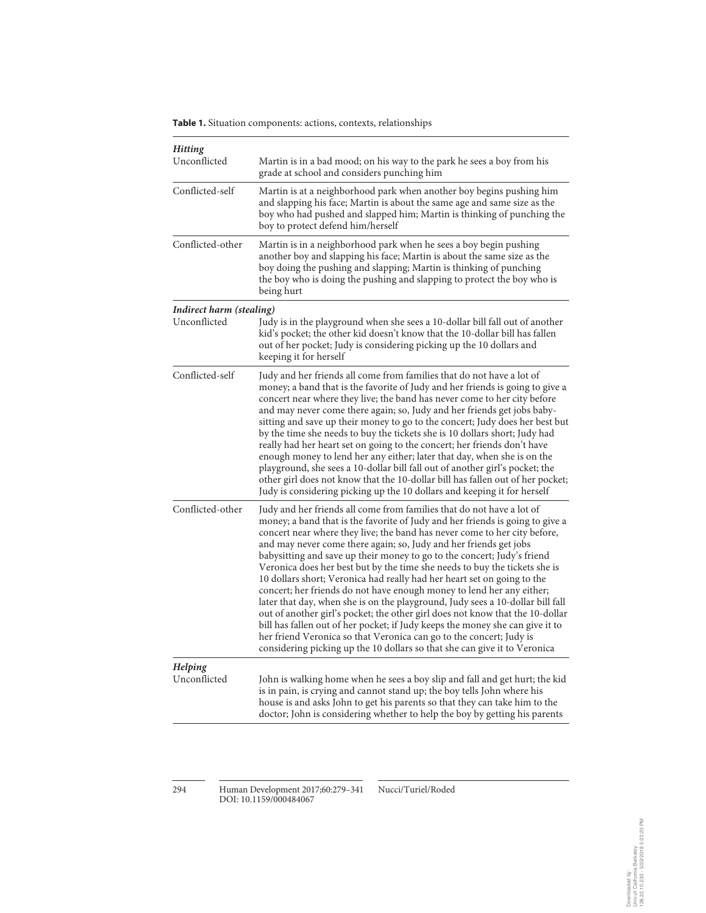**Table 1.** Situation components: actions, contexts, relationships

| | |
|---|---|
| ***Hitting*** | |
| Unconflicted | Martin is in a bad mood; on his way to the park he sees a boy from his grade at school and considers punching him |
| Conflicted-self | Martin is at a neighborhood park when another boy begins pushing him and slapping his face; Martin is about the same age and same size as the boy who had pushed and slapped him; Martin is thinking of punching the boy to protect defend him/herself |
| Conflicted-other | Martin is in a neighborhood park when he sees a boy begin pushing another boy and slapping his face; Martin is about the same size as the boy doing the pushing and slapping; Martin is thinking of punching the boy who is doing the pushing and slapping to protect the boy who is being hurt |
| ***Indirect harm (stealing)*** | |
| Unconflicted | Judy is in the playground when she sees a 10-dollar bill fall out of another kid's pocket; the other kid doesn't know that the 10-dollar bill has fallen out of her pocket; Judy is considering picking up the 10 dollars and keeping it for herself |
| Conflicted-self | Judy and her friends all come from families that do not have a lot of money; a band that is the favorite of Judy and her friends is going to give a concert near where they live; the band has never come to her city before and may never come there again; so, Judy and her friends get jobs babysitting and save up their money to go to the concert; Judy does her best but by the time she needs to buy the tickets she is 10 dollars short; Judy had really had her heart set on going to the concert; her friends don't have enough money to lend her any either; later that day, when she is on the playground, she sees a 10-dollar bill fall out of another girl's pocket; the other girl does not know that the 10-dollar bill has fallen out of her pocket; Judy is considering picking up the 10 dollars and keeping it for herself |
| Conflicted-other | Judy and her friends all come from families that do not have a lot of money; a band that is the favorite of Judy and her friends is going to give a concert near where they live; the band has never come to her city before, and may never come there again; so, Judy and her friends get jobs babysitting and save up their money to go to the concert; Judy's friend Veronica does her best but by the time she needs to buy the tickets she is 10 dollars short; Veronica had really had her heart set on going to the concert; her friends do not have enough money to lend her any either; later that day, when she is on the playground, Judy sees a 10-dollar bill fall out of another girl's pocket; the other girl does not know that the 10-dollar bill has fallen out of her pocket; if Judy keeps the money she can give it to her friend Veronica so that Veronica can go to the concert; Judy is considering picking up the 10 dollars so that she can give it to Veronica |
| ***Helping*** | |
| Unconflicted | John is walking home when he sees a boy slip and fall and get hurt; the kid is in pain, is crying and cannot stand up; the boy tells John where his house is and asks John to get his parents so that they can take him to the doctor; John is considering whether to help the boy by getting his parents |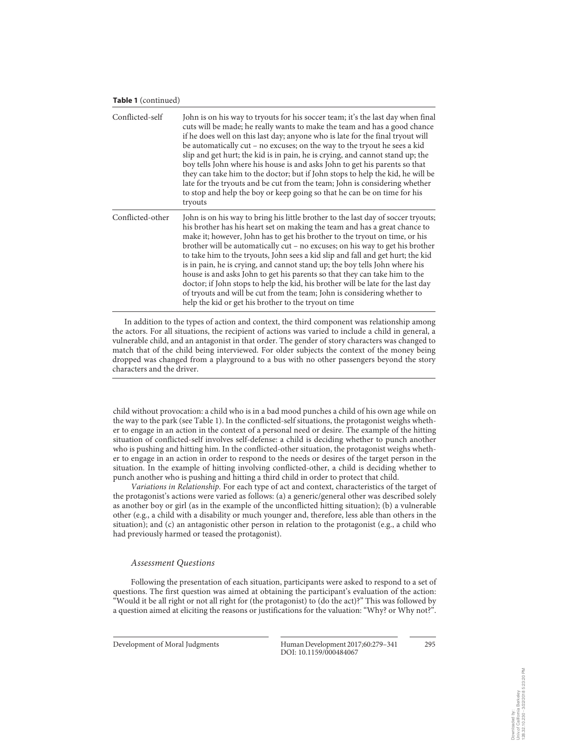**Table 1** (continued)

| | |
|---|---|
| Conflicted-self | John is on his way to tryouts for his soccer team; it's the last day when final cuts will be made; he really wants to make the team and has a good chance if he does well on this last day; anyone who is late for the final tryout will be automatically cut – no excuses; on the way to the tryout he sees a kid slip and get hurt; the kid is in pain, he is crying, and cannot stand up; the boy tells John where his house is and asks John to get his parents so that they can take him to the doctor; but if John stops to help the kid, he will be late for the tryouts and be cut from the team; John is considering whether to stop and help the boy or keep going so that he can be on time for his tryouts |
| Conflicted-other | John is on his way to bring his little brother to the last day of soccer tryouts; his brother has his heart set on making the team and has a great chance to make it; however, John has to get his brother to the tryout on time, or his brother will be automatically cut – no excuses; on his way to get his brother to take him to the tryouts, John sees a kid slip and fall and get hurt; the kid is in pain, he is crying, and cannot stand up; the boy tells John where his house is and asks John to get his parents so that they can take him to the doctor; if John stops to help the kid, his brother will be late for the last day of tryouts and will be cut from the team; John is considering whether to help the kid or get his brother to the tryout on time |

In addition to the types of action and context, the third component was relationship among the actors. For all situations, the recipient of actions was varied to include a child in general, a vulnerable child, and an antagonist in that order. The gender of story characters was changed to match that of the child being interviewed. For older subjects the context of the money being dropped was changed from a playground to a bus with no other passengers beyond the story characters and the driver.

child without provocation: a child who is in a bad mood punches a child of his own age while on the way to the park (see Table 1). In the conflicted-self situations, the protagonist weighs whether to engage in an action in the context of a personal need or desire. The example of the hitting situation of conflicted-self involves self-defense: a child is deciding whether to punch another who is pushing and hitting him. In the conflicted-other situation, the protagonist weighs whether to engage in an action in order to respond to the needs or desires of the target person in the situation. In the example of hitting involving conflicted-other, a child is deciding whether to punch another who is pushing and hitting a third child in order to protect that child.

*Variations in Relationship.* For each type of act and context, characteristics of the target of the protagonist's actions were varied as follows: (a) a generic/general other was described solely as another boy or girl (as in the example of the unconflicted hitting situation); (b) a vulnerable other (e.g., a child with a disability or much younger and, therefore, less able than others in the situation); and (c) an antagonistic other person in relation to the protagonist (e.g., a child who had previously harmed or teased the protagonist).

### *Assessment Questions*

Following the presentation of each situation, participants were asked to respond to a set of questions. The first question was aimed at obtaining the participant's evaluation of the action: "Would it be all right or not all right for (the protagonist) to (do the act)?" This was followed by a question aimed at eliciting the reasons or justifications for the valuation: "Why? or Why not?".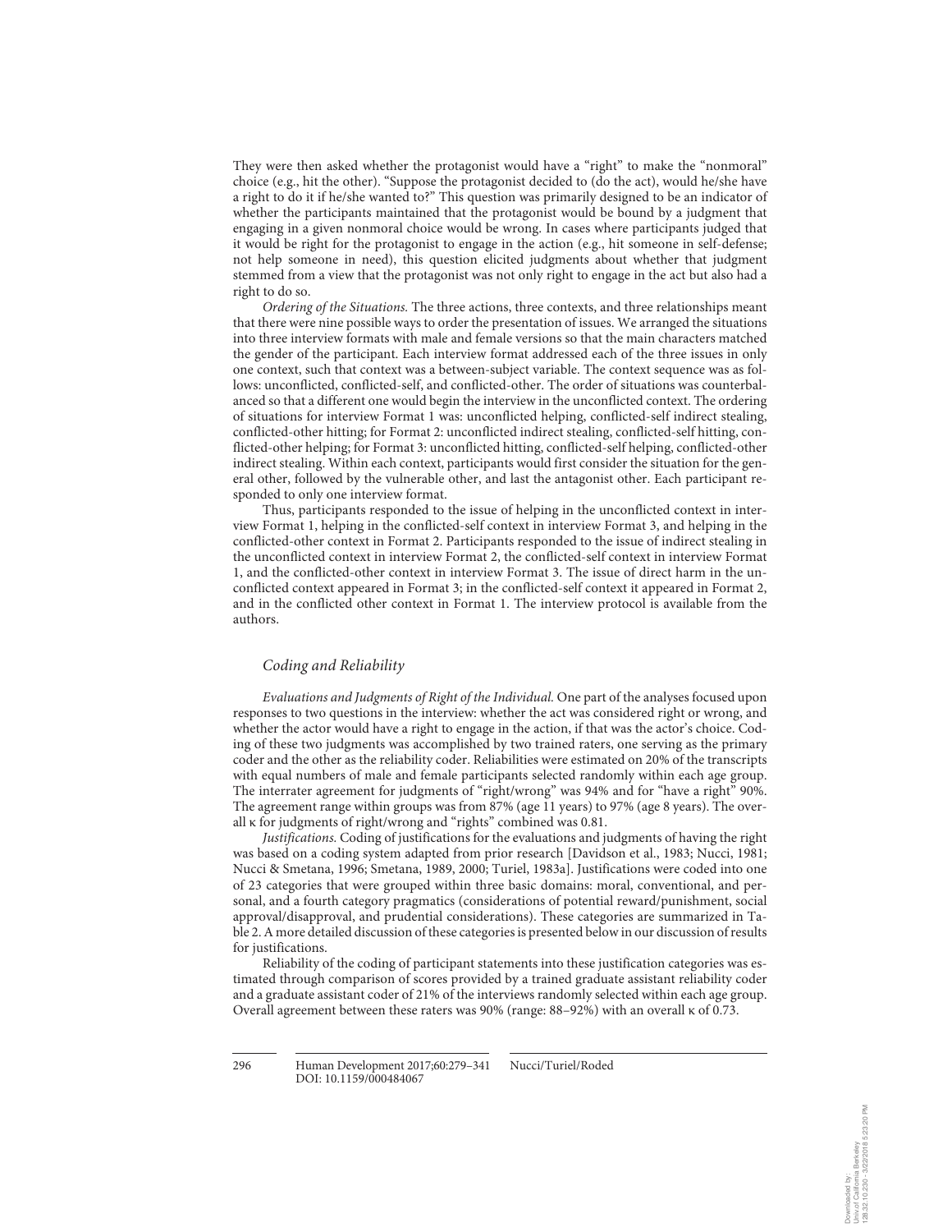They were then asked whether the protagonist would have a "right" to make the "nonmoral" choice (e.g., hit the other). "Suppose the protagonist decided to (do the act), would he/she have a right to do it if he/she wanted to?" This question was primarily designed to be an indicator of whether the participants maintained that the protagonist would be bound by a judgment that engaging in a given nonmoral choice would be wrong. In cases where participants judged that it would be right for the protagonist to engage in the action (e.g., hit someone in self-defense; not help someone in need), this question elicited judgments about whether that judgment stemmed from a view that the protagonist was not only right to engage in the act but also had a right to do so.

*Ordering of the Situations.* The three actions, three contexts, and three relationships meant that there were nine possible ways to order the presentation of issues. We arranged the situations into three interview formats with male and female versions so that the main characters matched the gender of the participant. Each interview format addressed each of the three issues in only one context, such that context was a between-subject variable. The context sequence was as follows: unconflicted, conflicted-self, and conflicted-other. The order of situations was counterbalanced so that a different one would begin the interview in the unconflicted context. The ordering of situations for interview Format 1 was: unconflicted helping, conflicted-self indirect stealing, conflicted-other hitting; for Format 2: unconflicted indirect stealing, conflicted-self hitting, conflicted-other helping; for Format 3: unconflicted hitting, conflicted-self helping, conflicted-other indirect stealing. Within each context, participants would first consider the situation for the general other, followed by the vulnerable other, and last the antagonist other. Each participant responded to only one interview format.

Thus, participants responded to the issue of helping in the unconflicted context in interview Format 1, helping in the conflicted-self context in interview Format 3, and helping in the conflicted-other context in Format 2. Participants responded to the issue of indirect stealing in the unconflicted context in interview Format 2, the conflicted-self context in interview Format 1, and the conflicted-other context in interview Format 3. The issue of direct harm in the unconflicted context appeared in Format 3; in the conflicted-self context it appeared in Format 2, and in the conflicted other context in Format 1. The interview protocol is available from the authors.

### Coding and Reliability

*Evaluations and Judgments of Right of the Individual.* One part of the analyses focused upon responses to two questions in the interview: whether the act was considered right or wrong, and whether the actor would have a right to engage in the action, if that was the actor's choice. Coding of these two judgments was accomplished by two trained raters, one serving as the primary coder and the other as the reliability coder. Reliabilities were estimated on 20% of the transcripts with equal numbers of male and female participants selected randomly within each age group. The interrater agreement for judgments of "right/wrong" was 94% and for "have a right" 90%. The agreement range within groups was from 87% (age 11 years) to 97% (age 8 years). The overall $\kappa$ for judgments of right/wrong and "rights" combined was 0.81.

*Justifications.* Coding of justifications for the evaluations and judgments of having the right was based on a coding system adapted from prior research [Davidson et al., 1983; Nucci, 1981; Nucci & Smetana, 1996; Smetana, 1989, 2000; Turiel, 1983a]. Justifications were coded into one of 23 categories that were grouped within three basic domains: moral, conventional, and personal, and a fourth category pragmatics (considerations of potential reward/punishment, social approval/disapproval, and prudential considerations). These categories are summarized in Table 2. A more detailed discussion of these categories is presented below in our discussion of results for justifications.

Reliability of the coding of participant statements into these justification categories was estimated through comparison of scores provided by a trained graduate assistant reliability coder and a graduate assistant coder of 21% of the interviews randomly selected within each age group. Overall agreement between these raters was 90% (range: 88–92%) with an overall $\kappa$ of 0.73.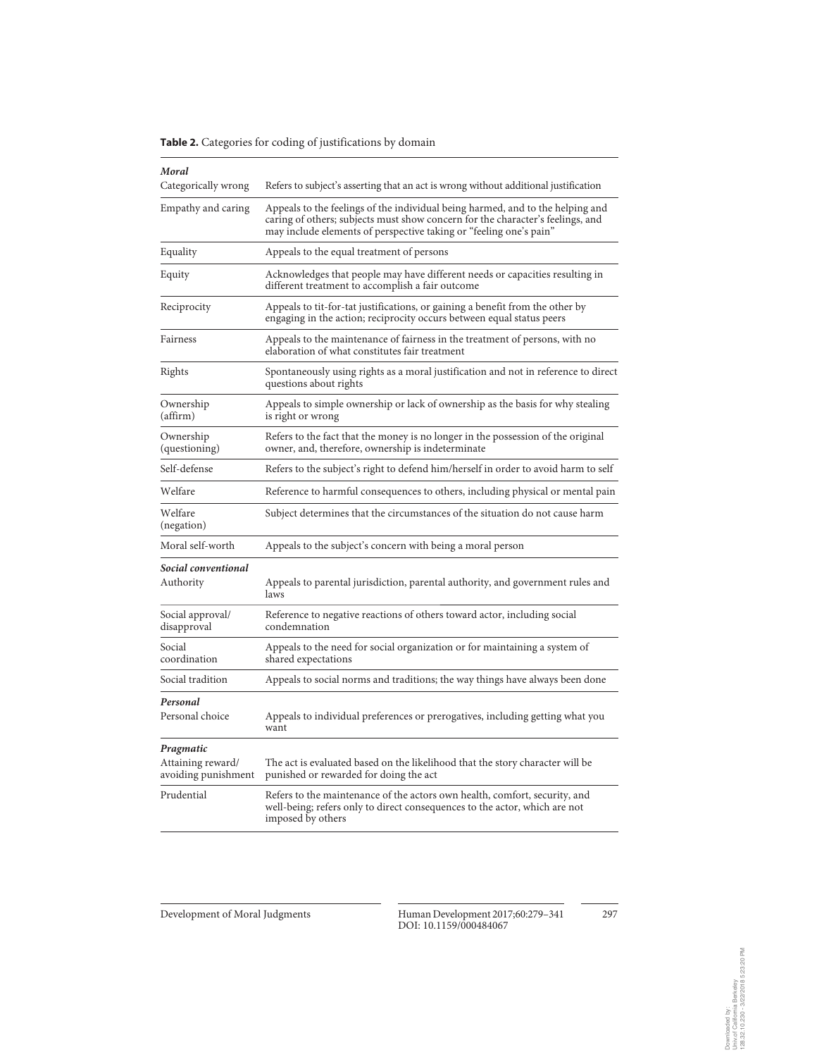**Table 2.** Categories for coding of justifications by domain

| | |
|---|---|
| ***Moral*** | |
| Categorically wrong | Refers to subject's asserting that an act is wrong without additional justification |
| Empathy and caring | Appeals to the feelings of the individual being harmed, and to the helping and caring of others; subjects must show concern for the character's feelings, and may include elements of perspective taking or "feeling one's pain" |
| Equality | Appeals to the equal treatment of persons |
| Equity | Acknowledges that people may have different needs or capacities resulting in different treatment to accomplish a fair outcome |
| Reciprocity | Appeals to tit-for-tat justifications, or gaining a benefit from the other by engaging in the action; reciprocity occurs between equal status peers |
| Fairness | Appeals to the maintenance of fairness in the treatment of persons, with no elaboration of what constitutes fair treatment |
| Rights | Spontaneously using rights as a moral justification and not in reference to direct questions about rights |
| Ownership (affirm) | Appeals to simple ownership or lack of ownership as the basis for why stealing is right or wrong |
| Ownership (questioning) | Refers to the fact that the money is no longer in the possession of the original owner, and, therefore, ownership is indeterminate |
| Self-defense | Refers to the subject's right to defend him/herself in order to avoid harm to self |
| Welfare | Reference to harmful consequences to others, including physical or mental pain |
| Welfare (negation) | Subject determines that the circumstances of the situation do not cause harm |
| Moral self-worth | Appeals to the subject's concern with being a moral person |
| ***Social conventional*** | |
| Authority | Appeals to parental jurisdiction, parental authority, and government rules and laws |
| Social approval/ disapproval | Reference to negative reactions of others toward actor, including social condemnation |
| Social coordination | Appeals to the need for social organization or for maintaining a system of shared expectations |
| Social tradition | Appeals to social norms and traditions; the way things have always been done |
| ***Personal*** | |
| Personal choice | Appeals to individual preferences or prerogatives, including getting what you want |
| ***Pragmatic*** | |
| Attaining reward/ avoiding punishment | The act is evaluated based on the likelihood that the story character will be punished or rewarded for doing the act |
| Prudential | Refers to the maintenance of the actors own health, comfort, security, and well-being; refers only to direct consequences to the actor, which are not imposed by others |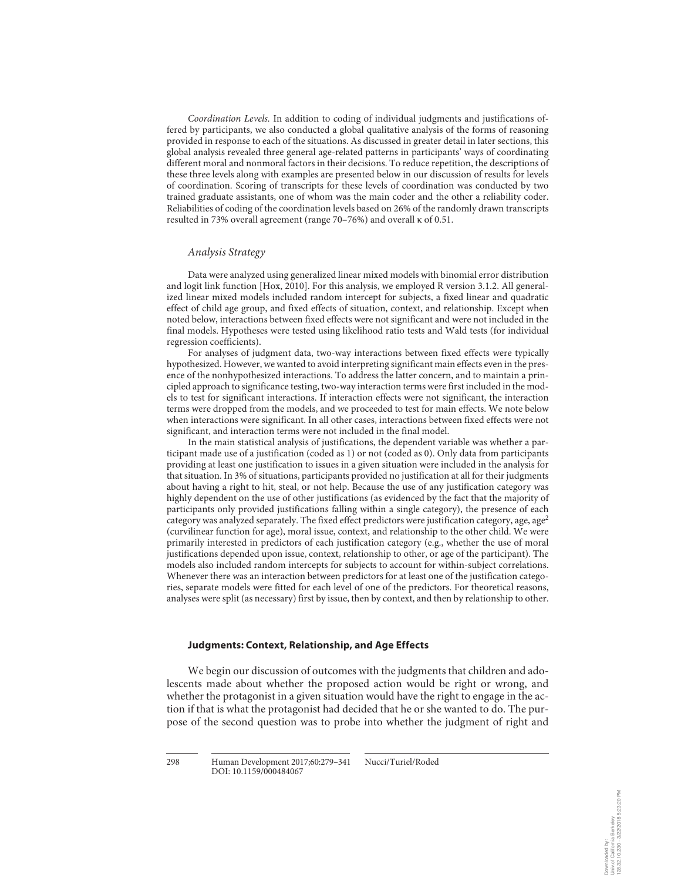*Coordination Levels.* In addition to coding of individual judgments and justifications offered by participants, we also conducted a global qualitative analysis of the forms of reasoning provided in response to each of the situations. As discussed in greater detail in later sections, this global analysis revealed three general age-related patterns in participants' ways of coordinating different moral and nonmoral factors in their decisions. To reduce repetition, the descriptions of these three levels along with examples are presented below in our discussion of results for levels of coordination. Scoring of transcripts for these levels of coordination was conducted by two trained graduate assistants, one of whom was the main coder and the other a reliability coder. Reliabilities of coding of the coordination levels based on 26% of the randomly drawn transcripts resulted in 73% overall agreement (range 70–76%) and overall κ of 0.51.

### *Analysis Strategy*

Data were analyzed using generalized linear mixed models with binomial error distribution and logit link function [Hox, 2010]. For this analysis, we employed R version 3.1.2. All generalized linear mixed models included random intercept for subjects, a fixed linear and quadratic effect of child age group, and fixed effects of situation, context, and relationship. Except when noted below, interactions between fixed effects were not significant and were not included in the final models. Hypotheses were tested using likelihood ratio tests and Wald tests (for individual regression coefficients).

For analyses of judgment data, two-way interactions between fixed effects were typically hypothesized. However, we wanted to avoid interpreting significant main effects even in the presence of the nonhypothesized interactions. To address the latter concern, and to maintain a principled approach to significance testing, two-way interaction terms were first included in the models to test for significant interactions. If interaction effects were not significant, the interaction terms were dropped from the models, and we proceeded to test for main effects. We note below when interactions were significant. In all other cases, interactions between fixed effects were not significant, and interaction terms were not included in the final model.

In the main statistical analysis of justifications, the dependent variable was whether a participant made use of a justification (coded as 1) or not (coded as 0). Only data from participants providing at least one justification to issues in a given situation were included in the analysis for that situation. In 3% of situations, participants provided no justification at all for their judgments about having a right to hit, steal, or not help. Because the use of any justification category was highly dependent on the use of other justifications (as evidenced by the fact that the majority of participants only provided justifications falling within a single category), the presence of each category was analyzed separately. The fixed effect predictors were justification category, age, age[2] (curvilinear function for age), moral issue, context, and relationship to the other child. We were primarily interested in predictors of each justification category (e.g., whether the use of moral justifications depended upon issue, context, relationship to other, or age of the participant). The models also included random intercepts for subjects to account for within-subject correlations. Whenever there was an interaction between predictors for at least one of the justification categories, separate models were fitted for each level of one of the predictors. For theoretical reasons, analyses were split (as necessary) first by issue, then by context, and then by relationship to other.

## **Judgments: Context, Relationship, and Age Effects**

We begin our discussion of outcomes with the judgments that children and adolescents made about whether the proposed action would be right or wrong, and whether the protagonist in a given situation would have the right to engage in the action if that is what the protagonist had decided that he or she wanted to do. The purpose of the second question was to probe into whether the judgment of right and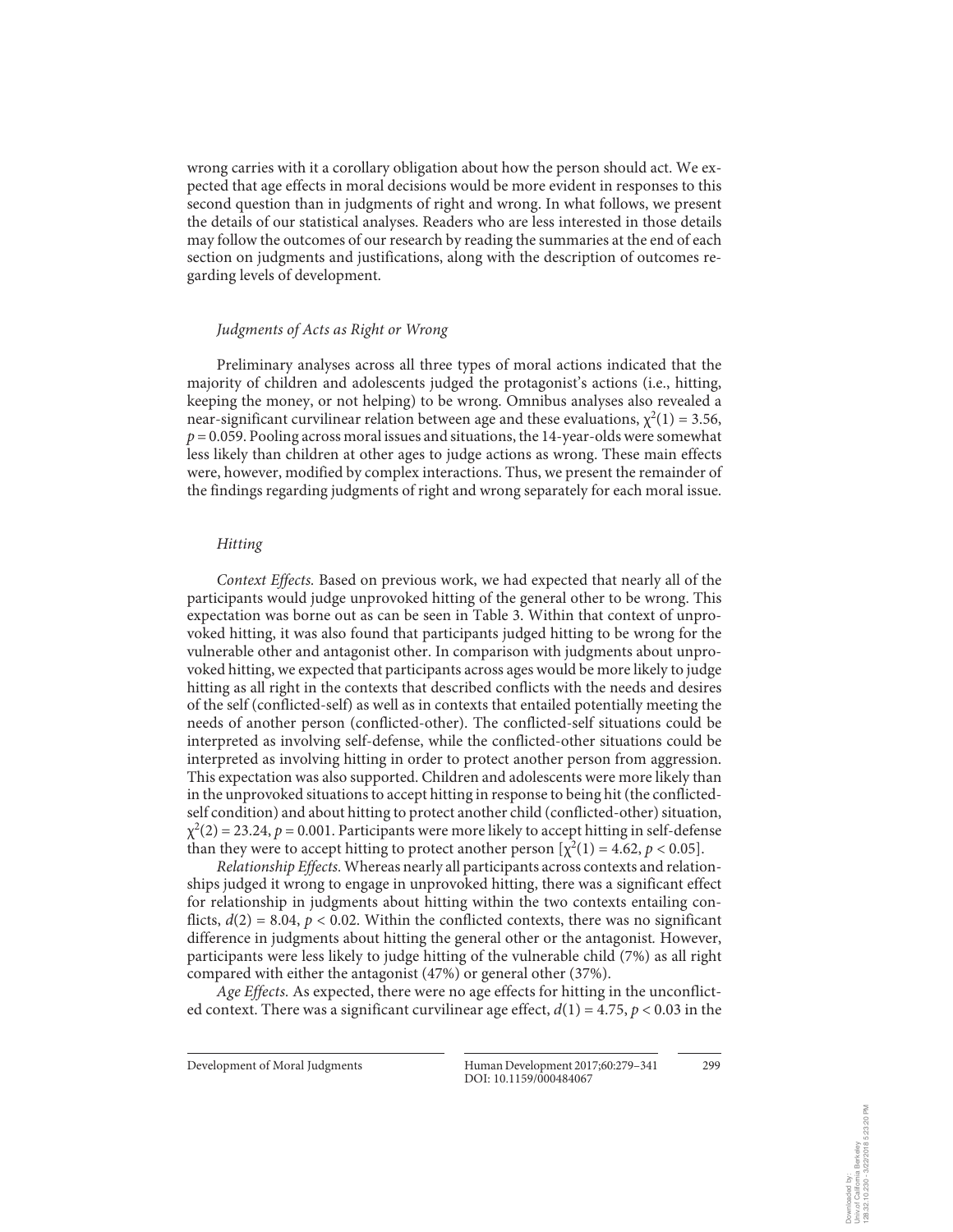wrong carries with it a corollary obligation about how the person should act. We expected that age effects in moral decisions would be more evident in responses to this second question than in judgments of right and wrong. In what follows, we present the details of our statistical analyses. Readers who are less interested in those details may follow the outcomes of our research by reading the summaries at the end of each section on judgments and justifications, along with the description of outcomes regarding levels of development.

### *Judgments of Acts as Right or Wrong*

Preliminary analyses across all three types of moral actions indicated that the majority of children and adolescents judged the protagonist's actions (i.e., hitting, keeping the money, or not helping) to be wrong. Omnibus analyses also revealed a near-significant curvilinear relation between age and these evaluations, $\chi^2(1) = 3.56$, $p = 0.059$. Pooling across moral issues and situations, the 14-year-olds were somewhat less likely than children at other ages to judge actions as wrong. These main effects were, however, modified by complex interactions. Thus, we present the remainder of the findings regarding judgments of right and wrong separately for each moral issue.

### *Hitting*

*Context Effects.* Based on previous work, we had expected that nearly all of the participants would judge unprovoked hitting of the general other to be wrong. This expectation was borne out as can be seen in Table 3. Within that context of unprovoked hitting, it was also found that participants judged hitting to be wrong for the vulnerable other and antagonist other. In comparison with judgments about unprovoked hitting, we expected that participants across ages would be more likely to judge hitting as all right in the contexts that described conflicts with the needs and desires of the self (conflicted-self) as well as in contexts that entailed potentially meeting the needs of another person (conflicted-other). The conflicted-self situations could be interpreted as involving self-defense, while the conflicted-other situations could be interpreted as involving hitting in order to protect another person from aggression. This expectation was also supported. Children and adolescents were more likely than in the unprovoked situations to accept hitting in response to being hit (the conflicted-self condition) and about hitting to protect another child (conflicted-other) situation, $\chi^2(2) = 23.24$, $p = 0.001$. Participants were more likely to accept hitting in self-defense than they were to accept hitting to protect another person [$\chi^2(1) = 4.62$, $p < 0.05$].

*Relationship Effects.* Whereas nearly all participants across contexts and relationships judged it wrong to engage in unprovoked hitting, there was a significant effect for relationship in judgments about hitting within the two contexts entailing conflicts, $d(2) = 8.04$, $p < 0.02$. Within the conflicted contexts, there was no significant difference in judgments about hitting the general other or the antagonist. However, participants were less likely to judge hitting of the vulnerable child (7%) as all right compared with either the antagonist (47%) or general other (37%).

*Age Effects.* As expected, there were no age effects for hitting in the unconflicted context. There was a significant curvilinear age effect, $d(1) = 4.75$, $p < 0.03$ in the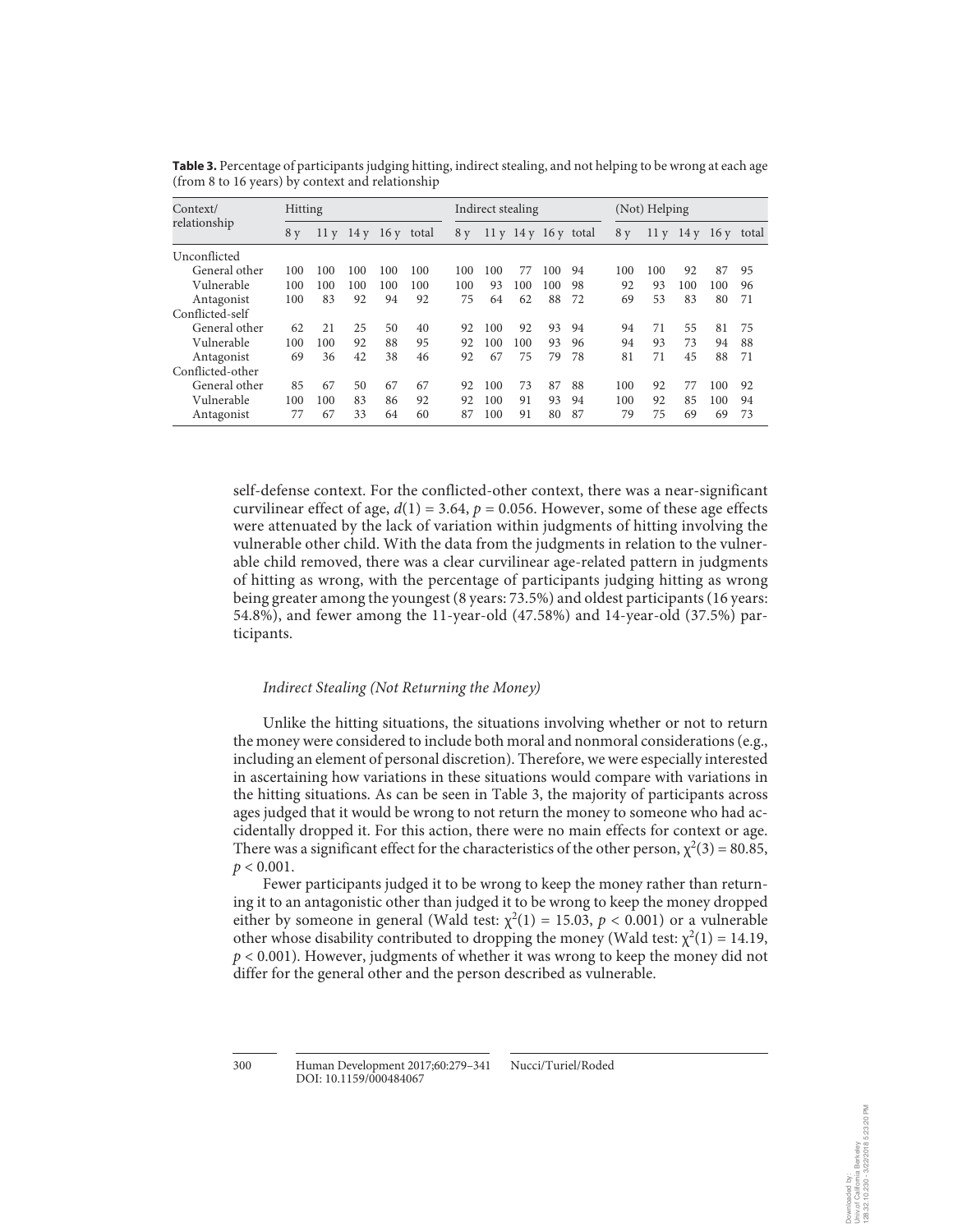**Table 3.** Percentage of participants judging hitting, indirect stealing, and not helping to be wrong at each age (from 8 to 16 years) by context and relationship

| Context/ relationship | Hitting | | | | | Indirect stealing | | | | | (Not) Helping | | | | |
|---|---|---|---|---|---|---|---|---|---|---|---|---|---|---|---|
| | 8 y | 11 y | 14 y | 16 y | total | 8 y | 11 y | 14 y | 16 y | total | 8 y | 11 y | 14 y | 16 y | total |
| Unconflicted | | | | | | | | | | | | | | | |
| General other | 100 | 100 | 100 | 100 | 100 | 100 | 100 | 77 | 100 | 94 | 100 | 100 | 92 | 87 | 95 |
| Vulnerable | 100 | 100 | 100 | 100 | 100 | 100 | 93 | 100 | 100 | 98 | 92 | 93 | 100 | 100 | 96 |
| Antagonist | 100 | 83 | 92 | 94 | 92 | 75 | 64 | 62 | 88 | 72 | 69 | 53 | 83 | 80 | 71 |
| Conflicted-self | | | | | | | | | | | | | | | |
| General other | 62 | 21 | 25 | 50 | 40 | 92 | 100 | 92 | 93 | 94 | 94 | 71 | 55 | 81 | 75 |
| Vulnerable | 100 | 100 | 92 | 88 | 95 | 92 | 100 | 100 | 93 | 96 | 94 | 93 | 73 | 94 | 88 |
| Antagonist | 69 | 36 | 42 | 38 | 46 | 92 | 67 | 75 | 79 | 78 | 81 | 71 | 45 | 88 | 71 |
| Conflicted-other | | | | | | | | | | | | | | | |
| General other | 85 | 67 | 50 | 67 | 67 | 92 | 100 | 73 | 87 | 88 | 100 | 92 | 77 | 100 | 92 |
| Vulnerable | 100 | 100 | 83 | 86 | 92 | 92 | 100 | 91 | 93 | 94 | 100 | 92 | 85 | 100 | 94 |
| Antagonist | 77 | 67 | 33 | 64 | 60 | 87 | 100 | 91 | 80 | 87 | 79 | 75 | 69 | 69 | 73 |

self-defense context. For the conflicted-other context, there was a near-significant curvilinear effect of age, $d(1) = 3.64$, $p = 0.056$. However, some of these age effects were attenuated by the lack of variation within judgments of hitting involving the vulnerable other child. With the data from the judgments in relation to the vulnerable child removed, there was a clear curvilinear age-related pattern in judgments of hitting as wrong, with the percentage of participants judging hitting as wrong being greater among the youngest (8 years: 73.5%) and oldest participants (16 years: 54.8%), and fewer among the 11-year-old (47.58%) and 14-year-old (37.5%) participants.

### *Indirect Stealing (Not Returning the Money)*

Unlike the hitting situations, the situations involving whether or not to return the money were considered to include both moral and nonmoral considerations (e.g., including an element of personal discretion). Therefore, we were especially interested in ascertaining how variations in these situations would compare with variations in the hitting situations. As can be seen in Table 3, the majority of participants across ages judged that it would be wrong to not return the money to someone who had accidentally dropped it. For this action, there were no main effects for context or age. There was a significant effect for the characteristics of the other person, $\chi^2(3) = 80.85$, $p < 0.001$.

Fewer participants judged it to be wrong to keep the money rather than returning it to an antagonistic other than judged it to be wrong to keep the money dropped either by someone in general (Wald test: $\chi^2(1) = 15.03$, $p < 0.001$) or a vulnerable other whose disability contributed to dropping the money (Wald test: $\chi^2(1) = 14.19$, $p < 0.001$). However, judgments of whether it was wrong to keep the money did not differ for the general other and the person described as vulnerable.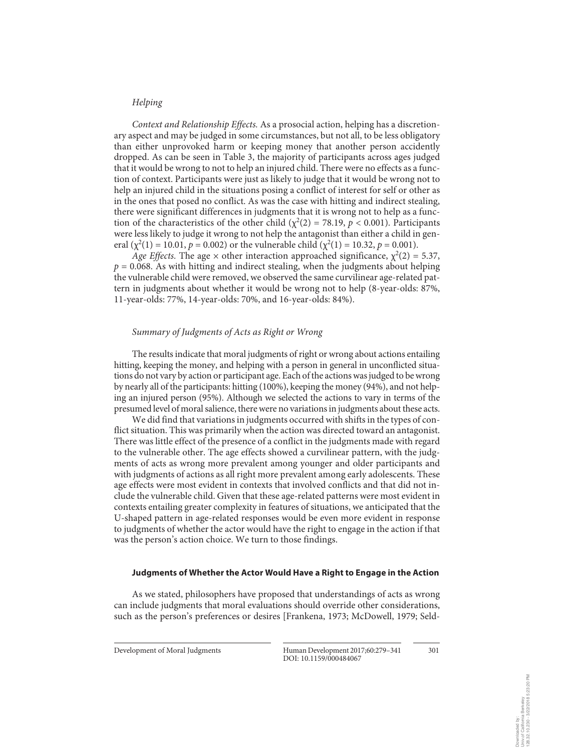### *Helping*

*Context and Relationship Effects.* As a prosocial action, helping has a discretionary aspect and may be judged in some circumstances, but not all, to be less obligatory than either unprovoked harm or keeping money that another person accidently dropped. As can be seen in Table 3, the majority of participants across ages judged that it would be wrong to not to help an injured child. There were no effects as a function of context. Participants were just as likely to judge that it would be wrong not to help an injured child in the situations posing a conflict of interest for self or other as in the ones that posed no conflict. As was the case with hitting and indirect stealing, there were significant differences in judgments that it is wrong not to help as a function of the characteristics of the other child ($\chi^2(2) = 78.19$, $p < 0.001$). Participants were less likely to judge it wrong to not help the antagonist than either a child in general ($\chi^2(1) = 10.01$, $p = 0.002$) or the vulnerable child ($\chi^2(1) = 10.32$, $p = 0.001$).

*Age Effects.* The age × other interaction approached significance, $\chi^2(2) = 5.37$, $p = 0.068$. As with hitting and indirect stealing, when the judgments about helping the vulnerable child were removed, we observed the same curvilinear age-related pattern in judgments about whether it would be wrong not to help (8-year-olds: 87%, 11-year-olds: 77%, 14-year-olds: 70%, and 16-year-olds: 84%).

### *Summary of Judgments of Acts as Right or Wrong*

The results indicate that moral judgments of right or wrong about actions entailing hitting, keeping the money, and helping with a person in general in unconflicted situations do not vary by action or participant age. Each of the actions was judged to be wrong by nearly all of the participants: hitting (100%), keeping the money (94%), and not helping an injured person (95%). Although we selected the actions to vary in terms of the presumed level of moral salience, there were no variations in judgments about these acts.

We did find that variations in judgments occurred with shifts in the types of conflict situation. This was primarily when the action was directed toward an antagonist. There was little effect of the presence of a conflict in the judgments made with regard to the vulnerable other. The age effects showed a curvilinear pattern, with the judgments of acts as wrong more prevalent among younger and older participants and with judgments of actions as all right more prevalent among early adolescents. These age effects were most evident in contexts that involved conflicts and that did not include the vulnerable child. Given that these age-related patterns were most evident in contexts entailing greater complexity in features of situations, we anticipated that the U-shaped pattern in age-related responses would be even more evident in response to judgments of whether the actor would have the right to engage in the action if that was the person's action choice. We turn to those findings.

## **Judgments of Whether the Actor Would Have a Right to Engage in the Action**

As we stated, philosophers have proposed that understandings of acts as wrong can include judgments that moral evaluations should override other considerations, such as the person's preferences or desires [Frankena, 1973; McDowell, 1979; Seld-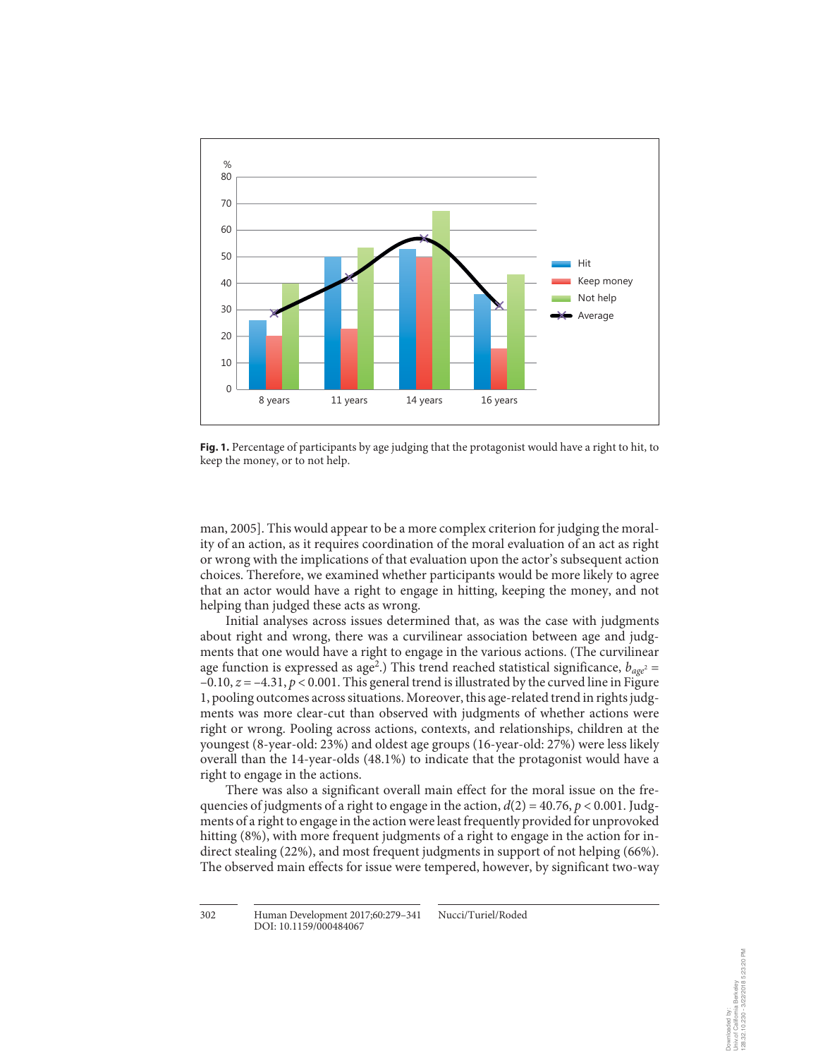Fig. 1. Percentage of participants by age judging that the protagonist would have a right to hit, to keep the money, or to not help.

man, 2005]. This would appear to be a more complex criterion for judging the morality of an action, as it requires coordination of the moral evaluation of an act as right or wrong with the implications of that evaluation upon the actor's subsequent action choices. Therefore, we examined whether participants would be more likely to agree that an actor would have a right to engage in hitting, keeping the money, and not helping than judged these acts as wrong.

Initial analyses across issues determined that, as was the case with judgments about right and wrong, there was a curvilinear association between age and judgments that one would have a right to engage in the various actions. (The curvilinear age function is expressed as $age^2$.) This trend reached statistical significance, $b_{age^2} = -0.10$, $z = -4.31$, $p < 0.001$. This general trend is illustrated by the curved line in Figure 1, pooling outcomes across situations. Moreover, this age-related trend in rights judgments was more clear-cut than observed with judgments of whether actions were right or wrong. Pooling across actions, contexts, and relationships, children at the youngest (8-year-old: 23%) and oldest age groups (16-year-old: 27%) were less likely overall than the 14-year-olds (48.1%) to indicate that the protagonist would have a right to engage in the actions.

There was also a significant overall main effect for the moral issue on the frequencies of judgments of a right to engage in the action, $d(2) = 40.76$, $p < 0.001$. Judgments of a right to engage in the action were least frequently provided for unprovoked hitting (8%), with more frequent judgments of a right to engage in the action for indirect stealing (22%), and most frequent judgments in support of not helping (66%). The observed main effects for issue were tempered, however, by significant two-way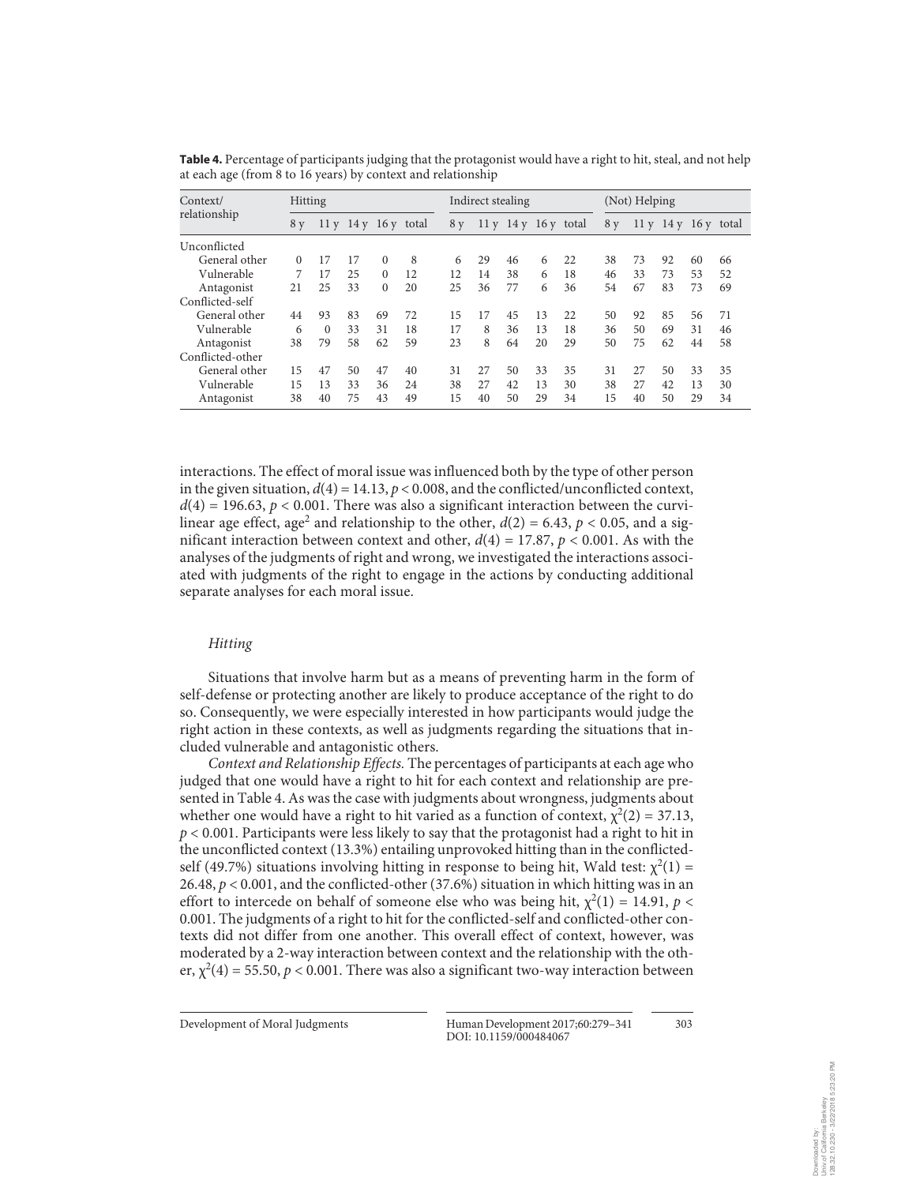**Table 4.** Percentage of participants judging that the protagonist would have a right to hit, steal, and not help at each age (from 8 to 16 years) by context and relationship

| Context/ relationship | Hitting | | | | | Indirect stealing | | | | | (Not) Helping | | | | |
|---|---|---|---|---|---|---|---|---|---|---|---|---|---|---|---|
| | 8 y | 11 y | 14 y | 16 y | total | 8 y | 11 y | 14 y | 16 y | total | 8 y | 11 y | 14 y | 16 y | total |
| Unconflicted | | | | | | | | | | | | | | | |
| General other | 0 | 17 | 17 | 0 | 8 | 6 | 29 | 46 | 6 | 22 | 38 | 73 | 92 | 60 | 66 |
| Vulnerable | 7 | 17 | 25 | 0 | 12 | 12 | 14 | 38 | 6 | 18 | 46 | 33 | 73 | 53 | 52 |
| Antagonist | 21 | 25 | 33 | 0 | 20 | 25 | 36 | 77 | 6 | 36 | 54 | 67 | 83 | 73 | 69 |
| Conflicted-self | | | | | | | | | | | | | | | |
| General other | 44 | 93 | 83 | 69 | 72 | 15 | 17 | 45 | 13 | 22 | 50 | 92 | 85 | 56 | 71 |
| Vulnerable | 6 | 0 | 33 | 31 | 18 | 17 | 8 | 36 | 13 | 18 | 36 | 50 | 69 | 31 | 46 |
| Antagonist | 38 | 79 | 58 | 62 | 59 | 23 | 8 | 64 | 20 | 29 | 50 | 75 | 62 | 44 | 58 |
| Conflicted-other | | | | | | | | | | | | | | | |
| General other | 15 | 47 | 50 | 47 | 40 | 31 | 27 | 50 | 33 | 35 | 31 | 27 | 50 | 33 | 35 |
| Vulnerable | 15 | 13 | 33 | 36 | 24 | 38 | 27 | 42 | 13 | 30 | 38 | 27 | 42 | 13 | 30 |
| Antagonist | 38 | 40 | 75 | 43 | 49 | 15 | 40 | 50 | 29 | 34 | 15 | 40 | 50 | 29 | 34 |

interactions. The effect of moral issue was influenced both by the type of other person in the given situation, $d(4) = 14.13$, $p < 0.008$, and the conflicted/unconflicted context, $d(4) = 196.63$, $p < 0.001$. There was also a significant interaction between the curvilinear age effect, age$^2$ and relationship to the other, $d(2) = 6.43$, $p < 0.05$, and a significant interaction between context and other, $d(4) = 17.87$, $p < 0.001$. As with the analyses of the judgments of right and wrong, we investigated the interactions associated with judgments of the right to engage in the actions by conducting additional separate analyses for each moral issue.

### *Hitting*

Situations that involve harm but as a means of preventing harm in the form of self-defense or protecting another are likely to produce acceptance of the right to do so. Consequently, we were especially interested in how participants would judge the right action in these contexts, as well as judgments regarding the situations that included vulnerable and antagonistic others.

*Context and Relationship Effects.* The percentages of participants at each age who judged that one would have a right to hit for each context and relationship are presented in Table 4. As was the case with judgments about wrongness, judgments about whether one would have a right to hit varied as a function of context, $\chi^2(2) = 37.13$, $p < 0.001$. Participants were less likely to say that the protagonist had a right to hit in the unconflicted context (13.3%) entailing unprovoked hitting than in the conflicted-self (49.7%) situations involving hitting in response to being hit, Wald test: $\chi^2(1) = 26.48$, $p < 0.001$, and the conflicted-other (37.6%) situation in which hitting was in an effort to intercede on behalf of someone else who was being hit, $\chi^2(1) = 14.91$, $p < 0.001$. The judgments of a right to hit for the conflicted-self and conflicted-other contexts did not differ from one another. This overall effect of context, however, was moderated by a 2-way interaction between context and the relationship with the other, $\chi^2(4) = 55.50$, $p < 0.001$. There was also a significant two-way interaction between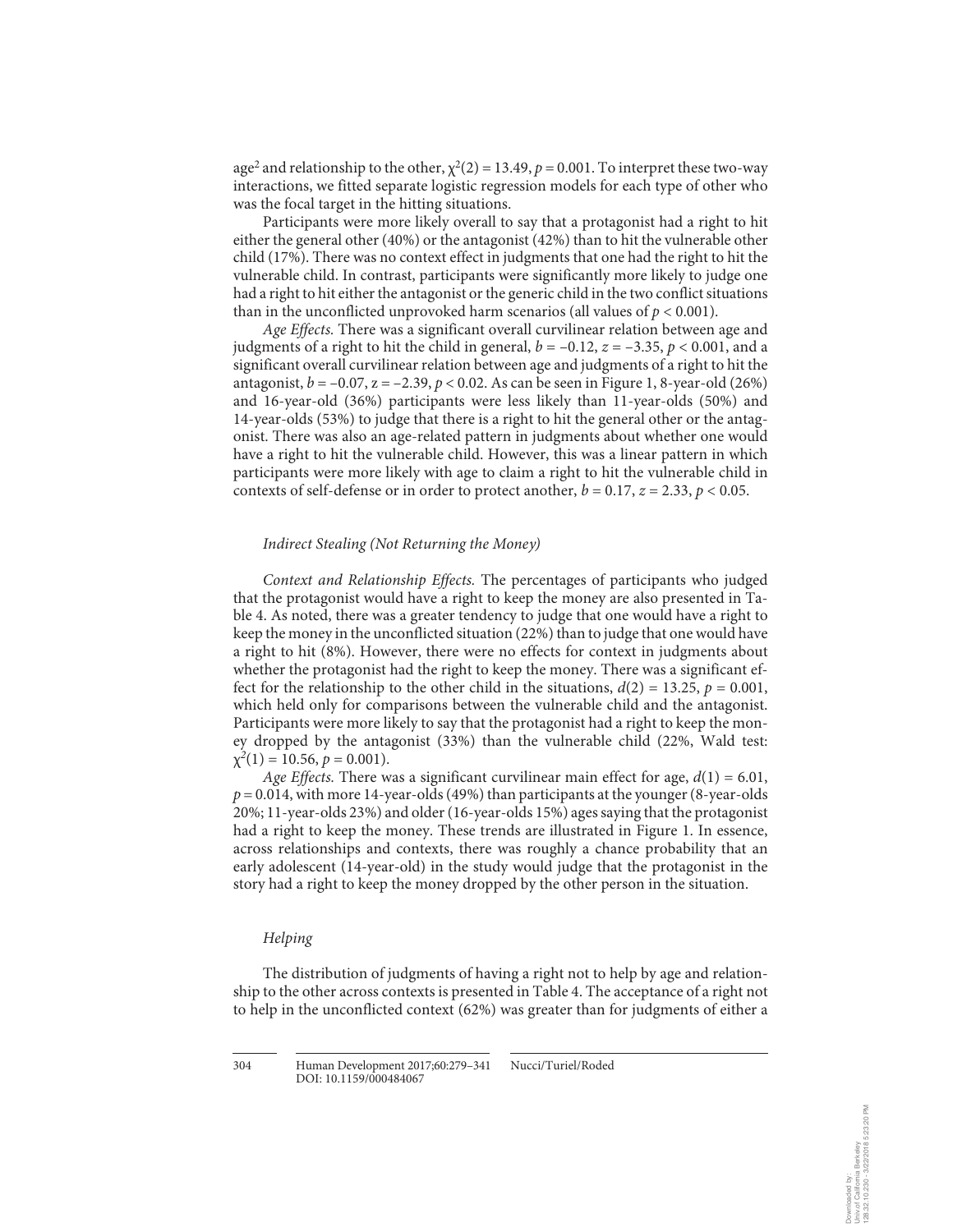age$^2$ and relationship to the other, $\chi^2(2) = 13.49$, $p = 0.001$. To interpret these two-way interactions, we fitted separate logistic regression models for each type of other who was the focal target in the hitting situations.

Participants were more likely overall to say that a protagonist had a right to hit either the general other (40%) or the antagonist (42%) than to hit the vulnerable other child (17%). There was no context effect in judgments that one had the right to hit the vulnerable child. In contrast, participants were significantly more likely to judge one had a right to hit either the antagonist or the generic child in the two conflict situations than in the unconflicted unprovoked harm scenarios (all values of $p < 0.001$).

*Age Effects.* There was a significant overall curvilinear relation between age and judgments of a right to hit the child in general, $b = -0.12$, $z = -3.35$, $p < 0.001$, and a significant overall curvilinear relation between age and judgments of a right to hit the antagonist, $b = -0.07$, $z = -2.39$, $p < 0.02$. As can be seen in Figure 1, 8-year-old (26%) and 16-year-old (36%) participants were less likely than 11-year-olds (50%) and 14-year-olds (53%) to judge that there is a right to hit the general other or the antagonist. There was also an age-related pattern in judgments about whether one would have a right to hit the vulnerable child. However, this was a linear pattern in which participants were more likely with age to claim a right to hit the vulnerable child in contexts of self-defense or in order to protect another, $b = 0.17$, $z = 2.33$, $p < 0.05$.

### *Indirect Stealing (Not Returning the Money)*

*Context and Relationship Effects.* The percentages of participants who judged that the protagonist would have a right to keep the money are also presented in Table 4. As noted, there was a greater tendency to judge that one would have a right to keep the money in the unconflicted situation (22%) than to judge that one would have a right to hit (8%). However, there were no effects for context in judgments about whether the protagonist had the right to keep the money. There was a significant effect for the relationship to the other child in the situations, $d(2) = 13.25$, $p = 0.001$, which held only for comparisons between the vulnerable child and the antagonist. Participants were more likely to say that the protagonist had a right to keep the money dropped by the antagonist (33%) than the vulnerable child (22%, Wald test: $\chi^2(1) = 10.56$, $p = 0.001$).

*Age Effects.* There was a significant curvilinear main effect for age, $d(1) = 6.01$, $p = 0.014$, with more 14-year-olds (49%) than participants at the younger (8-year-olds 20%; 11-year-olds 23%) and older (16-year-olds 15%) ages saying that the protagonist had a right to keep the money. These trends are illustrated in Figure 1. In essence, across relationships and contexts, there was roughly a chance probability that an early adolescent (14-year-old) in the study would judge that the protagonist in the story had a right to keep the money dropped by the other person in the situation.

### *Helping*

The distribution of judgments of having a right not to help by age and relationship to the other across contexts is presented in Table 4. The acceptance of a right not to help in the unconflicted context (62%) was greater than for judgments of either a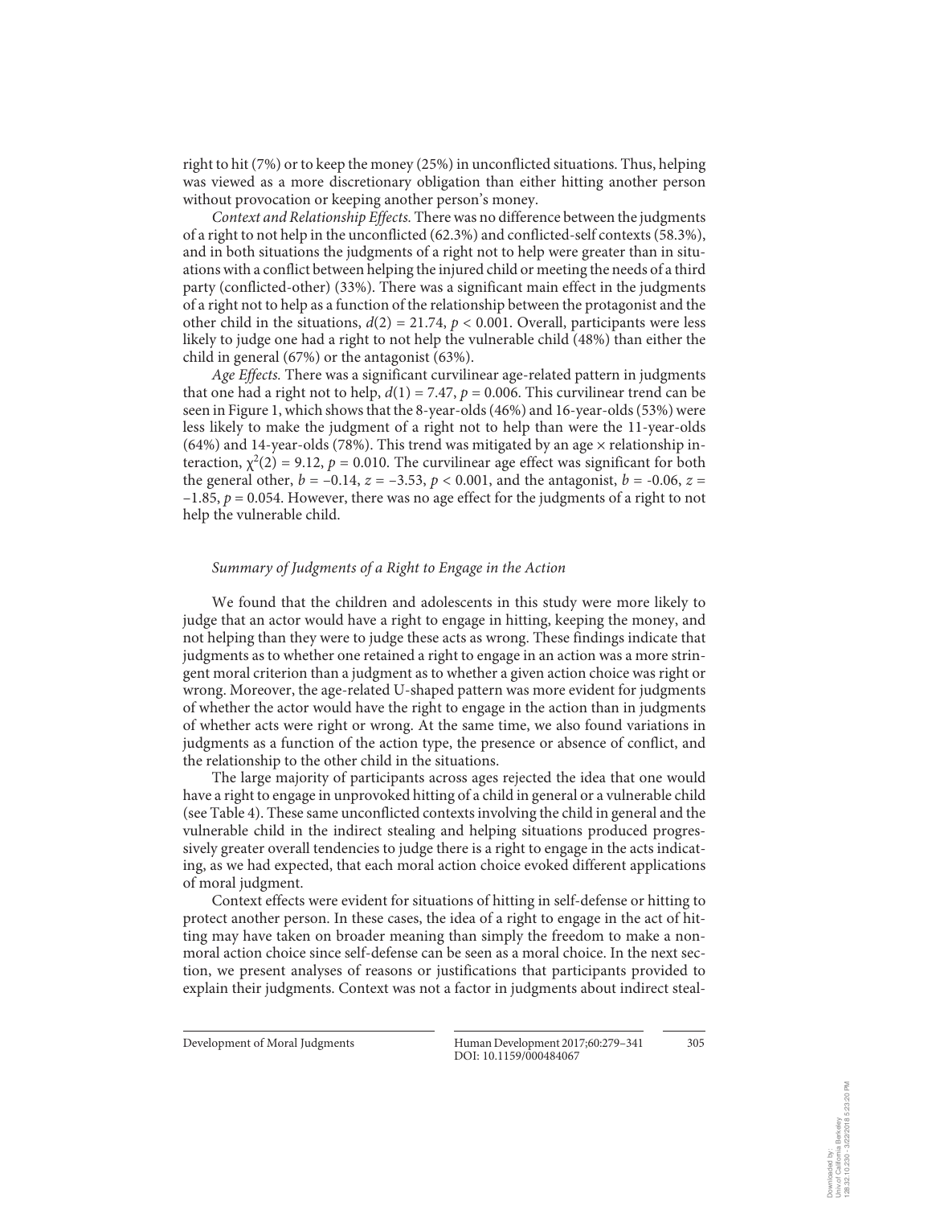right to hit (7%) or to keep the money (25%) in unconflicted situations. Thus, helping was viewed as a more discretionary obligation than either hitting another person without provocation or keeping another person's money.

*Context and Relationship Effects.* There was no difference between the judgments of a right to not help in the unconflicted (62.3%) and conflicted-self contexts (58.3%), and in both situations the judgments of a right not to help were greater than in situations with a conflict between helping the injured child or meeting the needs of a third party (conflicted-other) (33%). There was a significant main effect in the judgments of a right not to help as a function of the relationship between the protagonist and the other child in the situations, $d(2) = 21.74$, $p < 0.001$. Overall, participants were less likely to judge one had a right to not help the vulnerable child (48%) than either the child in general (67%) or the antagonist (63%).

*Age Effects.* There was a significant curvilinear age-related pattern in judgments that one had a right not to help, $d(1) = 7.47$, $p = 0.006$. This curvilinear trend can be seen in Figure 1, which shows that the 8-year-olds (46%) and 16-year-olds (53%) were less likely to make the judgment of a right not to help than were the 11-year-olds (64%) and 14-year-olds (78%). This trend was mitigated by an age × relationship interaction, $\chi^2(2) = 9.12$, $p = 0.010$. The curvilinear age effect was significant for both the general other, $b = -0.14$, $z = -3.53$, $p < 0.001$, and the antagonist, $b = -0.06$, $z = -1.85$, $p = 0.054$. However, there was no age effect for the judgments of a right to not help the vulnerable child.

### *Summary of Judgments of a Right to Engage in the Action*

We found that the children and adolescents in this study were more likely to judge that an actor would have a right to engage in hitting, keeping the money, and not helping than they were to judge these acts as wrong. These findings indicate that judgments as to whether one retained a right to engage in an action was a more stringent moral criterion than a judgment as to whether a given action choice was right or wrong. Moreover, the age-related U-shaped pattern was more evident for judgments of whether the actor would have the right to engage in the action than in judgments of whether acts were right or wrong. At the same time, we also found variations in judgments as a function of the action type, the presence or absence of conflict, and the relationship to the other child in the situations.

The large majority of participants across ages rejected the idea that one would have a right to engage in unprovoked hitting of a child in general or a vulnerable child (see Table 4). These same unconflicted contexts involving the child in general and the vulnerable child in the indirect stealing and helping situations produced progressively greater overall tendencies to judge there is a right to engage in the acts indicating, as we had expected, that each moral action choice evoked different applications of moral judgment.

Context effects were evident for situations of hitting in self-defense or hitting to protect another person. In these cases, the idea of a right to engage in the act of hitting may have taken on broader meaning than simply the freedom to make a nonmoral action choice since self-defense can be seen as a moral choice. In the next section, we present analyses of reasons or justifications that participants provided to explain their judgments. Context was not a factor in judgments about indirect steal-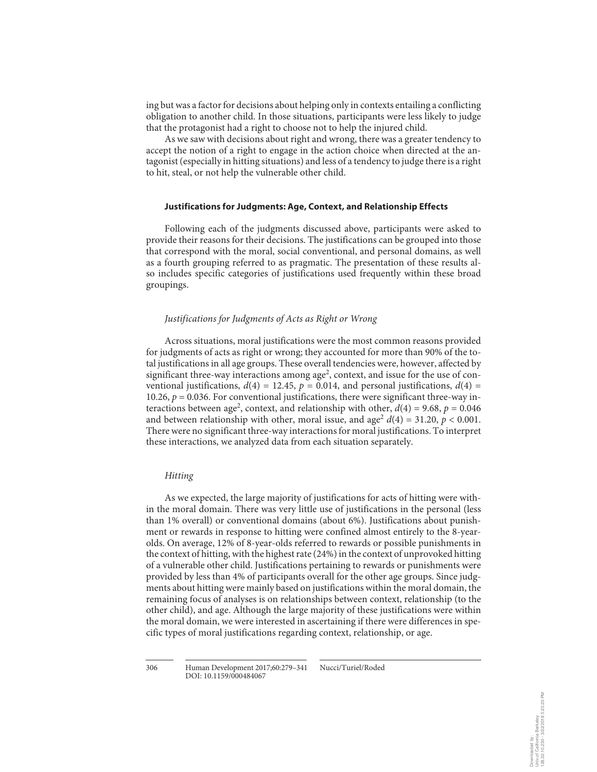ing but was a factor for decisions about helping only in contexts entailing a conflicting obligation to another child. In those situations, participants were less likely to judge that the protagonist had a right to choose not to help the injured child.

As we saw with decisions about right and wrong, there was a greater tendency to accept the notion of a right to engage in the action choice when directed at the antagonist (especially in hitting situations) and less of a tendency to judge there is a right to hit, steal, or not help the vulnerable other child.

#### Justifications for Judgments: Age, Context, and Relationship Effects

Following each of the judgments discussed above, participants were asked to provide their reasons for their decisions. The justifications can be grouped into those that correspond with the moral, social conventional, and personal domains, as well as a fourth grouping referred to as pragmatic. The presentation of these results also includes specific categories of justifications used frequently within these broad groupings.

*Justifications for Judgments of Acts as Right or Wrong*

Across situations, moral justifications were the most common reasons provided for judgments of acts as right or wrong; they accounted for more than 90% of the total justifications in all age groups. These overall tendencies were, however, affected by significant three-way interactions among age$^2$, context, and issue for the use of conventional justifications, $d(4) = 12.45$, $p = 0.014$, and personal justifications, $d(4) = 10.26$, $p = 0.036$. For conventional justifications, there were significant three-way interactions between age$^2$, context, and relationship with other, $d(4) = 9.68$, $p = 0.046$ and between relationship with other, moral issue, and age$^2$ $d(4) = 31.20$, $p < 0.001$. There were no significant three-way interactions for moral justifications. To interpret these interactions, we analyzed data from each situation separately.

*Hitting*

As we expected, the large majority of justifications for acts of hitting were within the moral domain. There was very little use of justifications in the personal (less than 1% overall) or conventional domains (about 6%). Justifications about punishment or rewards in response to hitting were confined almost entirely to the 8-year-olds. On average, 12% of 8-year-olds referred to rewards or possible punishments in the context of hitting, with the highest rate (24%) in the context of unprovoked hitting of a vulnerable other child. Justifications pertaining to rewards or punishments were provided by less than 4% of participants overall for the other age groups. Since judgments about hitting were mainly based on justifications within the moral domain, the remaining focus of analyses is on relationships between context, relationship (to the other child), and age. Although the large majority of these justifications were within the moral domain, we were interested in ascertaining if there were differences in specific types of moral justifications regarding context, relationship, or age.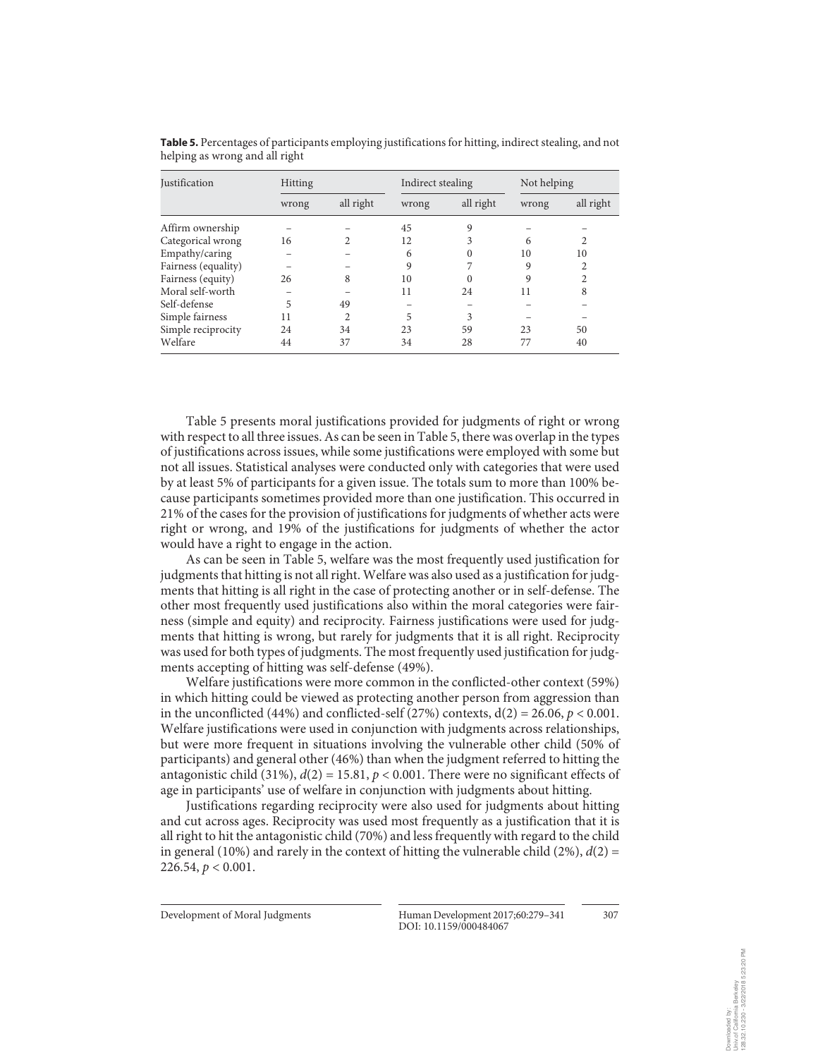**Table 5.** Percentages of participants employing justifications for hitting, indirect stealing, and not helping as wrong and all right

| Justification | Hitting | | Indirect stealing | | Not helping | |
|---|---|---|---|---|---|---|
| | wrong | all right | wrong | all right | wrong | all right |
| Affirm ownership | – | – | 45 | 9 | – | – |
| Categorical wrong | 16 | 2 | 12 | 3 | 6 | 2 |
| Empathy/caring | – | – | 6 | 0 | 10 | 10 |
| Fairness (equality) | – | – | 9 | 7 | 9 | 2 |
| Fairness (equity) | 26 | 8 | 10 | 0 | 9 | 2 |
| Moral self-worth | – | – | 11 | 24 | 11 | 8 |
| Self-defense | 5 | 49 | – | – | – | – |
| Simple fairness | 11 | 2 | 5 | 3 | – | – |
| Simple reciprocity | 24 | 34 | 23 | 59 | 23 | 50 |
| Welfare | 44 | 37 | 34 | 28 | 77 | 40 |

Table 5 presents moral justifications provided for judgments of right or wrong with respect to all three issues. As can be seen in Table 5, there was overlap in the types of justifications across issues, while some justifications were employed with some but not all issues. Statistical analyses were conducted only with categories that were used by at least 5% of participants for a given issue. The totals sum to more than 100% because participants sometimes provided more than one justification. This occurred in 21% of the cases for the provision of justifications for judgments of whether acts were right or wrong, and 19% of the justifications for judgments of whether the actor would have a right to engage in the action.

As can be seen in Table 5, welfare was the most frequently used justification for judgments that hitting is not all right. Welfare was also used as a justification for judgments that hitting is all right in the case of protecting another or in self-defense. The other most frequently used justifications also within the moral categories were fairness (simple and equity) and reciprocity. Fairness justifications were used for judgments that hitting is wrong, but rarely for judgments that it is all right. Reciprocity was used for both types of judgments. The most frequently used justification for judgments accepting of hitting was self-defense (49%).

Welfare justifications were more common in the conflicted-other context (59%) in which hitting could be viewed as protecting another person from aggression than in the unconflicted (44%) and conflicted-self (27%) contexts, $d(2) = 26.06$, $p < 0.001$. Welfare justifications were used in conjunction with judgments across relationships, but were more frequent in situations involving the vulnerable other child (50% of participants) and general other (46%) than when the judgment referred to hitting the antagonistic child (31%), $d(2) = 15.81$, $p < 0.001$. There were no significant effects of age in participants' use of welfare in conjunction with judgments about hitting.

Justifications regarding reciprocity were also used for judgments about hitting and cut across ages. Reciprocity was used most frequently as a justification that it is all right to hit the antagonistic child (70%) and less frequently with regard to the child in general (10%) and rarely in the context of hitting the vulnerable child (2%), $d(2) = 226.54$, $p < 0.001$.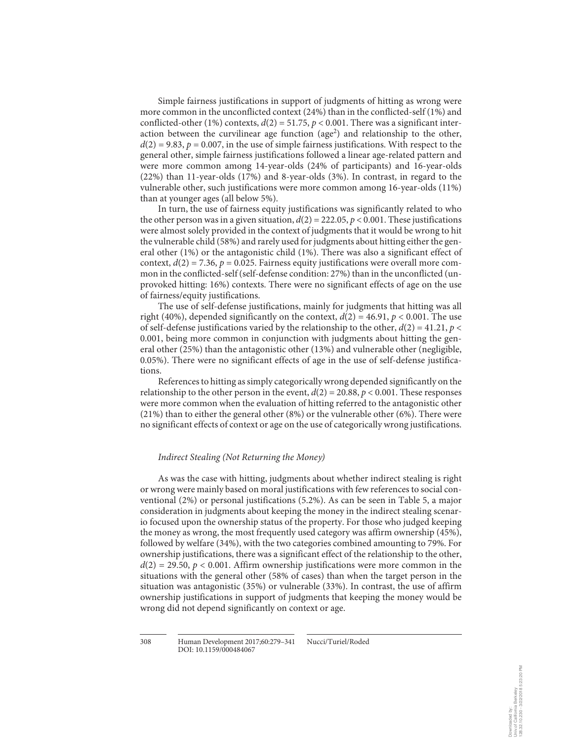Simple fairness justifications in support of judgments of hitting as wrong were more common in the unconflicted context (24%) than in the conflicted-self (1%) and conflicted-other (1%) contexts, $d(2) = 51.75$, $p < 0.001$. There was a significant interaction between the curvilinear age function (age$^2$) and relationship to the other, $d(2) = 9.83$, $p = 0.007$, in the use of simple fairness justifications. With respect to the general other, simple fairness justifications followed a linear age-related pattern and were more common among 14-year-olds (24% of participants) and 16-year-olds (22%) than 11-year-olds (17%) and 8-year-olds (3%). In contrast, in regard to the vulnerable other, such justifications were more common among 16-year-olds (11%) than at younger ages (all below 5%).

In turn, the use of fairness equity justifications was significantly related to who the other person was in a given situation, $d(2) = 222.05$, $p < 0.001$. These justifications were almost solely provided in the context of judgments that it would be wrong to hit the vulnerable child (58%) and rarely used for judgments about hitting either the general other (1%) or the antagonistic child (1%). There was also a significant effect of context, $d(2) = 7.36$, $p = 0.025$. Fairness equity justifications were overall more common in the conflicted-self (self-defense condition: 27%) than in the unconflicted (unprovoked hitting: 16%) contexts. There were no significant effects of age on the use of fairness/equity justifications.

The use of self-defense justifications, mainly for judgments that hitting was all right (40%), depended significantly on the context, $d(2) = 46.91$, $p < 0.001$. The use of self-defense justifications varied by the relationship to the other, $d(2) = 41.21$, $p < 0.001$, being more common in conjunction with judgments about hitting the general other (25%) than the antagonistic other (13%) and vulnerable other (negligible, 0.05%). There were no significant effects of age in the use of self-defense justifications.

References to hitting as simply categorically wrong depended significantly on the relationship to the other person in the event, $d(2) = 20.88$, $p < 0.001$. These responses were more common when the evaluation of hitting referred to the antagonistic other (21%) than to either the general other (8%) or the vulnerable other (6%). There were no significant effects of context or age on the use of categorically wrong justifications.

### *Indirect Stealing (Not Returning the Money)*

As was the case with hitting, judgments about whether indirect stealing is right or wrong were mainly based on moral justifications with few references to social conventional (2%) or personal justifications (5.2%). As can be seen in Table 5, a major consideration in judgments about keeping the money in the indirect stealing scenario focused upon the ownership status of the property. For those who judged keeping the money as wrong, the most frequently used category was affirm ownership (45%), followed by welfare (34%), with the two categories combined amounting to 79%. For ownership justifications, there was a significant effect of the relationship to the other, $d(2) = 29.50$, $p < 0.001$. Affirm ownership justifications were more common in the situations with the general other (58% of cases) than when the target person in the situation was antagonistic (35%) or vulnerable (33%). In contrast, the use of affirm ownership justifications in support of judgments that keeping the money would be wrong did not depend significantly on context or age.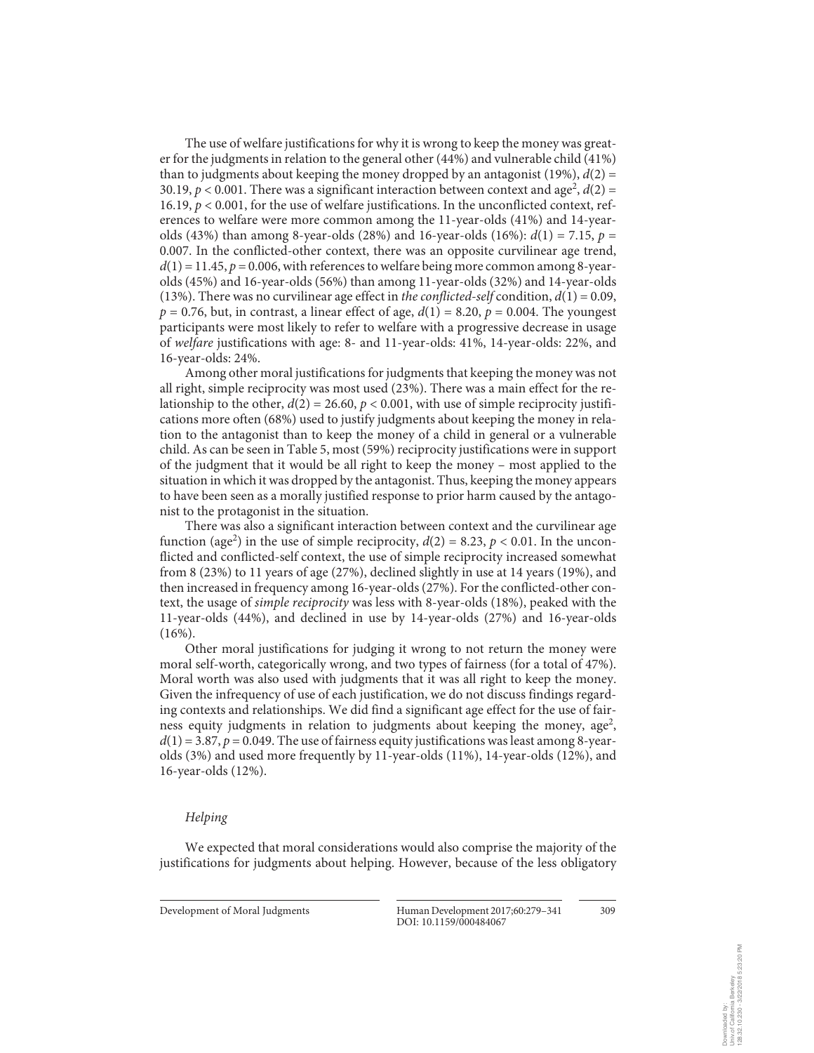The use of welfare justifications for why it is wrong to keep the money was greater for the judgments in relation to the general other (44%) and vulnerable child (41%) than to judgments about keeping the money dropped by an antagonist (19%), $d(2) = 30.19$, $p < 0.001$. There was a significant interaction between context and age$^2$, $d(2) = 16.19$, $p < 0.001$, for the use of welfare justifications. In the unconflicted context, references to welfare were more common among the 11-year-olds (41%) and 14-year-olds (43%) than among 8-year-olds (28%) and 16-year-olds (16%): $d(1) = 7.15$, $p = 0.007$. In the conflicted-other context, there was an opposite curvilinear age trend, $d(1) = 11.45$, $p = 0.006$, with references to welfare being more common among 8-year-olds (45%) and 16-year-olds (56%) than among 11-year-olds (32%) and 14-year-olds (13%). There was no curvilinear age effect in *the conflicted-self* condition, $d(1) = 0.09$, $p = 0.76$, but, in contrast, a linear effect of age, $d(1) = 8.20$, $p = 0.004$. The youngest participants were most likely to refer to welfare with a progressive decrease in usage of *welfare* justifications with age: 8- and 11-year-olds: 41%, 14-year-olds: 22%, and 16-year-olds: 24%.

Among other moral justifications for judgments that keeping the money was not all right, simple reciprocity was most used (23%). There was a main effect for the relationship to the other, $d(2) = 26.60$, $p < 0.001$, with use of simple reciprocity justifications more often (68%) used to justify judgments about keeping the money in relation to the antagonist than to keep the money of a child in general or a vulnerable child. As can be seen in Table 5, most (59%) reciprocity justifications were in support of the judgment that it would be all right to keep the money – most applied to the situation in which it was dropped by the antagonist. Thus, keeping the money appears to have been seen as a morally justified response to prior harm caused by the antagonist to the protagonist in the situation.

There was also a significant interaction between context and the curvilinear age function (age$^2$) in the use of simple reciprocity, $d(2) = 8.23$, $p < 0.01$. In the unconflicted and conflicted-self context, the use of simple reciprocity increased somewhat from 8 (23%) to 11 years of age (27%), declined slightly in use at 14 years (19%), and then increased in frequency among 16-year-olds (27%). For the conflicted-other context, the usage of *simple reciprocity* was less with 8-year-olds (18%), peaked with the 11-year-olds (44%), and declined in use by 14-year-olds (27%) and 16-year-olds (16%).

Other moral justifications for judging it wrong to not return the money were moral self-worth, categorically wrong, and two types of fairness (for a total of 47%). Moral worth was also used with judgments that it was all right to keep the money. Given the infrequency of use of each justification, we do not discuss findings regarding contexts and relationships. We did find a significant age effect for the use of fairness equity judgments in relation to judgments about keeping the money, age$^2$, $d(1) = 3.87$, $p = 0.049$. The use of fairness equity justifications was least among 8-year-olds (3%) and used more frequently by 11-year-olds (11%), 14-year-olds (12%), and 16-year-olds (12%).

### *Helping*

We expected that moral considerations would also comprise the majority of the justifications for judgments about helping. However, because of the less obligatory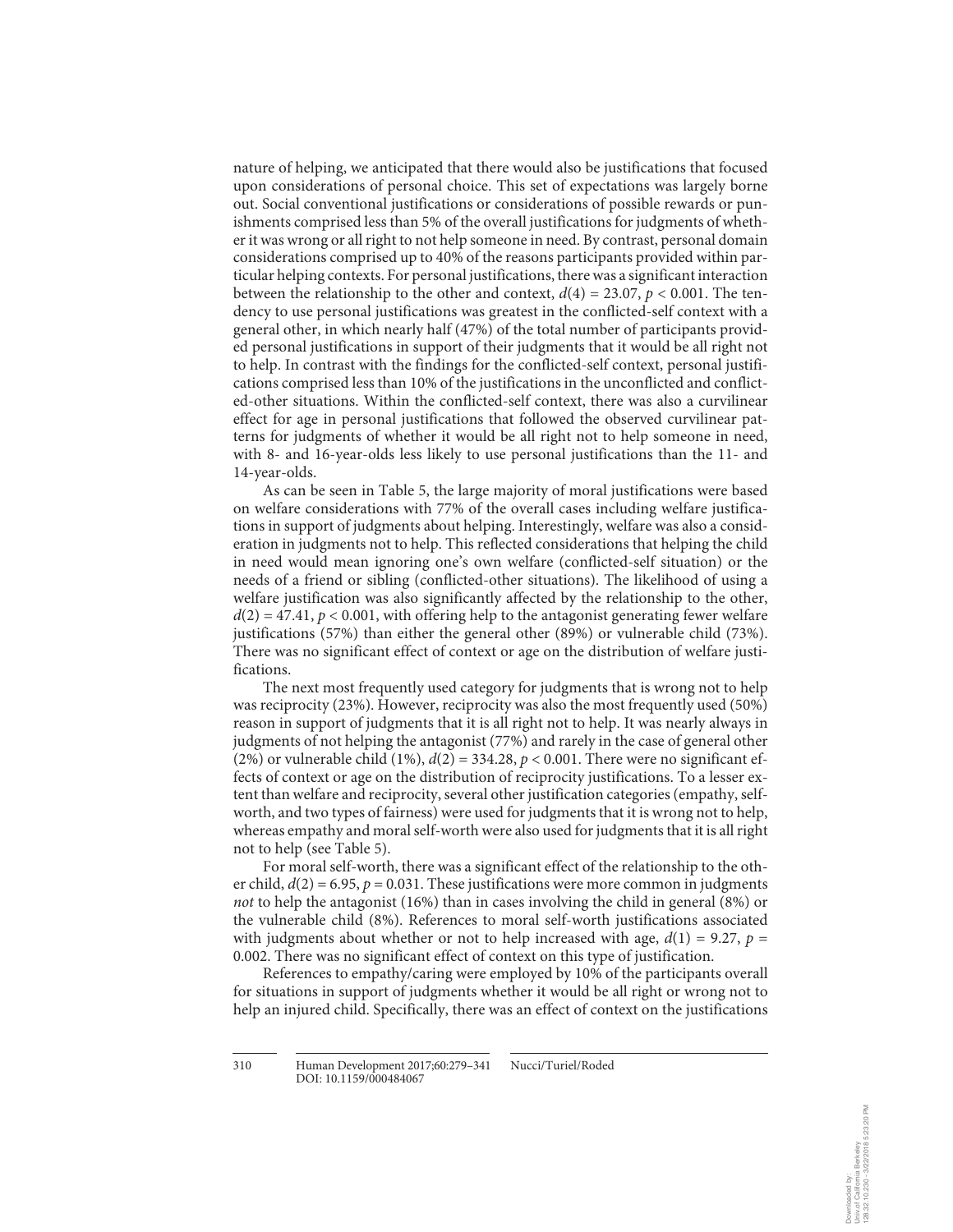nature of helping, we anticipated that there would also be justifications that focused upon considerations of personal choice. This set of expectations was largely borne out. Social conventional justifications or considerations of possible rewards or punishments comprised less than 5% of the overall justifications for judgments of whether it was wrong or all right to not help someone in need. By contrast, personal domain considerations comprised up to 40% of the reasons participants provided within particular helping contexts. For personal justifications, there was a significant interaction between the relationship to the other and context, $d(4) = 23.07$, $p < 0.001$. The tendency to use personal justifications was greatest in the conflicted-self context with a general other, in which nearly half (47%) of the total number of participants provided personal justifications in support of their judgments that it would be all right not to help. In contrast with the findings for the conflicted-self context, personal justifications comprised less than 10% of the justifications in the unconflicted and conflicted-other situations. Within the conflicted-self context, there was also a curvilinear effect for age in personal justifications that followed the observed curvilinear patterns for judgments of whether it would be all right not to help someone in need, with 8- and 16-year-olds less likely to use personal justifications than the 11- and 14-year-olds.

As can be seen in Table 5, the large majority of moral justifications were based on welfare considerations with 77% of the overall cases including welfare justifications in support of judgments about helping. Interestingly, welfare was also a consideration in judgments not to help. This reflected considerations that helping the child in need would mean ignoring one's own welfare (conflicted-self situation) or the needs of a friend or sibling (conflicted-other situations). The likelihood of using a welfare justification was also significantly affected by the relationship to the other, $d(2) = 47.41$, $p < 0.001$, with offering help to the antagonist generating fewer welfare justifications (57%) than either the general other (89%) or vulnerable child (73%). There was no significant effect of context or age on the distribution of welfare justifications.

The next most frequently used category for judgments that is wrong not to help was reciprocity (23%). However, reciprocity was also the most frequently used (50%) reason in support of judgments that it is all right not to help. It was nearly always in judgments of not helping the antagonist (77%) and rarely in the case of general other (2%) or vulnerable child (1%), $d(2) = 334.28$, $p < 0.001$. There were no significant effects of context or age on the distribution of reciprocity justifications. To a lesser extent than welfare and reciprocity, several other justification categories (empathy, self-worth, and two types of fairness) were used for judgments that it is wrong not to help, whereas empathy and moral self-worth were also used for judgments that it is all right not to help (see Table 5).

For moral self-worth, there was a significant effect of the relationship to the other child, $d(2) = 6.95$, $p = 0.031$. These justifications were more common in judgments *not* to help the antagonist (16%) than in cases involving the child in general (8%) or the vulnerable child (8%). References to moral self-worth justifications associated with judgments about whether or not to help increased with age, $d(1) = 9.27$, $p = 0.002$. There was no significant effect of context on this type of justification.

References to empathy/caring were employed by 10% of the participants overall for situations in support of judgments whether it would be all right or wrong not to help an injured child. Specifically, there was an effect of context on the justifications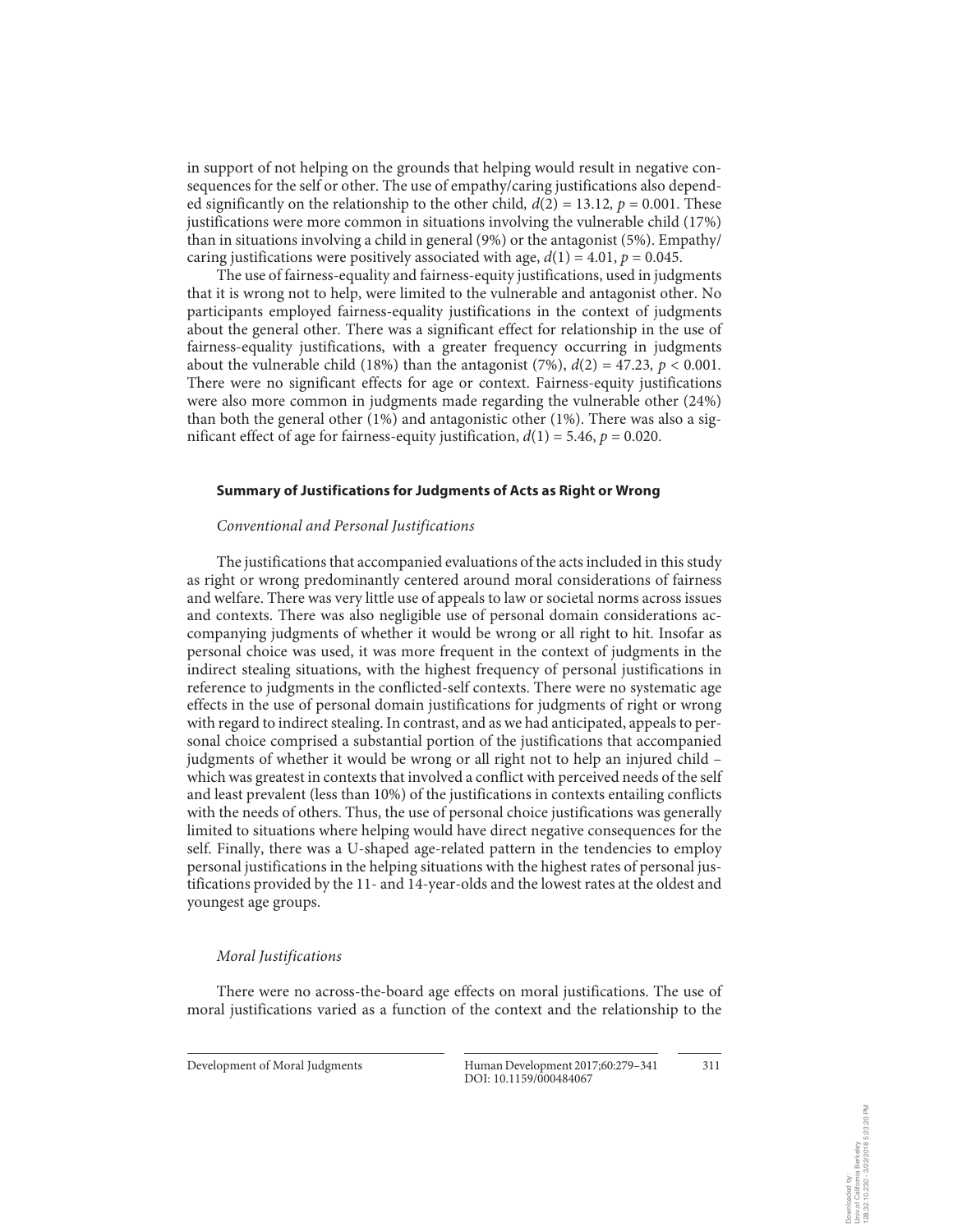in support of not helping on the grounds that helping would result in negative consequences for the self or other. The use of empathy/caring justifications also depended significantly on the relationship to the other child, $d(2) = 13.12$, $p = 0.001$. These justifications were more common in situations involving the vulnerable child (17%) than in situations involving a child in general (9%) or the antagonist (5%). Empathy/caring justifications were positively associated with age, $d(1) = 4.01$, $p = 0.045$.

The use of fairness-equality and fairness-equity justifications, used in judgments that it is wrong not to help, were limited to the vulnerable and antagonist other. No participants employed fairness-equality justifications in the context of judgments about the general other. There was a significant effect for relationship in the use of fairness-equality justifications, with a greater frequency occurring in judgments about the vulnerable child (18%) than the antagonist (7%), $d(2) = 47.23$, $p < 0.001$. There were no significant effects for age or context. Fairness-equity justifications were also more common in judgments made regarding the vulnerable other (24%) than both the general other (1%) and antagonistic other (1%). There was also a significant effect of age for fairness-equity justification, $d(1) = 5.46$, $p = 0.020$.

### Summary of Justifications for Judgments of Acts as Right or Wrong

#### *Conventional and Personal Justifications*

The justifications that accompanied evaluations of the acts included in this study as right or wrong predominantly centered around moral considerations of fairness and welfare. There was very little use of appeals to law or societal norms across issues and contexts. There was also negligible use of personal domain considerations accompanying judgments of whether it would be wrong or all right to hit. Insofar as personal choice was used, it was more frequent in the context of judgments in the indirect stealing situations, with the highest frequency of personal justifications in reference to judgments in the conflicted-self contexts. There were no systematic age effects in the use of personal domain justifications for judgments of right or wrong with regard to indirect stealing. In contrast, and as we had anticipated, appeals to personal choice comprised a substantial portion of the justifications that accompanied judgments of whether it would be wrong or all right not to help an injured child – which was greatest in contexts that involved a conflict with perceived needs of the self and least prevalent (less than 10%) of the justifications in contexts entailing conflicts with the needs of others. Thus, the use of personal choice justifications was generally limited to situations where helping would have direct negative consequences for the self. Finally, there was a U-shaped age-related pattern in the tendencies to employ personal justifications in the helping situations with the highest rates of personal justifications provided by the 11- and 14-year-olds and the lowest rates at the oldest and youngest age groups.

#### *Moral Justifications*

There were no across-the-board age effects on moral justifications. The use of moral justifications varied as a function of the context and the relationship to the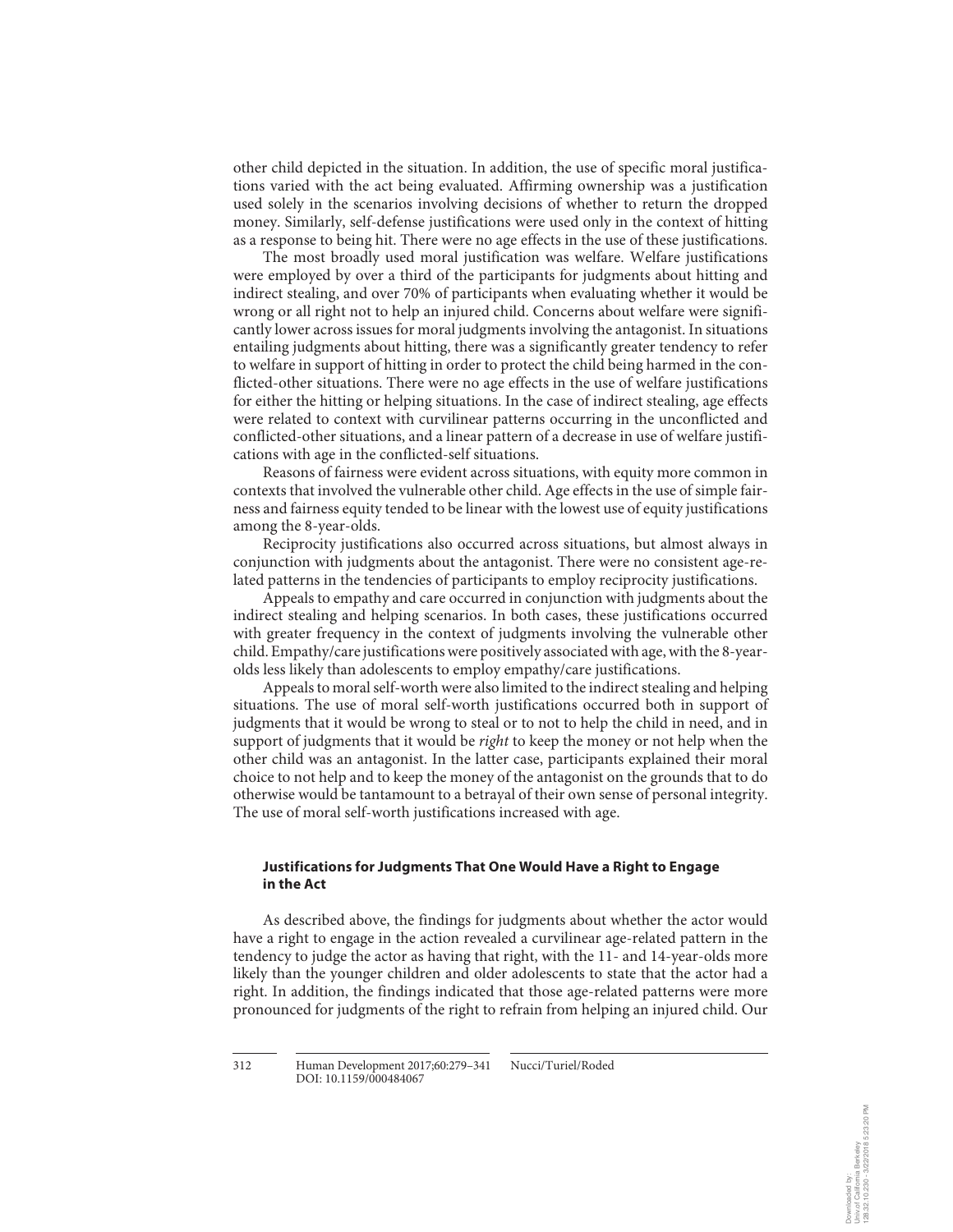other child depicted in the situation. In addition, the use of specific moral justifications varied with the act being evaluated. Affirming ownership was a justification used solely in the scenarios involving decisions of whether to return the dropped money. Similarly, self-defense justifications were used only in the context of hitting as a response to being hit. There were no age effects in the use of these justifications.

The most broadly used moral justification was welfare. Welfare justifications were employed by over a third of the participants for judgments about hitting and indirect stealing, and over 70% of participants when evaluating whether it would be wrong or all right not to help an injured child. Concerns about welfare were significantly lower across issues for moral judgments involving the antagonist. In situations entailing judgments about hitting, there was a significantly greater tendency to refer to welfare in support of hitting in order to protect the child being harmed in the conflicted-other situations. There were no age effects in the use of welfare justifications for either the hitting or helping situations. In the case of indirect stealing, age effects were related to context with curvilinear patterns occurring in the unconflicted and conflicted-other situations, and a linear pattern of a decrease in use of welfare justifications with age in the conflicted-self situations.

Reasons of fairness were evident across situations, with equity more common in contexts that involved the vulnerable other child. Age effects in the use of simple fairness and fairness equity tended to be linear with the lowest use of equity justifications among the 8-year-olds.

Reciprocity justifications also occurred across situations, but almost always in conjunction with judgments about the antagonist. There were no consistent age-related patterns in the tendencies of participants to employ reciprocity justifications.

Appeals to empathy and care occurred in conjunction with judgments about the indirect stealing and helping scenarios. In both cases, these justifications occurred with greater frequency in the context of judgments involving the vulnerable other child. Empathy/care justifications were positively associated with age, with the 8-year-olds less likely than adolescents to employ empathy/care justifications.

Appeals to moral self-worth were also limited to the indirect stealing and helping situations. The use of moral self-worth justifications occurred both in support of judgments that it would be wrong to steal or to not to help the child in need, and in support of judgments that it would be *right* to keep the money or not help when the other child was an antagonist. In the latter case, participants explained their moral choice to not help and to keep the money of the antagonist on the grounds that to do otherwise would be tantamount to a betrayal of their own sense of personal integrity. The use of moral self-worth justifications increased with age.

### Justifications for Judgments That One Would Have a Right to Engage in the Act

As described above, the findings for judgments about whether the actor would have a right to engage in the action revealed a curvilinear age-related pattern in the tendency to judge the actor as having that right, with the 11- and 14-year-olds more likely than the younger children and older adolescents to state that the actor had a right. In addition, the findings indicated that those age-related patterns were more pronounced for judgments of the right to refrain from helping an injured child. Our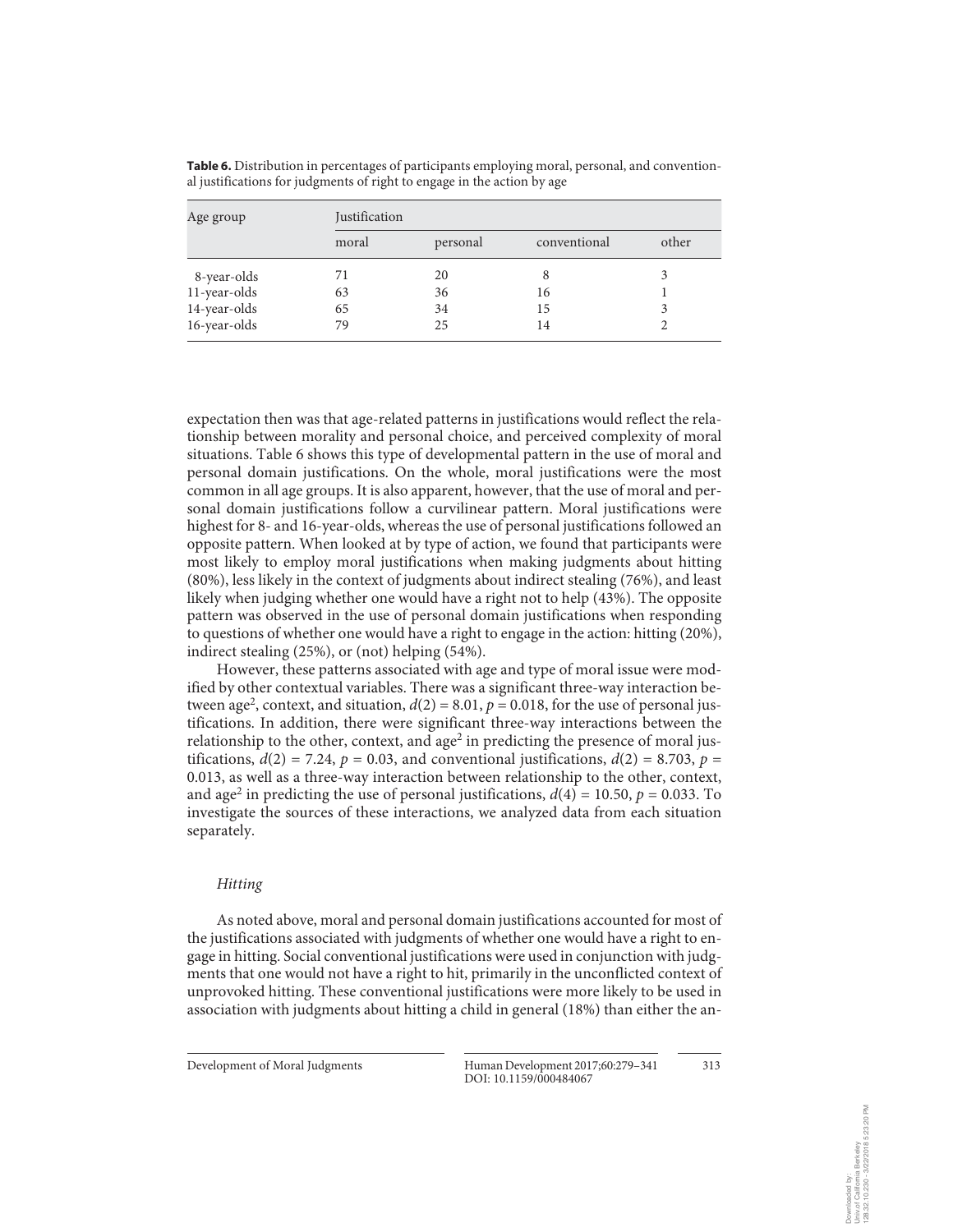**Table 6.** Distribution in percentages of participants employing moral, personal, and conventional justifications for judgments of right to engage in the action by age

| Age group | Justification | | | |
|---|---|---|---|---|
| | moral | personal | conventional | other |
| 8-year-olds | 71 | 20 | 8 | 3 |
| 11-year-olds | 63 | 36 | 16 | 1 |
| 14-year-olds | 65 | 34 | 15 | 3 |
| 16-year-olds | 79 | 25 | 14 | 2 |

expectation then was that age-related patterns in justifications would reflect the relationship between morality and personal choice, and perceived complexity of moral situations. Table 6 shows this type of developmental pattern in the use of moral and personal domain justifications. On the whole, moral justifications were the most common in all age groups. It is also apparent, however, that the use of moral and personal domain justifications follow a curvilinear pattern. Moral justifications were highest for 8- and 16-year-olds, whereas the use of personal justifications followed an opposite pattern. When looked at by type of action, we found that participants were most likely to employ moral justifications when making judgments about hitting (80%), less likely in the context of judgments about indirect stealing (76%), and least likely when judging whether one would have a right not to help (43%). The opposite pattern was observed in the use of personal domain justifications when responding to questions of whether one would have a right to engage in the action: hitting (20%), indirect stealing (25%), or (not) helping (54%).

However, these patterns associated with age and type of moral issue were modified by other contextual variables. There was a significant three-way interaction between age$^2$, context, and situation, $d(2) = 8.01$, $p = 0.018$, for the use of personal justifications. In addition, there were significant three-way interactions between the relationship to the other, context, and age$^2$ in predicting the presence of moral justifications, $d(2) = 7.24$, $p = 0.03$, and conventional justifications, $d(2) = 8.703$, $p = 0.013$, as well as a three-way interaction between relationship to the other, context, and age$^2$ in predicting the use of personal justifications, $d(4) = 10.50$, $p = 0.033$. To investigate the sources of these interactions, we analyzed data from each situation separately.

### *Hitting*

As noted above, moral and personal domain justifications accounted for most of the justifications associated with judgments of whether one would have a right to engage in hitting. Social conventional justifications were used in conjunction with judgments that one would not have a right to hit, primarily in the unconflicted context of unprovoked hitting. These conventional justifications were more likely to be used in association with judgments about hitting a child in general (18%) than either the an-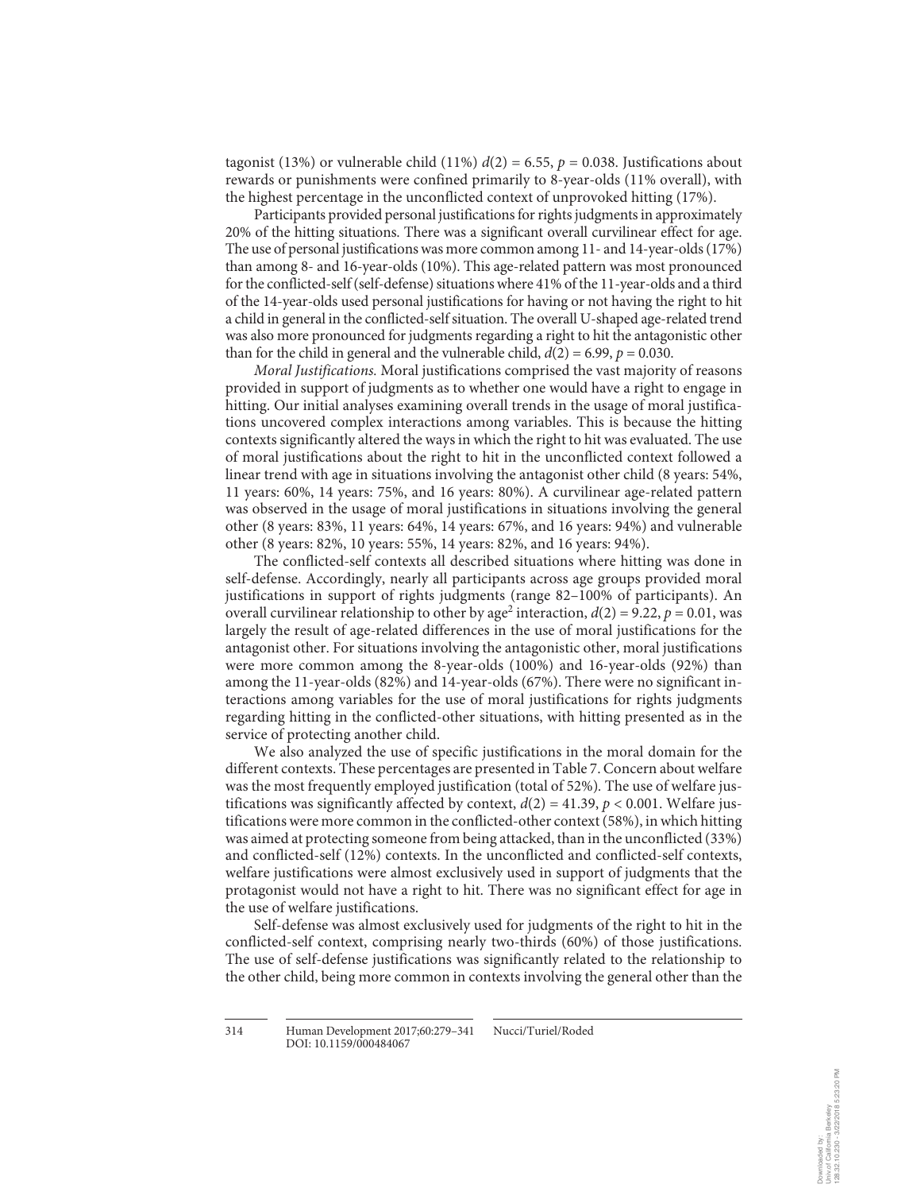tagonist (13%) or vulnerable child (11%) $d(2) = 6.55$, $p = 0.038$. Justifications about rewards or punishments were confined primarily to 8-year-olds (11% overall), with the highest percentage in the unconflicted context of unprovoked hitting (17%).

Participants provided personal justifications for rights judgments in approximately 20% of the hitting situations. There was a significant overall curvilinear effect for age. The use of personal justifications was more common among 11- and 14-year-olds (17%) than among 8- and 16-year-olds (10%). This age-related pattern was most pronounced for the conflicted-self (self-defense) situations where 41% of the 11-year-olds and a third of the 14-year-olds used personal justifications for having or not having the right to hit a child in general in the conflicted-self situation. The overall U-shaped age-related trend was also more pronounced for judgments regarding a right to hit the antagonistic other than for the child in general and the vulnerable child, $d(2) = 6.99$, $p = 0.030$.

*Moral Justifications.* Moral justifications comprised the vast majority of reasons provided in support of judgments as to whether one would have a right to engage in hitting. Our initial analyses examining overall trends in the usage of moral justifications uncovered complex interactions among variables. This is because the hitting contexts significantly altered the ways in which the right to hit was evaluated. The use of moral justifications about the right to hit in the unconflicted context followed a linear trend with age in situations involving the antagonist other child (8 years: 54%, 11 years: 60%, 14 years: 75%, and 16 years: 80%). A curvilinear age-related pattern was observed in the usage of moral justifications in situations involving the general other (8 years: 83%, 11 years: 64%, 14 years: 67%, and 16 years: 94%) and vulnerable other (8 years: 82%, 10 years: 55%, 14 years: 82%, and 16 years: 94%).

The conflicted-self contexts all described situations where hitting was done in self-defense. Accordingly, nearly all participants across age groups provided moral justifications in support of rights judgments (range 82–100% of participants). An overall curvilinear relationship to other by age$^2$ interaction, $d(2) = 9.22$, $p = 0.01$, was largely the result of age-related differences in the use of moral justifications for the antagonist other. For situations involving the antagonistic other, moral justifications were more common among the 8-year-olds (100%) and 16-year-olds (92%) than among the 11-year-olds (82%) and 14-year-olds (67%). There were no significant interactions among variables for the use of moral justifications for rights judgments regarding hitting in the conflicted-other situations, with hitting presented as in the service of protecting another child.

We also analyzed the use of specific justifications in the moral domain for the different contexts. These percentages are presented in Table 7. Concern about welfare was the most frequently employed justification (total of 52%). The use of welfare justifications was significantly affected by context, $d(2) = 41.39$, $p < 0.001$. Welfare justifications were more common in the conflicted-other context (58%), in which hitting was aimed at protecting someone from being attacked, than in the unconflicted (33%) and conflicted-self (12%) contexts. In the unconflicted and conflicted-self contexts, welfare justifications were almost exclusively used in support of judgments that the protagonist would not have a right to hit. There was no significant effect for age in the use of welfare justifications.

Self-defense was almost exclusively used for judgments of the right to hit in the conflicted-self context, comprising nearly two-thirds (60%) of those justifications. The use of self-defense justifications was significantly related to the relationship to the other child, being more common in contexts involving the general other than the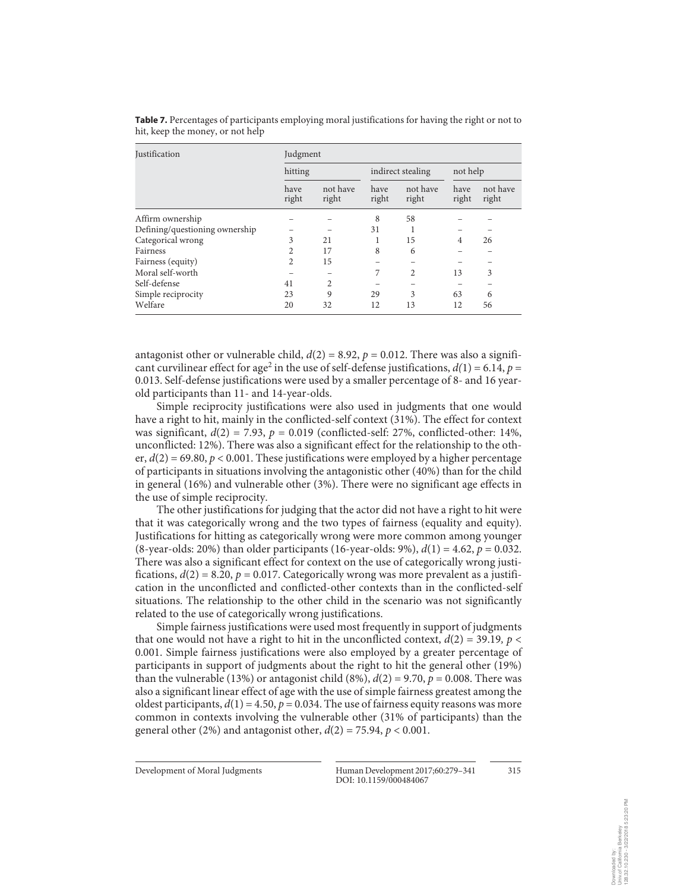**Table 7.** Percentages of participants employing moral justifications for having the right or not to hit, keep the money, or not help

| Justification | Judgment | | | | | |
|---|---|---|---|---|---|---|
| | hitting | | indirect stealing | | not help | |
| | have right | not have right | have right | not have right | have right | not have right |
| Affirm ownership | – | – | 8 | 58 | – | – |
| Defining/questioning ownership | – | – | 31 | 1 | – | – |
| Categorical wrong | 3 | 21 | 1 | 15 | 4 | 26 |
| Fairness | 2 | 17 | 8 | 6 | – | – |
| Fairness (equity) | 2 | 15 | – | – | – | – |
| Moral self-worth | – | – | 7 | 2 | 13 | 3 |
| Self-defense | 41 | 2 | – | – | – | – |
| Simple reciprocity | 23 | 9 | 29 | 3 | 63 | 6 |
| Welfare | 20 | 32 | 12 | 13 | 12 | 56 |

antagonist other or vulnerable child, $d(2) = 8.92$, $p = 0.012$. There was also a significant curvilinear effect for age$^2$ in the use of self-defense justifications, $d(1) = 6.14$, $p = 0.013$. Self-defense justifications were used by a smaller percentage of 8- and 16 year-old participants than 11- and 14-year-olds.

Simple reciprocity justifications were also used in judgments that one would have a right to hit, mainly in the conflicted-self context (31%). The effect for context was significant, $d(2) = 7.93$, $p = 0.019$ (conflicted-self: 27%, conflicted-other: 14%, unconflicted: 12%). There was also a significant effect for the relationship to the other, $d(2) = 69.80$, $p < 0.001$. These justifications were employed by a higher percentage of participants in situations involving the antagonistic other (40%) than for the child in general (16%) and vulnerable other (3%). There were no significant age effects in the use of simple reciprocity.

The other justifications for judging that the actor did not have a right to hit were that it was categorically wrong and the two types of fairness (equality and equity). Justifications for hitting as categorically wrong were more common among younger (8-year-olds: 20%) than older participants (16-year-olds: 9%), $d(1) = 4.62$, $p = 0.032$. There was also a significant effect for context on the use of categorically wrong justifications, $d(2) = 8.20$, $p = 0.017$. Categorically wrong was more prevalent as a justification in the unconflicted and conflicted-other contexts than in the conflicted-self situations. The relationship to the other child in the scenario was not significantly related to the use of categorically wrong justifications.

Simple fairness justifications were used most frequently in support of judgments that one would not have a right to hit in the unconflicted context, $d(2) = 39.19$, $p < 0.001$. Simple fairness justifications were also employed by a greater percentage of participants in support of judgments about the right to hit the general other (19%) than the vulnerable (13%) or antagonist child (8%), $d(2) = 9.70$, $p = 0.008$. There was also a significant linear effect of age with the use of simple fairness greatest among the oldest participants, $d(1) = 4.50$, $p = 0.034$. The use of fairness equity reasons was more common in contexts involving the vulnerable other (31% of participants) than the general other (2%) and antagonist other, $d(2) = 75.94$, $p < 0.001$.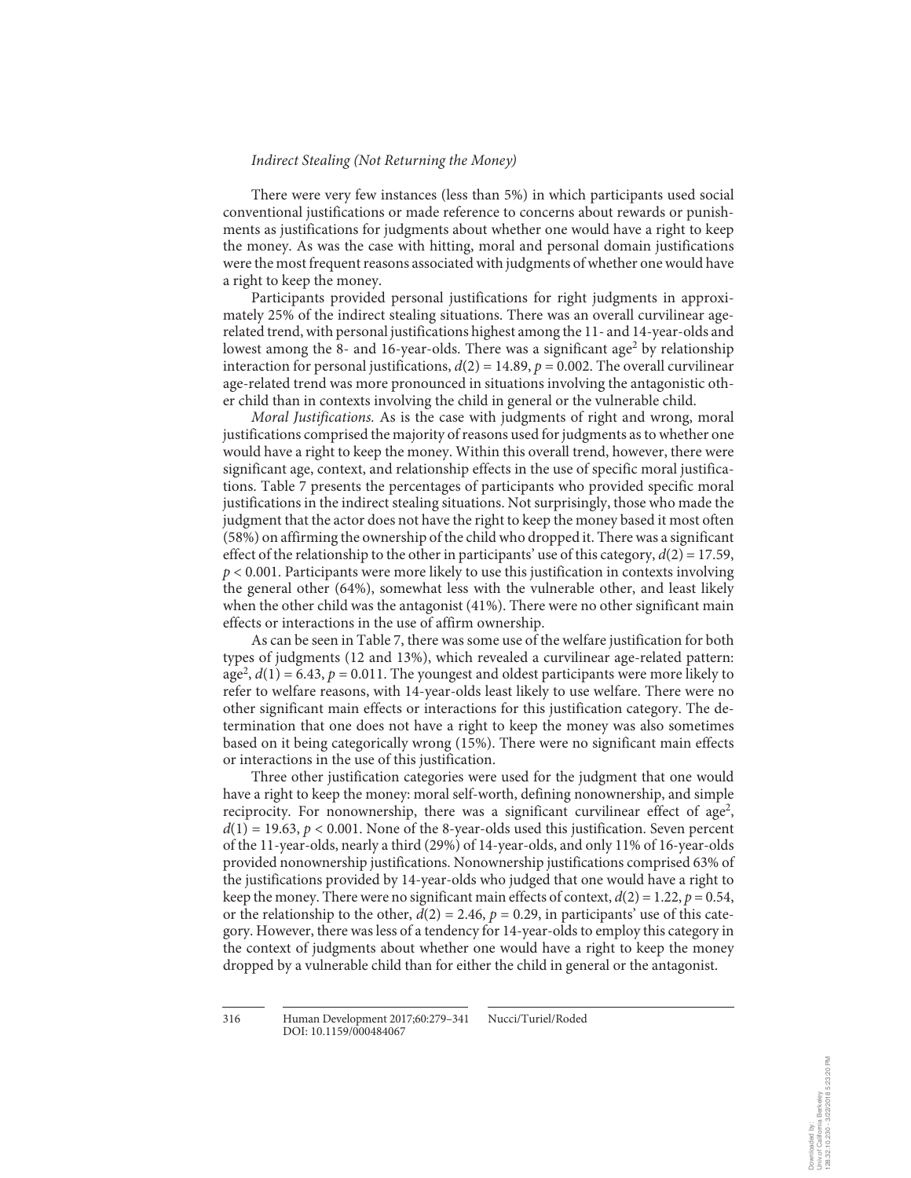*Indirect Stealing (Not Returning the Money)*

There were very few instances (less than 5%) in which participants used social conventional justifications or made reference to concerns about rewards or punishments as justifications for judgments about whether one would have a right to keep the money. As was the case with hitting, moral and personal domain justifications were the most frequent reasons associated with judgments of whether one would have a right to keep the money.

Participants provided personal justifications for right judgments in approximately 25% of the indirect stealing situations. There was an overall curvilinear age-related trend, with personal justifications highest among the 11- and 14-year-olds and lowest among the 8- and 16-year-olds. There was a significant $age^2$ by relationship interaction for personal justifications, $d(2) = 14.89$, $p = 0.002$. The overall curvilinear age-related trend was more pronounced in situations involving the antagonistic other child than in contexts involving the child in general or the vulnerable child.

*Moral Justifications.* As is the case with judgments of right and wrong, moral justifications comprised the majority of reasons used for judgments as to whether one would have a right to keep the money. Within this overall trend, however, there were significant age, context, and relationship effects in the use of specific moral justifications. Table 7 presents the percentages of participants who provided specific moral justifications in the indirect stealing situations. Not surprisingly, those who made the judgment that the actor does not have the right to keep the money based it most often (58%) on affirming the ownership of the child who dropped it. There was a significant effect of the relationship to the other in participants' use of this category, $d(2) = 17.59$, $p < 0.001$. Participants were more likely to use this justification in contexts involving the general other (64%), somewhat less with the vulnerable other, and least likely when the other child was the antagonist (41%). There were no other significant main effects or interactions in the use of affirm ownership.

As can be seen in Table 7, there was some use of the welfare justification for both types of judgments (12 and 13%), which revealed a curvilinear age-related pattern: $age^2$, $d(1) = 6.43$, $p = 0.011$. The youngest and oldest participants were more likely to refer to welfare reasons, with 14-year-olds least likely to use welfare. There were no other significant main effects or interactions for this justification category. The determination that one does not have a right to keep the money was also sometimes based on it being categorically wrong (15%). There were no significant main effects or interactions in the use of this justification.

Three other justification categories were used for the judgment that one would have a right to keep the money: moral self-worth, defining nonownership, and simple reciprocity. For nonownership, there was a significant curvilinear effect of $age^2$, $d(1) = 19.63$, $p < 0.001$. None of the 8-year-olds used this justification. Seven percent of the 11-year-olds, nearly a third (29%) of 14-year-olds, and only 11% of 16-year-olds provided nonownership justifications. Nonownership justifications comprised 63% of the justifications provided by 14-year-olds who judged that one would have a right to keep the money. There were no significant main effects of context, $d(2) = 1.22$, $p = 0.54$, or the relationship to the other, $d(2) = 2.46$, $p = 0.29$, in participants' use of this category. However, there was less of a tendency for 14-year-olds to employ this category in the context of judgments about whether one would have a right to keep the money dropped by a vulnerable child than for either the child in general or the antagonist.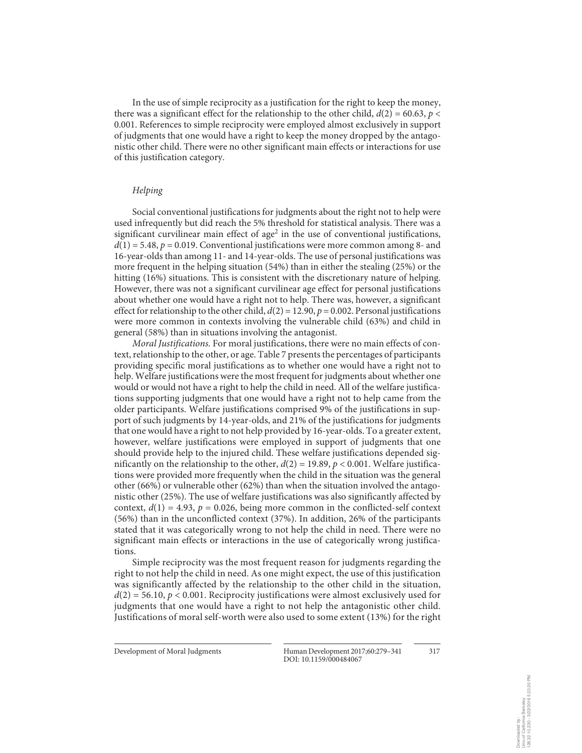In the use of simple reciprocity as a justification for the right to keep the money, there was a significant effect for the relationship to the other child, $d(2) = 60.63$, $p < 0.001$. References to simple reciprocity were employed almost exclusively in support of judgments that one would have a right to keep the money dropped by the antagonistic other child. There were no other significant main effects or interactions for use of this justification category.

### *Helping*

Social conventional justifications for judgments about the right not to help were used infrequently but did reach the 5% threshold for statistical analysis. There was a significant curvilinear main effect of $age^2$ in the use of conventional justifications, $d(1) = 5.48$, $p = 0.019$. Conventional justifications were more common among 8- and 16-year-olds than among 11- and 14-year-olds. The use of personal justifications was more frequent in the helping situation (54%) than in either the stealing (25%) or the hitting (16%) situations. This is consistent with the discretionary nature of helping. However, there was not a significant curvilinear age effect for personal justifications about whether one would have a right not to help. There was, however, a significant effect for relationship to the other child, $d(2) = 12.90$, $p = 0.002$. Personal justifications were more common in contexts involving the vulnerable child (63%) and child in general (58%) than in situations involving the antagonist.

*Moral Justifications.* For moral justifications, there were no main effects of context, relationship to the other, or age. Table 7 presents the percentages of participants providing specific moral justifications as to whether one would have a right not to help. Welfare justifications were the most frequent for judgments about whether one would or would not have a right to help the child in need. All of the welfare justifications supporting judgments that one would have a right not to help came from the older participants. Welfare justifications comprised 9% of the justifications in support of such judgments by 14-year-olds, and 21% of the justifications for judgments that one would have a right to not help provided by 16-year-olds. To a greater extent, however, welfare justifications were employed in support of judgments that one should provide help to the injured child. These welfare justifications depended significantly on the relationship to the other, $d(2) = 19.89$, $p < 0.001$. Welfare justifications were provided more frequently when the child in the situation was the general other (66%) or vulnerable other (62%) than when the situation involved the antagonistic other (25%). The use of welfare justifications was also significantly affected by context, $d(1) = 4.93$, $p = 0.026$, being more common in the conflicted-self context (56%) than in the unconflicted context (37%). In addition, 26% of the participants stated that it was categorically wrong to not help the child in need. There were no significant main effects or interactions in the use of categorically wrong justifications.

Simple reciprocity was the most frequent reason for judgments regarding the right to not help the child in need. As one might expect, the use of this justification was significantly affected by the relationship to the other child in the situation, $d(2) = 56.10$, $p < 0.001$. Reciprocity justifications were almost exclusively used for judgments that one would have a right to not help the antagonistic other child. Justifications of moral self-worth were also used to some extent (13%) for the right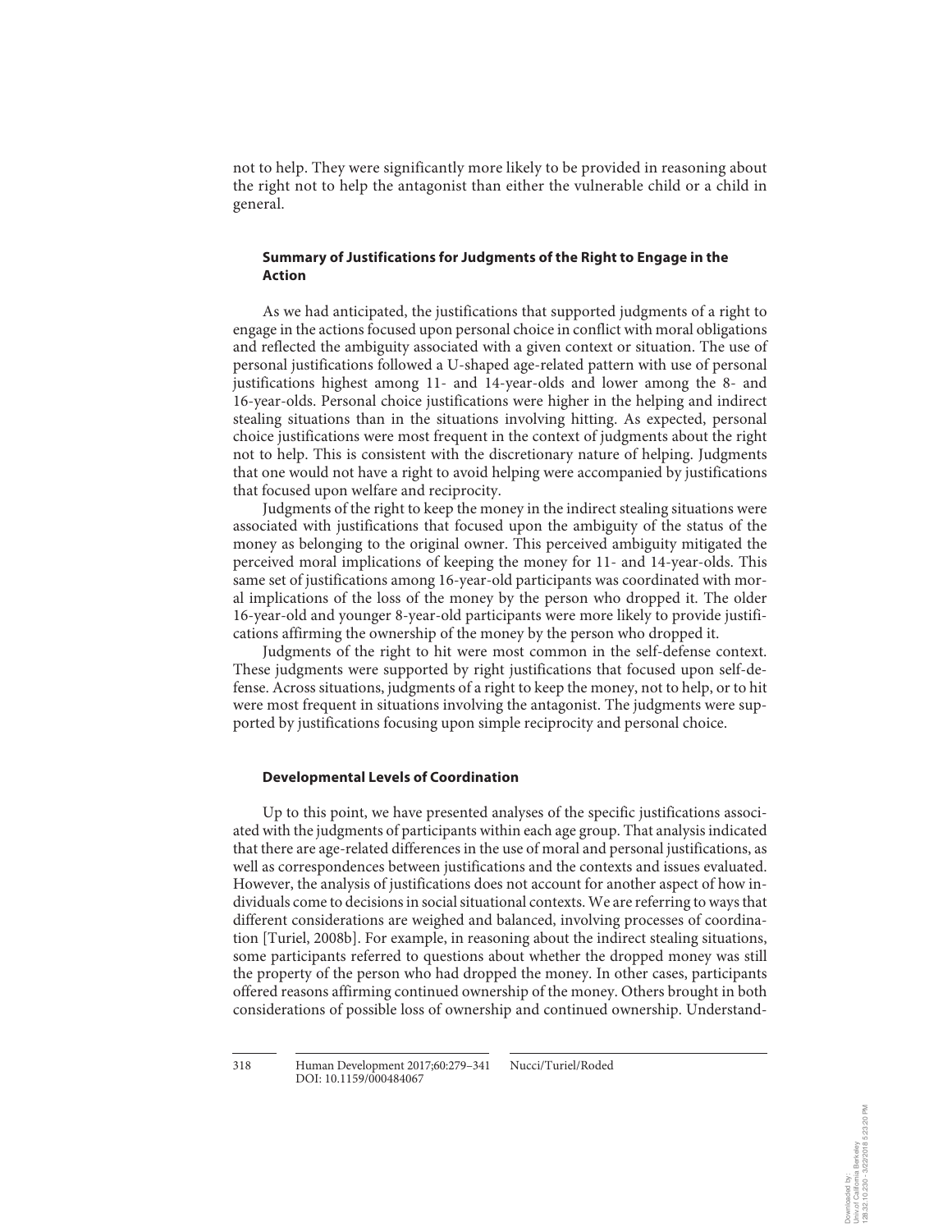not to help. They were significantly more likely to be provided in reasoning about the right not to help the antagonist than either the vulnerable child or a child in general.

### Summary of Justifications for Judgments of the Right to Engage in the Action

As we had anticipated, the justifications that supported judgments of a right to engage in the actions focused upon personal choice in conflict with moral obligations and reflected the ambiguity associated with a given context or situation. The use of personal justifications followed a U-shaped age-related pattern with use of personal justifications highest among 11- and 14-year-olds and lower among the 8- and 16-year-olds. Personal choice justifications were higher in the helping and indirect stealing situations than in the situations involving hitting. As expected, personal choice justifications were most frequent in the context of judgments about the right not to help. This is consistent with the discretionary nature of helping. Judgments that one would not have a right to avoid helping were accompanied by justifications that focused upon welfare and reciprocity.

Judgments of the right to keep the money in the indirect stealing situations were associated with justifications that focused upon the ambiguity of the status of the money as belonging to the original owner. This perceived ambiguity mitigated the perceived moral implications of keeping the money for 11- and 14-year-olds. This same set of justifications among 16-year-old participants was coordinated with moral implications of the loss of the money by the person who dropped it. The older 16-year-old and younger 8-year-old participants were more likely to provide justifications affirming the ownership of the money by the person who dropped it.

Judgments of the right to hit were most common in the self-defense context. These judgments were supported by right justifications that focused upon self-defense. Across situations, judgments of a right to keep the money, not to help, or to hit were most frequent in situations involving the antagonist. The judgments were supported by justifications focusing upon simple reciprocity and personal choice.

### Developmental Levels of Coordination

Up to this point, we have presented analyses of the specific justifications associated with the judgments of participants within each age group. That analysis indicated that there are age-related differences in the use of moral and personal justifications, as well as correspondences between justifications and the contexts and issues evaluated. However, the analysis of justifications does not account for another aspect of how individuals come to decisions in social situational contexts. We are referring to ways that different considerations are weighed and balanced, involving processes of coordination [Turiel, 2008b]. For example, in reasoning about the indirect stealing situations, some participants referred to questions about whether the dropped money was still the property of the person who had dropped the money. In other cases, participants offered reasons affirming continued ownership of the money. Others brought in both considerations of possible loss of ownership and continued ownership. Understand-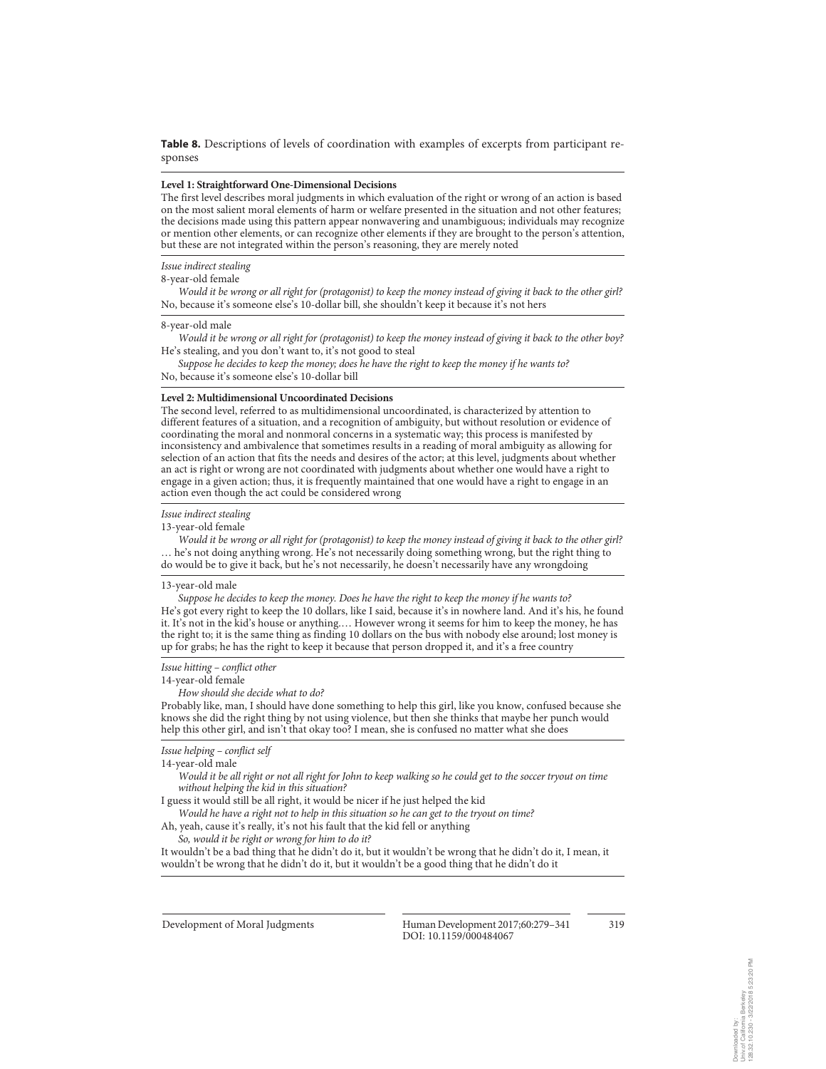**Table 8.** Descriptions of levels of coordination with examples of excerpts from participant responses

**Level 1: Straightforward One-Dimensional Decisions**

The first level describes moral judgments in which evaluation of the right or wrong of an action is based on the most salient moral elements of harm or welfare presented in the situation and not other features; the decisions made using this pattern appear nonwavering and unambiguous; individuals may recognize or mention other elements, or can recognize other elements if they are brought to the person's attention, but these are not integrated within the person's reasoning, they are merely noted

*Issue indirect stealing*

8-year-old female

*Would it be wrong or all right for (protagonist) to keep the money instead of giving it back to the other girl?*
No, because it's someone else's 10-dollar bill, she shouldn't keep it because it's not hers

8-year-old male

*Would it be wrong or all right for (protagonist) to keep the money instead of giving it back to the other boy?*
He's stealing, and you don't want to, it's not good to steal

*Suppose he decides to keep the money; does he have the right to keep the money if he wants to?*
No, because it's someone else's 10-dollar bill

**Level 2: Multidimensional Uncoordinated Decisions**

The second level, referred to as multidimensional uncoordinated, is characterized by attention to different features of a situation, and a recognition of ambiguity, but without resolution or evidence of coordinating the moral and nonmoral concerns in a systematic way; this process is manifested by inconsistency and ambivalence that sometimes results in a reading of moral ambiguity as allowing for selection of an action that fits the needs and desires of the actor; at this level, judgments about whether an act is right or wrong are not coordinated with judgments about whether one would have a right to engage in a given action; thus, it is frequently maintained that one would have a right to engage in an action even though the act could be considered wrong

*Issue indirect stealing*

13-year-old female

*Would it be wrong or all right for (protagonist) to keep the money instead of giving it back to the other girl?*
… he's not doing anything wrong. He's not necessarily doing something wrong, but the right thing to do would be to give it back, but he's not necessarily, he doesn't necessarily have any wrongdoing

13-year-old male

*Suppose he decides to keep the money. Does he have the right to keep the money if he wants to?*
He's got every right to keep the 10 dollars, like I said, because it's in nowhere land. And it's his, he found it. It's not in the kid's house or anything.… However wrong it seems for him to keep the money, he has the right to; it is the same thing as finding 10 dollars on the bus with nobody else around; lost money is up for grabs; he has the right to keep it because that person dropped it, and it's a free country

*Issue hitting – conflict other*

14-year-old female

*How should she decide what to do?*
Probably like, man, I should have done something to help this girl, like you know, confused because she knows she did the right thing by not using violence, but then she thinks that maybe her punch would help this other girl, and isn't that okay too? I mean, she is confused no matter what she does

*Issue helping – conflict self*

14-year-old male

*Would it be all right or not all right for John to keep walking so he could get to the soccer tryout on time without helping the kid in this situation?*
I guess it would still be all right, it would be nicer if he just helped the kid

*Would he have a right not to help in this situation so he can get to the tryout on time?*
Ah, yeah, cause it's really, it's not his fault that the kid fell or anything

*So, would it be right or wrong for him to do it?*
It wouldn't be a bad thing that he didn't do it, but it wouldn't be wrong that he didn't do it, I mean, it wouldn't be wrong that he didn't do it, but it wouldn't be a good thing that he didn't do it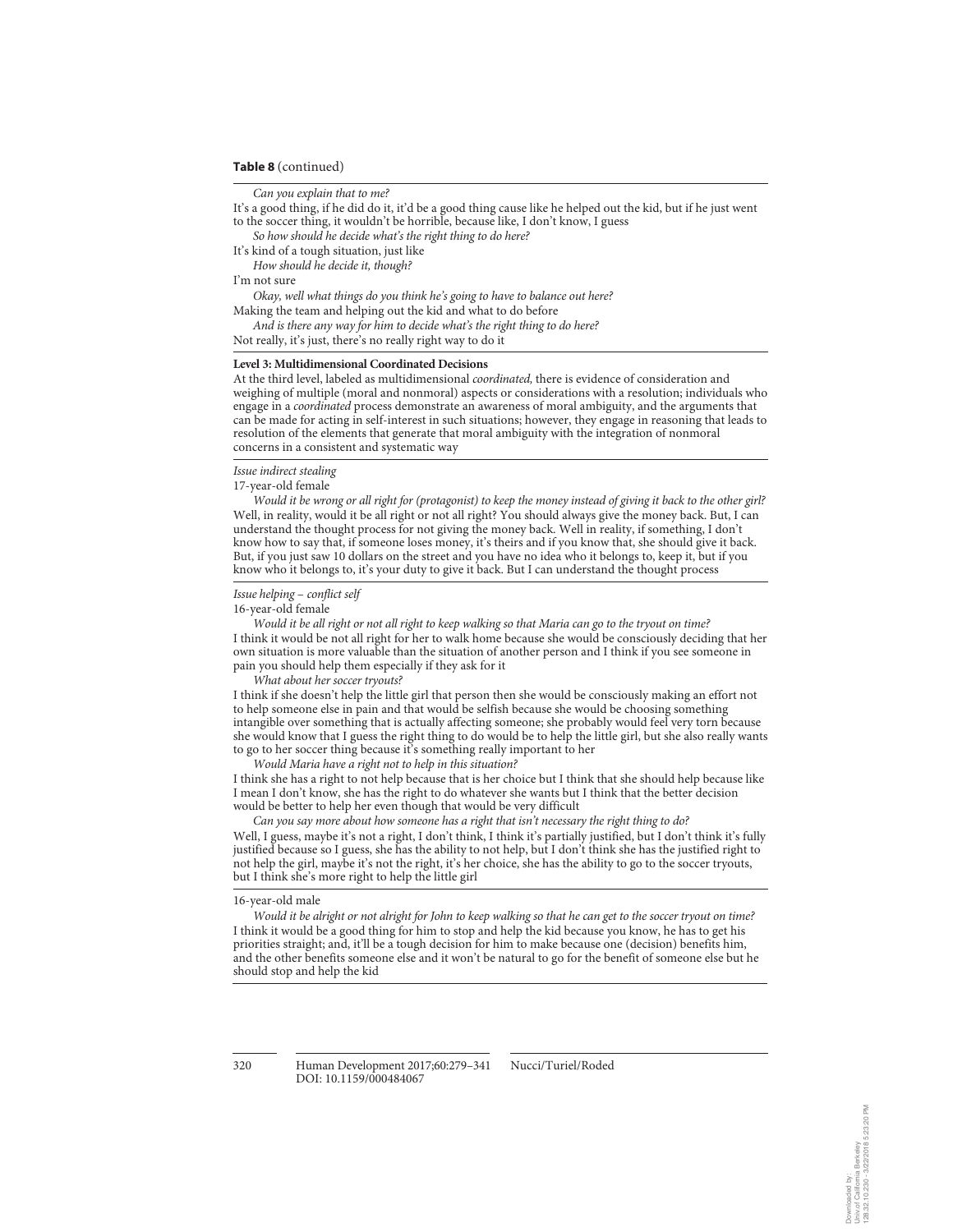**Table 8** (continued)

*Can you explain that to me?*

It's a good thing, if he did do it, it'd be a good thing cause like he helped out the kid, but if he just went to the soccer thing, it wouldn't be horrible, because like, I don't know, I guess

*So how should he decide what's the right thing to do here?*

It's kind of a tough situation, just like

*How should he decide it, though?*

I'm not sure

*Okay, well what things do you think he's going to have to balance out here?*

Making the team and helping out the kid and what to do before

*And is there any way for him to decide what's the right thing to do here?*

Not really, it's just, there's no really right way to do it

---

**Level 3: Multidimensional Coordinated Decisions**

At the third level, labeled as multidimensional *coordinated,* there is evidence of consideration and weighing of multiple (moral and nonmoral) aspects or considerations with a resolution; individuals who engage in a *coordinated* process demonstrate an awareness of moral ambiguity, and the arguments that can be made for acting in self-interest in such situations; however, they engage in reasoning that leads to resolution of the elements that generate that moral ambiguity with the integration of nonmoral concerns in a consistent and systematic way

---

*Issue indirect stealing*

17-year-old female

*Would it be wrong or all right for (protagonist) to keep the money instead of giving it back to the other girl?*

Well, in reality, would it be all right or not all right? You should always give the money back. But, I can understand the thought process for not giving the money back. Well in reality, if something, I don't know how to say that, if someone loses money, it's theirs and if you know that, she should give it back. But, if you just saw 10 dollars on the street and you have no idea who it belongs to, keep it, but if you know who it belongs to, it's your duty to give it back. But I can understand the thought process

---

*Issue helping – conflict self*

16-year-old female

*Would it be all right or not all right to keep walking so that Maria can go to the tryout on time?*

I think it would be not all right for her to walk home because she would be consciously deciding that her own situation is more valuable than the situation of another person and I think if you see someone in pain you should help them especially if they ask for it

*What about her soccer tryouts?*

I think if she doesn't help the little girl that person then she would be consciously making an effort not to help someone else in pain and that would be selfish because she would be choosing something intangible over something that is actually affecting someone; she probably would feel very torn because she would know that I guess the right thing to do would be to help the little girl, but she also really wants to go to her soccer thing because it's something really important to her

*Would Maria have a right not to help in this situation?*

I think she has a right to not help because that is her choice but I think that she should help because like I mean I don't know, she has the right to do whatever she wants but I think that the better decision would be better to help her even though that would be very difficult

*Can you say more about how someone has a right that isn't necessary the right thing to do?*

Well, I guess, maybe it's not a right, I don't think, I think it's partially justified, but I don't think it's fully justified because so I guess, she has the ability to not help, but I don't think she has the justified right to not help the girl, maybe it's not the right, it's her choice, she has the ability to go to the soccer tryouts, but I think she's more right to help the little girl

---

16-year-old male

*Would it be alright or not alright for John to keep walking so that he can get to the soccer tryout on time?*

I think it would be a good thing for him to stop and help the kid because you know, he has to get his priorities straight; and, it'll be a tough decision for him to make because one (decision) benefits him, and the other benefits someone else and it won't be natural to go for the benefit of someone else but he should stop and help the kid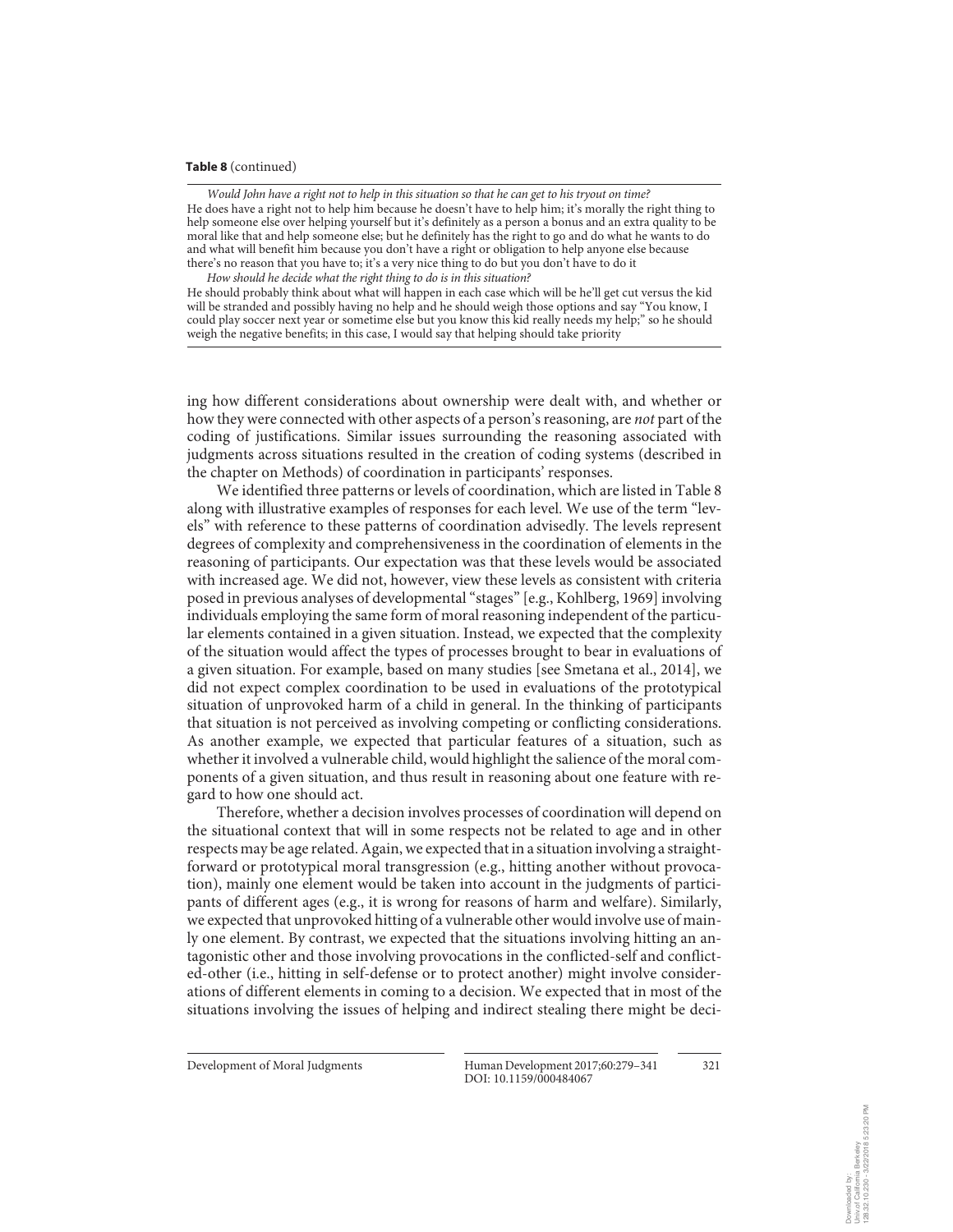**Table 8** (continued)

| |
|---|
| *Would John have a right not to help in this situation so that he can get to his tryout on time?* |
| He does have a right not to help him because he doesn't have to help him; it's morally the right thing to help someone else over helping yourself but it's definitely as a person a bonus and an extra quality to be moral like that and help someone else; but he definitely has the right to go and do what he wants to do and what will benefit him because you don't have a right or obligation to help anyone else because there's no reason that you have to; it's a very nice thing to do but you don't have to do it |
| *How should he decide what the right thing to do is in this situation?* |
| He should probably think about what will happen in each case which will be he'll get cut versus the kid will be stranded and possibly having no help and he should weigh those options and say "You know, I could play soccer next year or sometime else but you know this kid really needs my help;" so he should weigh the negative benefits; in this case, I would say that helping should take priority |

ing how different considerations about ownership were dealt with, and whether or how they were connected with other aspects of a person's reasoning, are *not* part of the coding of justifications. Similar issues surrounding the reasoning associated with judgments across situations resulted in the creation of coding systems (described in the chapter on Methods) of coordination in participants' responses.

We identified three patterns or levels of coordination, which are listed in Table 8 along with illustrative examples of responses for each level. We use of the term "levels" with reference to these patterns of coordination advisedly. The levels represent degrees of complexity and comprehensiveness in the coordination of elements in the reasoning of participants. Our expectation was that these levels would be associated with increased age. We did not, however, view these levels as consistent with criteria posed in previous analyses of developmental "stages" [e.g., Kohlberg, 1969] involving individuals employing the same form of moral reasoning independent of the particular elements contained in a given situation. Instead, we expected that the complexity of the situation would affect the types of processes brought to bear in evaluations of a given situation. For example, based on many studies [see Smetana et al., 2014], we did not expect complex coordination to be used in evaluations of the prototypical situation of unprovoked harm of a child in general. In the thinking of participants that situation is not perceived as involving competing or conflicting considerations. As another example, we expected that particular features of a situation, such as whether it involved a vulnerable child, would highlight the salience of the moral components of a given situation, and thus result in reasoning about one feature with regard to how one should act.

Therefore, whether a decision involves processes of coordination will depend on the situational context that will in some respects not be related to age and in other respects may be age related. Again, we expected that in a situation involving a straightforward or prototypical moral transgression (e.g., hitting another without provocation), mainly one element would be taken into account in the judgments of participants of different ages (e.g., it is wrong for reasons of harm and welfare). Similarly, we expected that unprovoked hitting of a vulnerable other would involve use of mainly one element. By contrast, we expected that the situations involving hitting an antagonistic other and those involving provocations in the conflicted-self and conflicted-other (i.e., hitting in self-defense or to protect another) might involve considerations of different elements in coming to a decision. We expected that in most of the situations involving the issues of helping and indirect stealing there might be deci-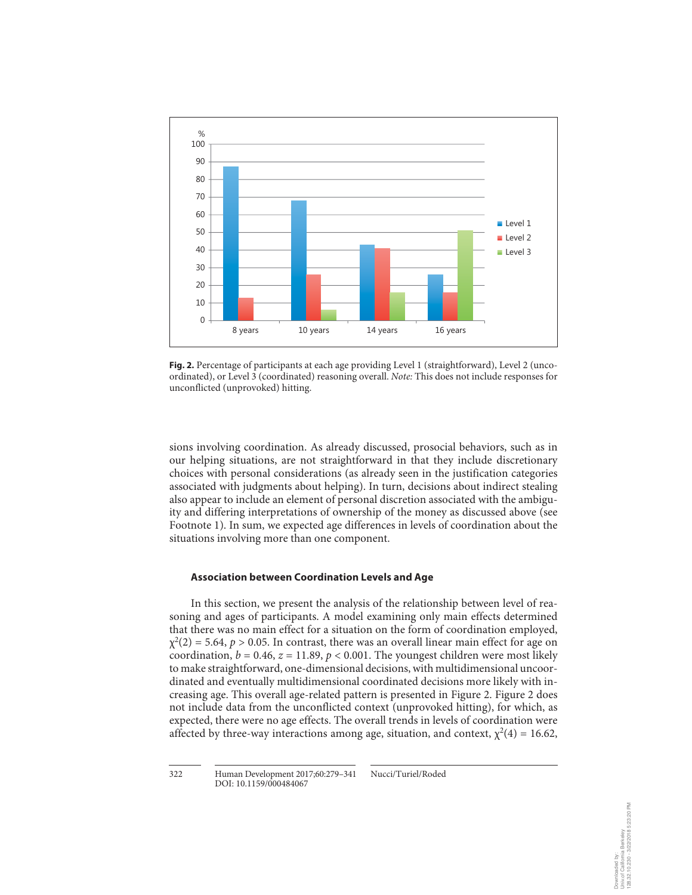**Fig. 2.** Percentage of participants at each age providing Level 1 (straightforward), Level 2 (uncoordinated), or Level 3 (coordinated) reasoning overall. *Note:* This does not include responses for unconflicted (unprovoked) hitting.

sions involving coordination. As already discussed, prosocial behaviors, such as in our helping situations, are not straightforward in that they include discretionary choices with personal considerations (as already seen in the justification categories associated with judgments about helping). In turn, decisions about indirect stealing also appear to include an element of personal discretion associated with the ambiguity and differing interpretations of ownership of the money as discussed above (see Footnote 1). In sum, we expected age differences in levels of coordination about the situations involving more than one component.

### Association between Coordination Levels and Age

In this section, we present the analysis of the relationship between level of reasoning and ages of participants. A model examining only main effects determined that there was no main effect for a situation on the form of coordination employed, $\chi^2(2) = 5.64$, $p > 0.05$. In contrast, there was an overall linear main effect for age on coordination, $b = 0.46$, $z = 11.89$, $p < 0.001$. The youngest children were most likely to make straightforward, one-dimensional decisions, with multidimensional uncoordinated and eventually multidimensional coordinated decisions more likely with increasing age. This overall age-related pattern is presented in Figure 2. Figure 2 does not include data from the unconflicted context (unprovoked hitting), for which, as expected, there were no age effects. The overall trends in levels of coordination were affected by three-way interactions among age, situation, and context, $\chi^2(4) = 16.62$,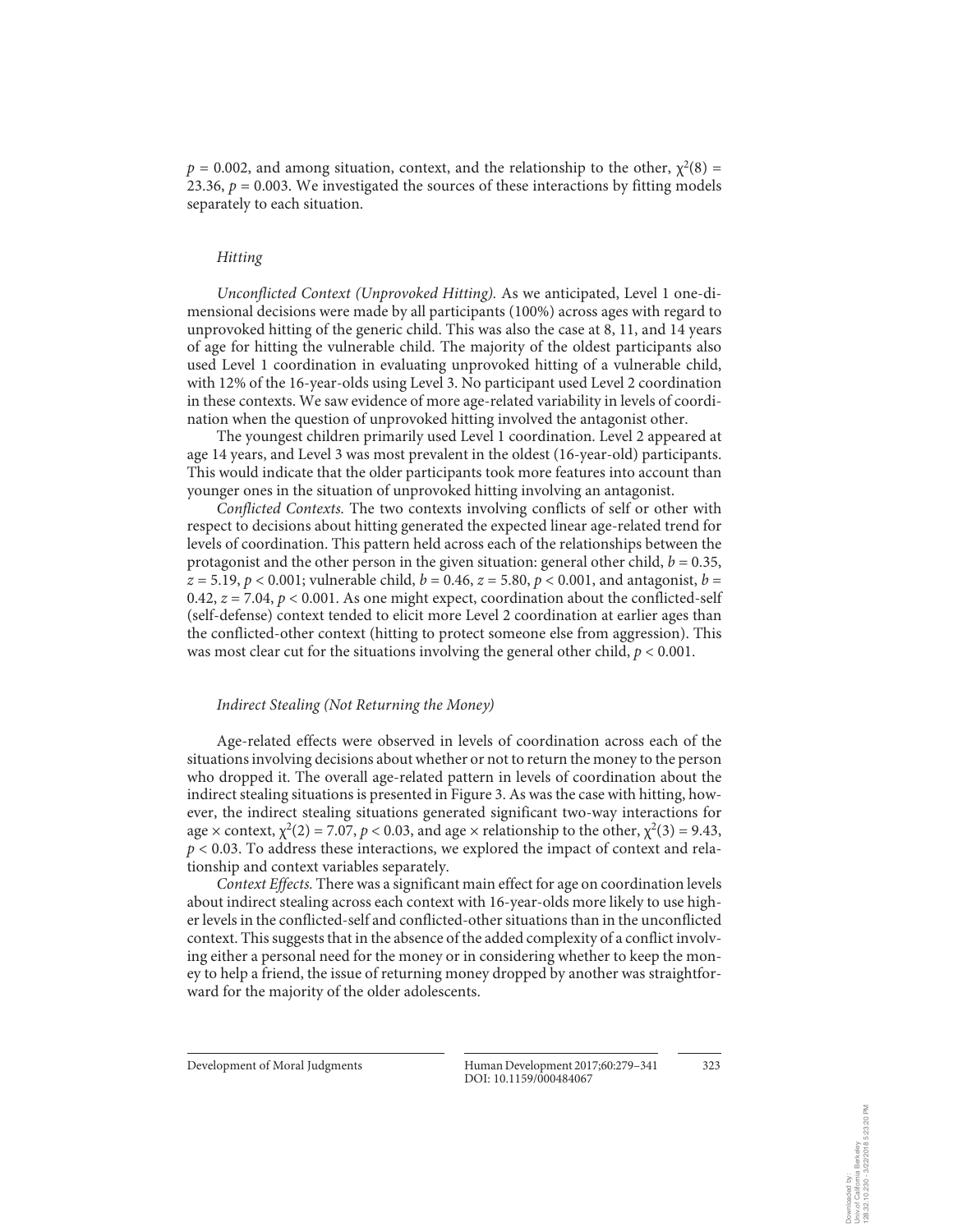$p = 0.002$, and among situation, context, and the relationship to the other, $\chi^2(8) = 23.36$, $p = 0.003$. We investigated the sources of these interactions by fitting models separately to each situation.

### *Hitting*

*Unconflicted Context (Unprovoked Hitting).* As we anticipated, Level 1 one-dimensional decisions were made by all participants (100%) across ages with regard to unprovoked hitting of the generic child. This was also the case at 8, 11, and 14 years of age for hitting the vulnerable child. The majority of the oldest participants also used Level 1 coordination in evaluating unprovoked hitting of a vulnerable child, with 12% of the 16-year-olds using Level 3. No participant used Level 2 coordination in these contexts. We saw evidence of more age-related variability in levels of coordination when the question of unprovoked hitting involved the antagonist other.

The youngest children primarily used Level 1 coordination. Level 2 appeared at age 14 years, and Level 3 was most prevalent in the oldest (16-year-old) participants. This would indicate that the older participants took more features into account than younger ones in the situation of unprovoked hitting involving an antagonist.

*Conflicted Contexts.* The two contexts involving conflicts of self or other with respect to decisions about hitting generated the expected linear age-related trend for levels of coordination. This pattern held across each of the relationships between the protagonist and the other person in the given situation: general other child, $b = 0.35$, $z = 5.19$, $p < 0.001$; vulnerable child, $b = 0.46$, $z = 5.80$, $p < 0.001$, and antagonist, $b = 0.42$, $z = 7.04$, $p < 0.001$. As one might expect, coordination about the conflicted-self (self-defense) context tended to elicit more Level 2 coordination at earlier ages than the conflicted-other context (hitting to protect someone else from aggression). This was most clear cut for the situations involving the general other child, $p < 0.001$.

### *Indirect Stealing (Not Returning the Money)*

Age-related effects were observed in levels of coordination across each of the situations involving decisions about whether or not to return the money to the person who dropped it. The overall age-related pattern in levels of coordination about the indirect stealing situations is presented in Figure 3. As was the case with hitting, however, the indirect stealing situations generated significant two-way interactions for age × context, $\chi^2(2) = 7.07$, $p < 0.03$, and age × relationship to the other, $\chi^2(3) = 9.43$, $p < 0.03$. To address these interactions, we explored the impact of context and relationship and context variables separately.

*Context Effects.* There was a significant main effect for age on coordination levels about indirect stealing across each context with 16-year-olds more likely to use higher levels in the conflicted-self and conflicted-other situations than in the unconflicted context. This suggests that in the absence of the added complexity of a conflict involving either a personal need for the money or in considering whether to keep the money to help a friend, the issue of returning money dropped by another was straightforward for the majority of the older adolescents.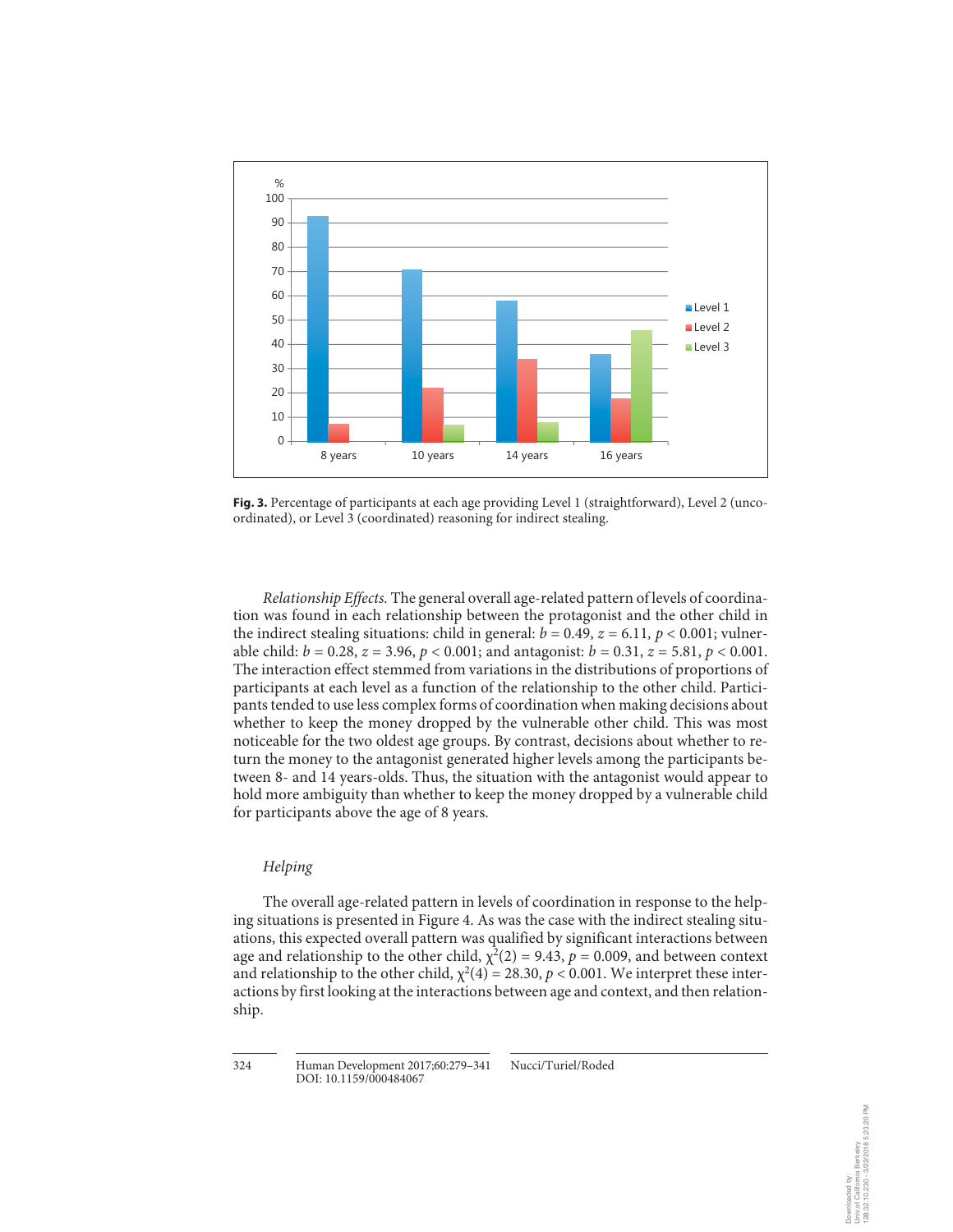**Fig. 3.** Percentage of participants at each age providing Level 1 (straightforward), Level 2 (uncoordinated), or Level 3 (coordinated) reasoning for indirect stealing.

*Relationship Effects.* The general overall age-related pattern of levels of coordination was found in each relationship between the protagonist and the other child in the indirect stealing situations: child in general: $b = 0.49$, $z = 6.11$, $p < 0.001$; vulnerable child: $b = 0.28$, $z = 3.96$, $p < 0.001$; and antagonist: $b = 0.31$, $z = 5.81$, $p < 0.001$. The interaction effect stemmed from variations in the distributions of proportions of participants at each level as a function of the relationship to the other child. Participants tended to use less complex forms of coordination when making decisions about whether to keep the money dropped by the vulnerable other child. This was most noticeable for the two oldest age groups. By contrast, decisions about whether to return the money to the antagonist generated higher levels among the participants between 8- and 14 years-olds. Thus, the situation with the antagonist would appear to hold more ambiguity than whether to keep the money dropped by a vulnerable child for participants above the age of 8 years.

### *Helping*

The overall age-related pattern in levels of coordination in response to the helping situations is presented in Figure 4. As was the case with the indirect stealing situations, this expected overall pattern was qualified by significant interactions between age and relationship to the other child, $\chi^2(2) = 9.43$, $p = 0.009$, and between context and relationship to the other child, $\chi^2(4) = 28.30$, $p < 0.001$. We interpret these interactions by first looking at the interactions between age and context, and then relationship.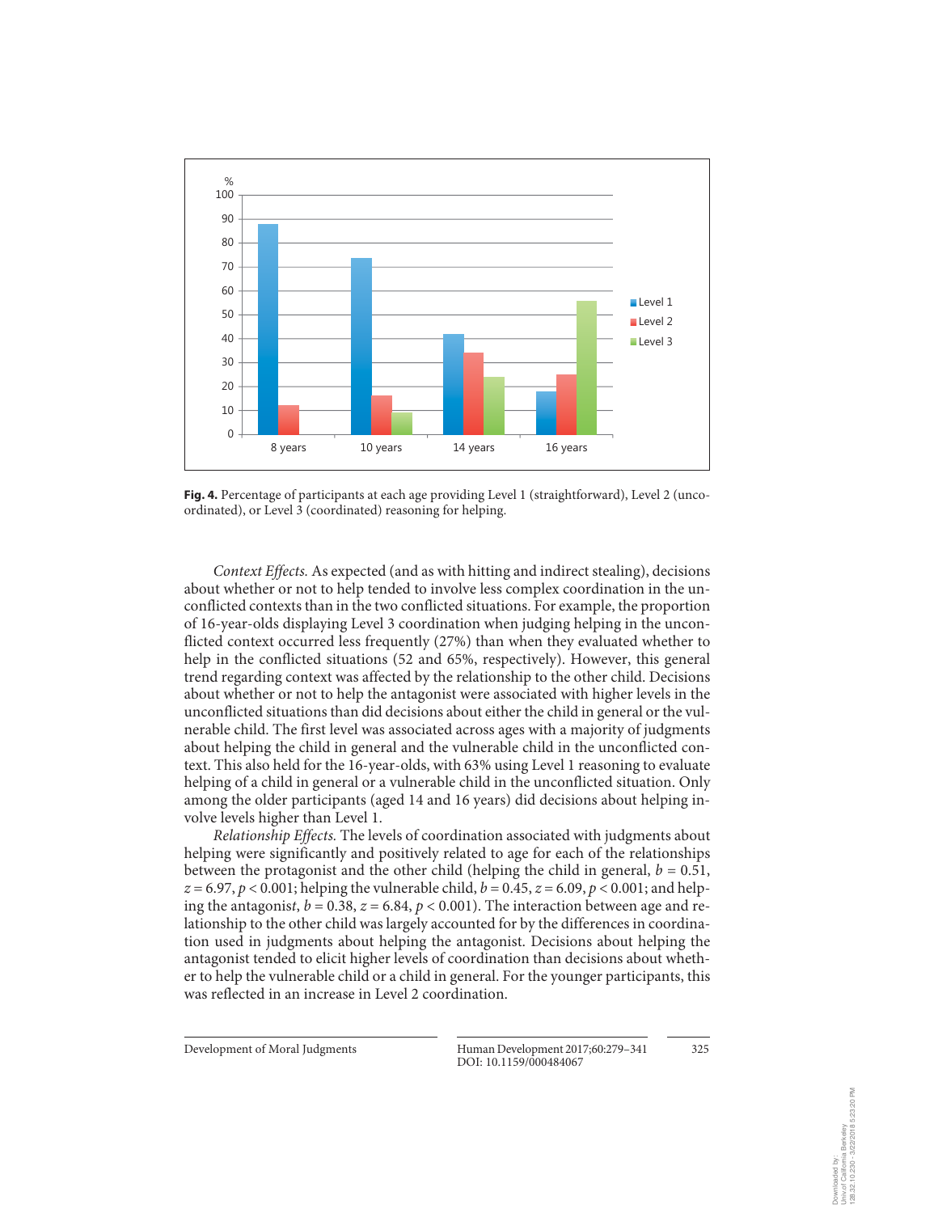**Fig. 4.** Percentage of participants at each age providing Level 1 (straightforward), Level 2 (uncoordinated), or Level 3 (coordinated) reasoning for helping.

*Context Effects.* As expected (and as with hitting and indirect stealing), decisions about whether or not to help tended to involve less complex coordination in the unconflicted contexts than in the two conflicted situations. For example, the proportion of 16-year-olds displaying Level 3 coordination when judging helping in the unconflicted context occurred less frequently (27%) than when they evaluated whether to help in the conflicted situations (52 and 65%, respectively). However, this general trend regarding context was affected by the relationship to the other child. Decisions about whether or not to help the antagonist were associated with higher levels in the unconflicted situations than did decisions about either the child in general or the vulnerable child. The first level was associated across ages with a majority of judgments about helping the child in general and the vulnerable child in the unconflicted context. This also held for the 16-year-olds, with 63% using Level 1 reasoning to evaluate helping of a child in general or a vulnerable child in the unconflicted situation. Only among the older participants (aged 14 and 16 years) did decisions about helping involve levels higher than Level 1.

*Relationship Effects.* The levels of coordination associated with judgments about helping were significantly and positively related to age for each of the relationships between the protagonist and the other child (helping the child in general, $b = 0.51$, $z = 6.97$, $p < 0.001$; helping the vulnerable child, $b = 0.45$, $z = 6.09$, $p < 0.001$; and helping the antagonist, $b = 0.38$, $z = 6.84$, $p < 0.001$). The interaction between age and relationship to the other child was largely accounted for by the differences in coordination used in judgments about helping the antagonist. Decisions about helping the antagonist tended to elicit higher levels of coordination than decisions about whether to help the vulnerable child or a child in general. For the younger participants, this was reflected in an increase in Level 2 coordination.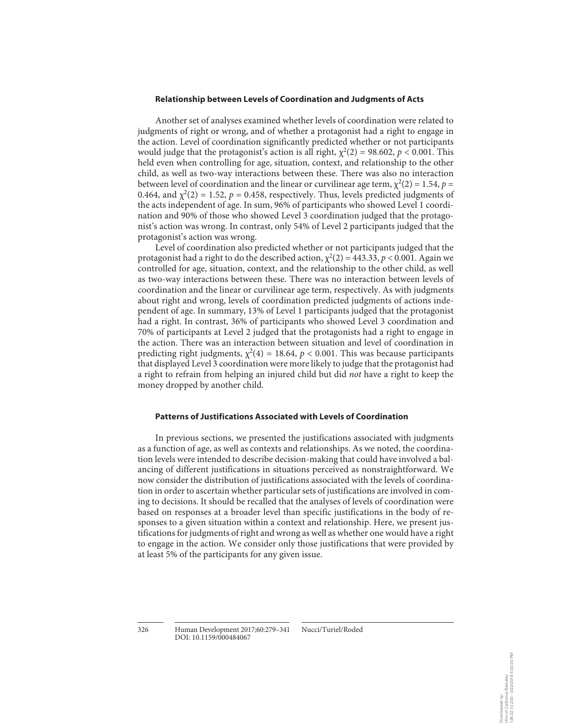### Relationship between Levels of Coordination and Judgments of Acts

Another set of analyses examined whether levels of coordination were related to judgments of right or wrong, and of whether a protagonist had a right to engage in the action. Level of coordination significantly predicted whether or not participants would judge that the protagonist's action is all right, $\chi^2(2) = 98.602$, $p < 0.001$. This held even when controlling for age, situation, context, and relationship to the other child, as well as two-way interactions between these. There was also no interaction between level of coordination and the linear or curvilinear age term, $\chi^2(2) = 1.54$, $p = 0.464$, and $\chi^2(2) = 1.52$, $p = 0.458$, respectively. Thus, levels predicted judgments of the acts independent of age. In sum, 96% of participants who showed Level 1 coordination and 90% of those who showed Level 3 coordination judged that the protagonist's action was wrong. In contrast, only 54% of Level 2 participants judged that the protagonist's action was wrong.

Level of coordination also predicted whether or not participants judged that the protagonist had a right to do the described action, $\chi^2(2) = 443.33$, $p < 0.001$. Again we controlled for age, situation, context, and the relationship to the other child, as well as two-way interactions between these. There was no interaction between levels of coordination and the linear or curvilinear age term, respectively. As with judgments about right and wrong, levels of coordination predicted judgments of actions independent of age. In summary, 13% of Level 1 participants judged that the protagonist had a right. In contrast, 36% of participants who showed Level 3 coordination and 70% of participants at Level 2 judged that the protagonists had a right to engage in the action. There was an interaction between situation and level of coordination in predicting right judgments, $\chi^2(4) = 18.64$, $p < 0.001$. This was because participants that displayed Level 3 coordination were more likely to judge that the protagonist had a right to refrain from helping an injured child but did *not* have a right to keep the money dropped by another child.

### Patterns of Justifications Associated with Levels of Coordination

In previous sections, we presented the justifications associated with judgments as a function of age, as well as contexts and relationships. As we noted, the coordination levels were intended to describe decision-making that could have involved a balancing of different justifications in situations perceived as nonstraightforward. We now consider the distribution of justifications associated with the levels of coordination in order to ascertain whether particular sets of justifications are involved in coming to decisions. It should be recalled that the analyses of levels of coordination were based on responses at a broader level than specific justifications in the body of responses to a given situation within a context and relationship. Here, we present justifications for judgments of right and wrong as well as whether one would have a right to engage in the action. We consider only those justifications that were provided by at least 5% of the participants for any given issue.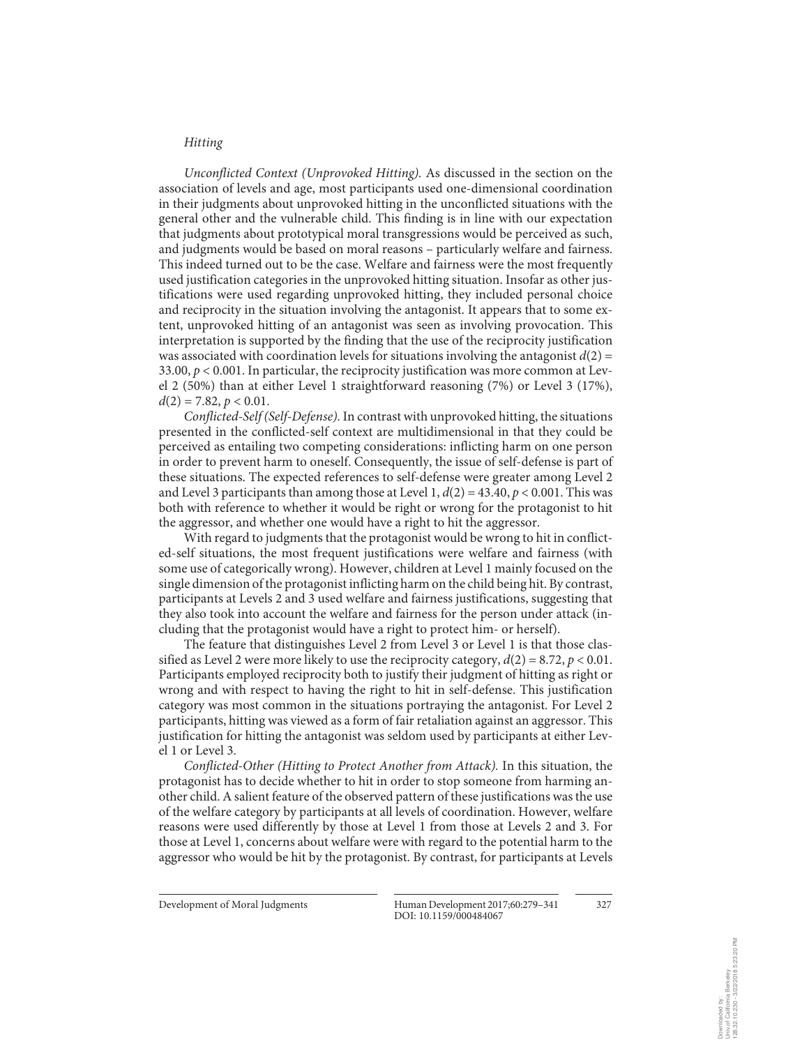*Hitting*

*Unconflicted Context (Unprovoked Hitting).* As discussed in the section on the association of levels and age, most participants used one-dimensional coordination in their judgments about unprovoked hitting in the unconflicted situations with the general other and the vulnerable child. This finding is in line with our expectation that judgments about prototypical moral transgressions would be perceived as such, and judgments would be based on moral reasons – particularly welfare and fairness. This indeed turned out to be the case. Welfare and fairness were the most frequently used justification categories in the unprovoked hitting situation. Insofar as other justifications were used regarding unprovoked hitting, they included personal choice and reciprocity in the situation involving the antagonist. It appears that to some extent, unprovoked hitting of an antagonist was seen as involving provocation. This interpretation is supported by the finding that the use of the reciprocity justification was associated with coordination levels for situations involving the antagonist $d(2) = 33.00$, $p < 0.001$. In particular, the reciprocity justification was more common at Level 2 (50%) than at either Level 1 straightforward reasoning (7%) or Level 3 (17%), $d(2) = 7.82$, $p < 0.01$.

*Conflicted-Self (Self-Defense).* In contrast with unprovoked hitting, the situations presented in the conflicted-self context are multidimensional in that they could be perceived as entailing two competing considerations: inflicting harm on one person in order to prevent harm to oneself. Consequently, the issue of self-defense is part of these situations. The expected references to self-defense were greater among Level 2 and Level 3 participants than among those at Level 1, $d(2) = 43.40$, $p < 0.001$. This was both with reference to whether it would be right or wrong for the protagonist to hit the aggressor, and whether one would have a right to hit the aggressor.

With regard to judgments that the protagonist would be wrong to hit in conflicted-self situations, the most frequent justifications were welfare and fairness (with some use of categorically wrong). However, children at Level 1 mainly focused on the single dimension of the protagonist inflicting harm on the child being hit. By contrast, participants at Levels 2 and 3 used welfare and fairness justifications, suggesting that they also took into account the welfare and fairness for the person under attack (including that the protagonist would have a right to protect him- or herself).

The feature that distinguishes Level 2 from Level 3 or Level 1 is that those classified as Level 2 were more likely to use the reciprocity category, $d(2) = 8.72$, $p < 0.01$. Participants employed reciprocity both to justify their judgment of hitting as right or wrong and with respect to having the right to hit in self-defense. This justification category was most common in the situations portraying the antagonist. For Level 2 participants, hitting was viewed as a form of fair retaliation against an aggressor. This justification for hitting the antagonist was seldom used by participants at either Level 1 or Level 3.

*Conflicted-Other (Hitting to Protect Another from Attack).* In this situation, the protagonist has to decide whether to hit in order to stop someone from harming another child. A salient feature of the observed pattern of these justifications was the use of the welfare category by participants at all levels of coordination. However, welfare reasons were used differently by those at Level 1 from those at Levels 2 and 3. For those at Level 1, concerns about welfare were with regard to the potential harm to the aggressor who would be hit by the protagonist. By contrast, for participants at Levels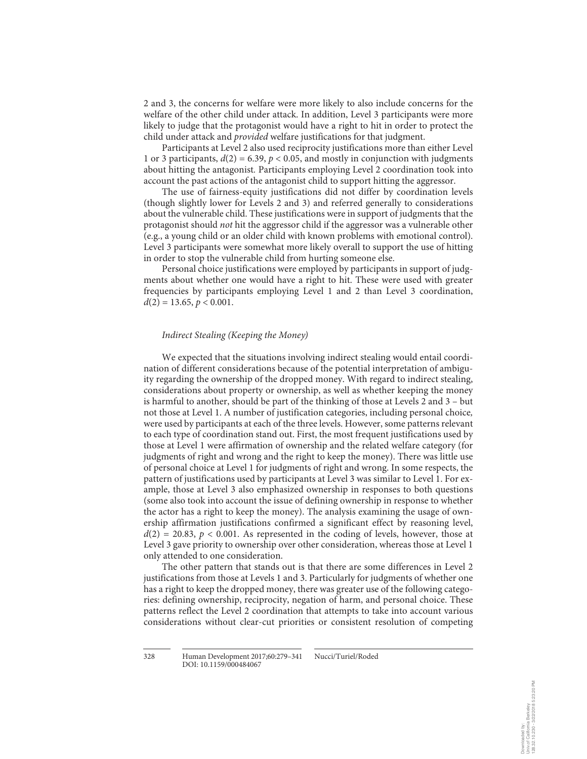2 and 3, the concerns for welfare were more likely to also include concerns for the welfare of the other child under attack. In addition, Level 3 participants were more likely to judge that the protagonist would have a right to hit in order to protect the child under attack and *provided* welfare justifications for that judgment.

Participants at Level 2 also used reciprocity justifications more than either Level 1 or 3 participants, $d(2) = 6.39$, $p < 0.05$, and mostly in conjunction with judgments about hitting the antagonist. Participants employing Level 2 coordination took into account the past actions of the antagonist child to support hitting the aggressor.

The use of fairness-equity justifications did not differ by coordination levels (though slightly lower for Levels 2 and 3) and referred generally to considerations about the vulnerable child. These justifications were in support of judgments that the protagonist should *not* hit the aggressor child if the aggressor was a vulnerable other (e.g., a young child or an older child with known problems with emotional control). Level 3 participants were somewhat more likely overall to support the use of hitting in order to stop the vulnerable child from hurting someone else.

Personal choice justifications were employed by participants in support of judgments about whether one would have a right to hit. These were used with greater frequencies by participants employing Level 1 and 2 than Level 3 coordination, $d(2) = 13.65$, $p < 0.001$.

### *Indirect Stealing (Keeping the Money)*

We expected that the situations involving indirect stealing would entail coordination of different considerations because of the potential interpretation of ambiguity regarding the ownership of the dropped money. With regard to indirect stealing, considerations about property or ownership, as well as whether keeping the money is harmful to another, should be part of the thinking of those at Levels 2 and 3 – but not those at Level 1. A number of justification categories, including personal choice, were used by participants at each of the three levels. However, some patterns relevant to each type of coordination stand out. First, the most frequent justifications used by those at Level 1 were affirmation of ownership and the related welfare category (for judgments of right and wrong and the right to keep the money). There was little use of personal choice at Level 1 for judgments of right and wrong. In some respects, the pattern of justifications used by participants at Level 3 was similar to Level 1. For example, those at Level 3 also emphasized ownership in responses to both questions (some also took into account the issue of defining ownership in response to whether the actor has a right to keep the money). The analysis examining the usage of ownership affirmation justifications confirmed a significant effect by reasoning level, $d(2) = 20.83$, $p < 0.001$. As represented in the coding of levels, however, those at Level 3 gave priority to ownership over other consideration, whereas those at Level 1 only attended to one consideration.

The other pattern that stands out is that there are some differences in Level 2 justifications from those at Levels 1 and 3. Particularly for judgments of whether one has a right to keep the dropped money, there was greater use of the following categories: defining ownership, reciprocity, negation of harm, and personal choice. These patterns reflect the Level 2 coordination that attempts to take into account various considerations without clear-cut priorities or consistent resolution of competing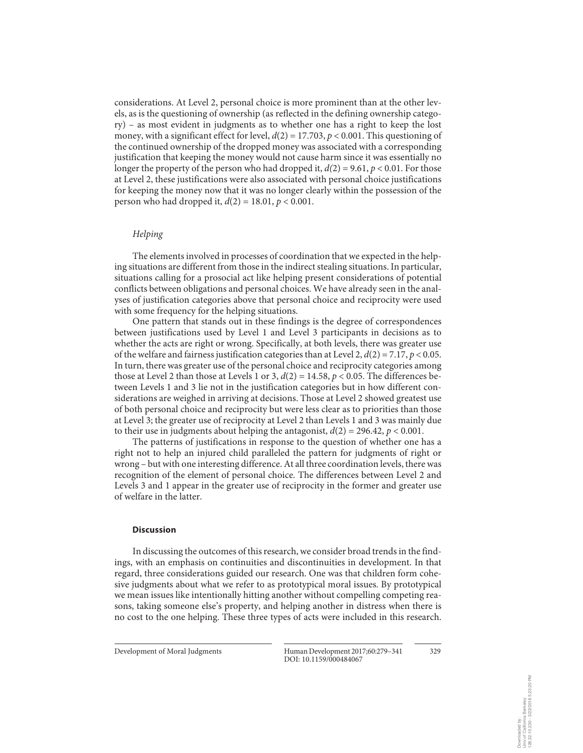considerations. At Level 2, personal choice is more prominent than at the other levels, as is the questioning of ownership (as reflected in the defining ownership category) – as most evident in judgments as to whether one has a right to keep the lost money, with a significant effect for level, $d(2) = 17.703$, $p < 0.001$. This questioning of the continued ownership of the dropped money was associated with a corresponding justification that keeping the money would not cause harm since it was essentially no longer the property of the person who had dropped it, $d(2) = 9.61$, $p < 0.01$. For those at Level 2, these justifications were also associated with personal choice justifications for keeping the money now that it was no longer clearly within the possession of the person who had dropped it, $d(2) = 18.01$, $p < 0.001$.

### *Helping*

The elements involved in processes of coordination that we expected in the helping situations are different from those in the indirect stealing situations. In particular, situations calling for a prosocial act like helping present considerations of potential conflicts between obligations and personal choices. We have already seen in the analyses of justification categories above that personal choice and reciprocity were used with some frequency for the helping situations.

One pattern that stands out in these findings is the degree of correspondences between justifications used by Level 1 and Level 3 participants in decisions as to whether the acts are right or wrong. Specifically, at both levels, there was greater use of the welfare and fairness justification categories than at Level 2, $d(2) = 7.17$, $p < 0.05$. In turn, there was greater use of the personal choice and reciprocity categories among those at Level 2 than those at Levels 1 or 3, $d(2) = 14.58$, $p < 0.05$. The differences between Levels 1 and 3 lie not in the justification categories but in how different considerations are weighed in arriving at decisions. Those at Level 2 showed greatest use of both personal choice and reciprocity but were less clear as to priorities than those at Level 3; the greater use of reciprocity at Level 2 than Levels 1 and 3 was mainly due to their use in judgments about helping the antagonist, $d(2) = 296.42$, $p < 0.001$.

The patterns of justifications in response to the question of whether one has a right not to help an injured child paralleled the pattern for judgments of right or wrong – but with one interesting difference. At all three coordination levels, there was recognition of the element of personal choice. The differences between Level 2 and Levels 3 and 1 appear in the greater use of reciprocity in the former and greater use of welfare in the latter.

## **Discussion**

In discussing the outcomes of this research, we consider broad trends in the findings, with an emphasis on continuities and discontinuities in development. In that regard, three considerations guided our research. One was that children form cohesive judgments about what we refer to as prototypical moral issues. By prototypical we mean issues like intentionally hitting another without compelling competing reasons, taking someone else's property, and helping another in distress when there is no cost to the one helping. These three types of acts were included in this research.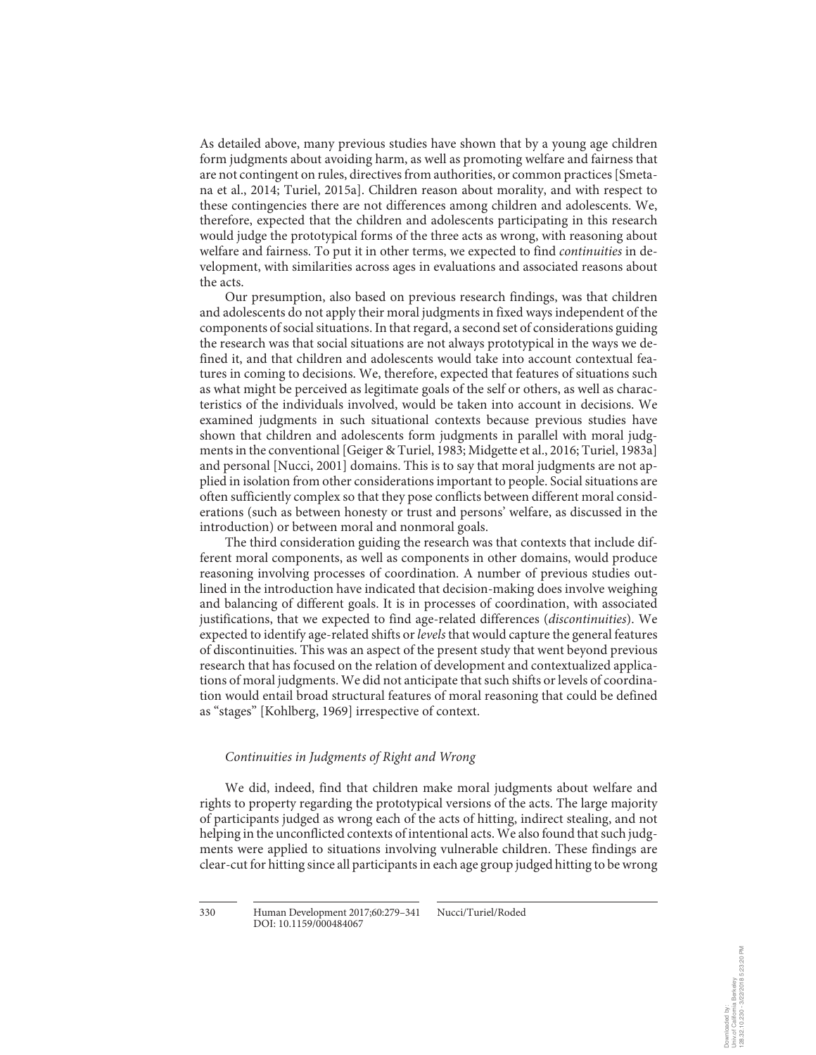As detailed above, many previous studies have shown that by a young age children form judgments about avoiding harm, as well as promoting welfare and fairness that are not contingent on rules, directives from authorities, or common practices [Smetana et al., 2014; Turiel, 2015a]. Children reason about morality, and with respect to these contingencies there are not differences among children and adolescents. We, therefore, expected that the children and adolescents participating in this research would judge the prototypical forms of the three acts as wrong, with reasoning about welfare and fairness. To put it in other terms, we expected to find *continuities* in development, with similarities across ages in evaluations and associated reasons about the acts.

Our presumption, also based on previous research findings, was that children and adolescents do not apply their moral judgments in fixed ways independent of the components of social situations. In that regard, a second set of considerations guiding the research was that social situations are not always prototypical in the ways we defined it, and that children and adolescents would take into account contextual features in coming to decisions. We, therefore, expected that features of situations such as what might be perceived as legitimate goals of the self or others, as well as characteristics of the individuals involved, would be taken into account in decisions. We examined judgments in such situational contexts because previous studies have shown that children and adolescents form judgments in parallel with moral judgments in the conventional [Geiger & Turiel, 1983; Midgette et al., 2016; Turiel, 1983a] and personal [Nucci, 2001] domains. This is to say that moral judgments are not applied in isolation from other considerations important to people. Social situations are often sufficiently complex so that they pose conflicts between different moral considerations (such as between honesty or trust and persons' welfare, as discussed in the introduction) or between moral and nonmoral goals.

The third consideration guiding the research was that contexts that include different moral components, as well as components in other domains, would produce reasoning involving processes of coordination. A number of previous studies outlined in the introduction have indicated that decision-making does involve weighing and balancing of different goals. It is in processes of coordination, with associated justifications, that we expected to find age-related differences (*discontinuities*). We expected to identify age-related shifts or *levels* that would capture the general features of discontinuities. This was an aspect of the present study that went beyond previous research that has focused on the relation of development and contextualized applications of moral judgments. We did not anticipate that such shifts or levels of coordination would entail broad structural features of moral reasoning that could be defined as "stages" [Kohlberg, 1969] irrespective of context.

### *Continuities in Judgments of Right and Wrong*

We did, indeed, find that children make moral judgments about welfare and rights to property regarding the prototypical versions of the acts. The large majority of participants judged as wrong each of the acts of hitting, indirect stealing, and not helping in the unconflicted contexts of intentional acts. We also found that such judgments were applied to situations involving vulnerable children. These findings are clear-cut for hitting since all participants in each age group judged hitting to be wrong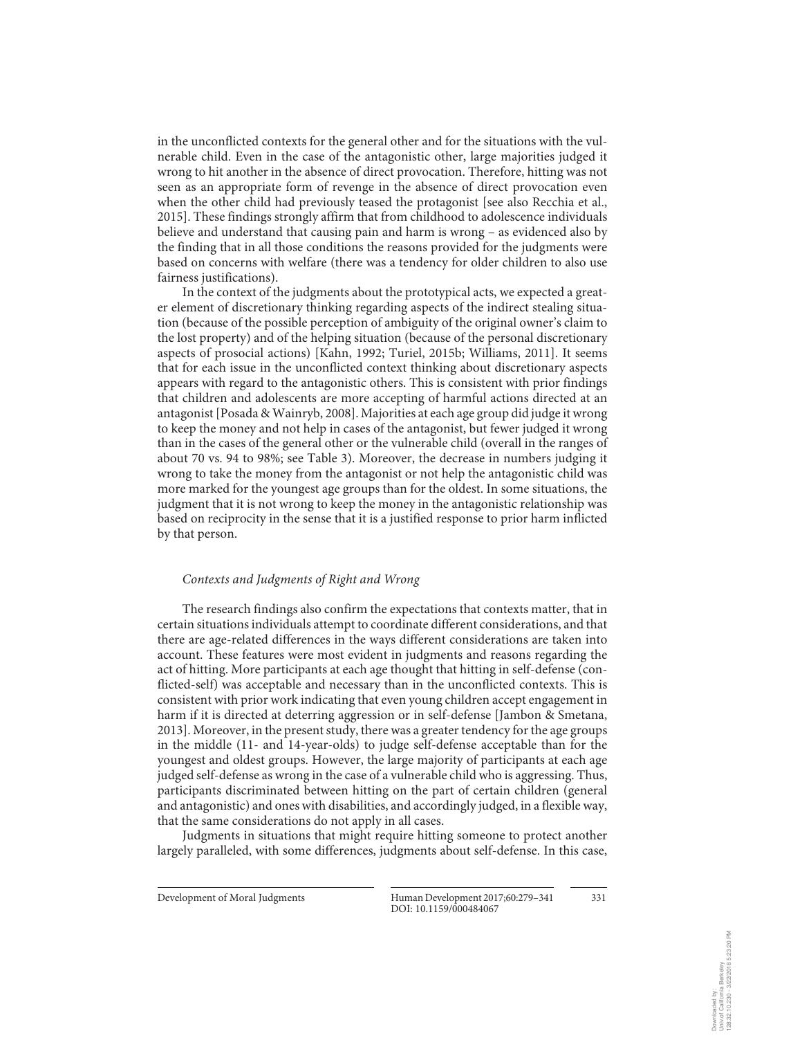in the unconflicted contexts for the general other and for the situations with the vulnerable child. Even in the case of the antagonistic other, large majorities judged it wrong to hit another in the absence of direct provocation. Therefore, hitting was not seen as an appropriate form of revenge in the absence of direct provocation even when the other child had previously teased the protagonist [see also Recchia et al., 2015]. These findings strongly affirm that from childhood to adolescence individuals believe and understand that causing pain and harm is wrong – as evidenced also by the finding that in all those conditions the reasons provided for the judgments were based on concerns with welfare (there was a tendency for older children to also use fairness justifications).

In the context of the judgments about the prototypical acts, we expected a greater element of discretionary thinking regarding aspects of the indirect stealing situation (because of the possible perception of ambiguity of the original owner's claim to the lost property) and of the helping situation (because of the personal discretionary aspects of prosocial actions) [Kahn, 1992; Turiel, 2015b; Williams, 2011]. It seems that for each issue in the unconflicted context thinking about discretionary aspects appears with regard to the antagonistic others. This is consistent with prior findings that children and adolescents are more accepting of harmful actions directed at an antagonist [Posada & Wainryb, 2008]. Majorities at each age group did judge it wrong to keep the money and not help in cases of the antagonist, but fewer judged it wrong than in the cases of the general other or the vulnerable child (overall in the ranges of about 70 vs. 94 to 98%; see Table 3). Moreover, the decrease in numbers judging it wrong to take the money from the antagonist or not help the antagonistic child was more marked for the youngest age groups than for the oldest. In some situations, the judgment that it is not wrong to keep the money in the antagonistic relationship was based on reciprocity in the sense that it is a justified response to prior harm inflicted by that person.

### *Contexts and Judgments of Right and Wrong*

The research findings also confirm the expectations that contexts matter, that in certain situations individuals attempt to coordinate different considerations, and that there are age-related differences in the ways different considerations are taken into account. These features were most evident in judgments and reasons regarding the act of hitting. More participants at each age thought that hitting in self-defense (conflicted-self) was acceptable and necessary than in the unconflicted contexts. This is consistent with prior work indicating that even young children accept engagement in harm if it is directed at deterring aggression or in self-defense [Jambon & Smetana, 2013]. Moreover, in the present study, there was a greater tendency for the age groups in the middle (11- and 14-year-olds) to judge self-defense acceptable than for the youngest and oldest groups. However, the large majority of participants at each age judged self-defense as wrong in the case of a vulnerable child who is aggressing. Thus, participants discriminated between hitting on the part of certain children (general and antagonistic) and ones with disabilities, and accordingly judged, in a flexible way, that the same considerations do not apply in all cases.

Judgments in situations that might require hitting someone to protect another largely paralleled, with some differences, judgments about self-defense. In this case,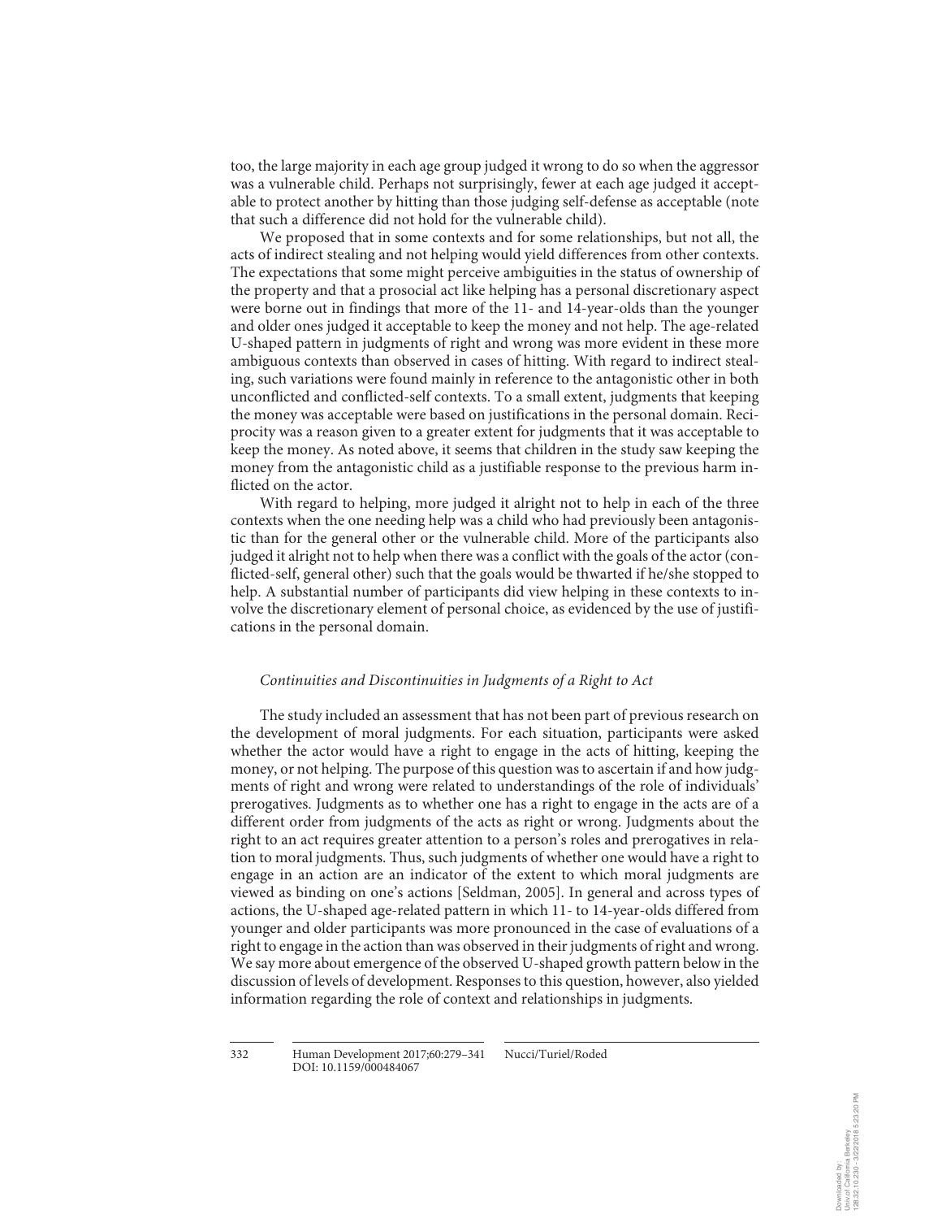too, the large majority in each age group judged it wrong to do so when the aggressor was a vulnerable child. Perhaps not surprisingly, fewer at each age judged it acceptable to protect another by hitting than those judging self-defense as acceptable (note that such a difference did not hold for the vulnerable child).

We proposed that in some contexts and for some relationships, but not all, the acts of indirect stealing and not helping would yield differences from other contexts. The expectations that some might perceive ambiguities in the status of ownership of the property and that a prosocial act like helping has a personal discretionary aspect were borne out in findings that more of the 11- and 14-year-olds than the younger and older ones judged it acceptable to keep the money and not help. The age-related U-shaped pattern in judgments of right and wrong was more evident in these more ambiguous contexts than observed in cases of hitting. With regard to indirect stealing, such variations were found mainly in reference to the antagonistic other in both unconflicted and conflicted-self contexts. To a small extent, judgments that keeping the money was acceptable were based on justifications in the personal domain. Reciprocity was a reason given to a greater extent for judgments that it was acceptable to keep the money. As noted above, it seems that children in the study saw keeping the money from the antagonistic child as a justifiable response to the previous harm inflicted on the actor.

With regard to helping, more judged it alright not to help in each of the three contexts when the one needing help was a child who had previously been antagonistic than for the general other or the vulnerable child. More of the participants also judged it alright not to help when there was a conflict with the goals of the actor (conflicted-self, general other) such that the goals would be thwarted if he/she stopped to help. A substantial number of participants did view helping in these contexts to involve the discretionary element of personal choice, as evidenced by the use of justifications in the personal domain.

### *Continuities and Discontinuities in Judgments of a Right to Act*

The study included an assessment that has not been part of previous research on the development of moral judgments. For each situation, participants were asked whether the actor would have a right to engage in the acts of hitting, keeping the money, or not helping. The purpose of this question was to ascertain if and how judgments of right and wrong were related to understandings of the role of individuals' prerogatives. Judgments as to whether one has a right to engage in the acts are of a different order from judgments of the acts as right or wrong. Judgments about the right to an act requires greater attention to a person's roles and prerogatives in relation to moral judgments. Thus, such judgments of whether one would have a right to engage in an action are an indicator of the extent to which moral judgments are viewed as binding on one's actions [Selman, 2005]. In general and across types of actions, the U-shaped age-related pattern in which 11- to 14-year-olds differed from younger and older participants was more pronounced in the case of evaluations of a right to engage in the action than was observed in their judgments of right and wrong. We say more about emergence of the observed U-shaped growth pattern below in the discussion of levels of development. Responses to this question, however, also yielded information regarding the role of context and relationships in judgments.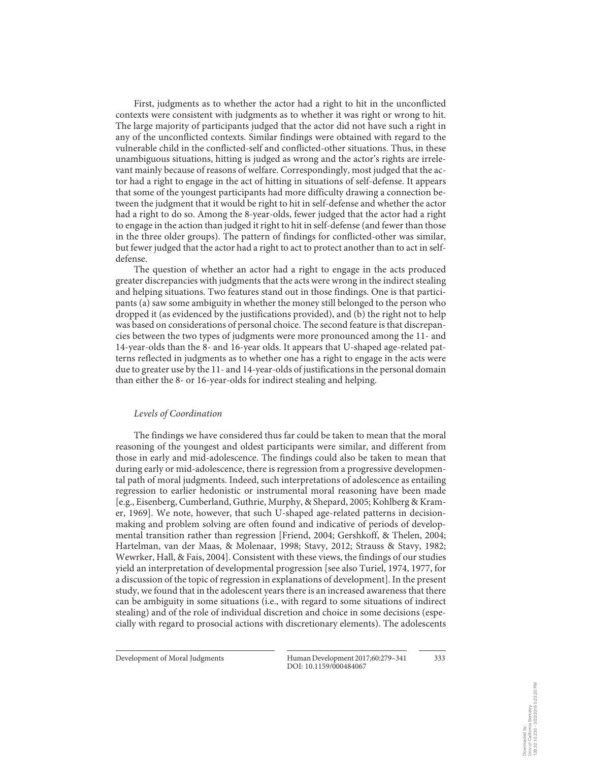First, judgments as to whether the actor had a right to hit in the unconflicted contexts were consistent with judgments as to whether it was right or wrong to hit. The large majority of participants judged that the actor did not have such a right in any of the unconflicted contexts. Similar findings were obtained with regard to the vulnerable child in the conflicted-self and conflicted-other situations. Thus, in these unambiguous situations, hitting is judged as wrong and the actor's rights are irrelevant mainly because of reasons of welfare. Correspondingly, most judged that the actor had a right to engage in the act of hitting in situations of self-defense. It appears that some of the youngest participants had more difficulty drawing a connection between the judgment that it would be right to hit in self-defense and whether the actor had a right to do so. Among the 8-year-olds, fewer judged that the actor had a right to engage in the action than judged it right to hit in self-defense (and fewer than those in the three older groups). The pattern of findings for conflicted-other was similar, but fewer judged that the actor had a right to act to protect another than to act in self-defense.

The question of whether an actor had a right to engage in the acts produced greater discrepancies with judgments that the acts were wrong in the indirect stealing and helping situations. Two features stand out in those findings. One is that participants (a) saw some ambiguity in whether the money still belonged to the person who dropped it (as evidenced by the justifications provided), and (b) the right not to help was based on considerations of personal choice. The second feature is that discrepancies between the two types of judgments were more pronounced among the 11- and 14-year-olds than the 8- and 16-year olds. It appears that U-shaped age-related patterns reflected in judgments as to whether one has a right to engage in the acts were due to greater use by the 11- and 14-year-olds of justifications in the personal domain than either the 8- or 16-year-olds for indirect stealing and helping.

### *Levels of Coordination*

The findings we have considered thus far could be taken to mean that the moral reasoning of the youngest and oldest participants were similar, and different from those in early and mid-adolescence. The findings could also be taken to mean that during early or mid-adolescence, there is regression from a progressive developmental path of moral judgments. Indeed, such interpretations of adolescence as entailing regression to earlier hedonistic or instrumental moral reasoning have been made [e.g., Eisenberg, Cumberland, Guthrie, Murphy, & Shepard, 2005; Kohlberg & Kramer, 1969]. We note, however, that such U-shaped age-related patterns in decision-making and problem solving are often found and indicative of periods of developmental transition rather than regression [Friend, 2004; Gershkoff, & Thelen, 2004; Hartelman, van der Maas, & Molenaar, 1998; Stavy, 2012; Strauss & Stavy, 1982; Wewrker, Hall, & Fais, 2004]. Consistent with these views, the findings of our studies yield an interpretation of developmental progression [see also Turiel, 1974, 1977, for a discussion of the topic of regression in explanations of development]. In the present study, we found that in the adolescent years there is an increased awareness that there can be ambiguity in some situations (i.e., with regard to some situations of indirect stealing) and of the role of individual discretion and choice in some decisions (especially with regard to prosocial actions with discretionary elements). The adolescents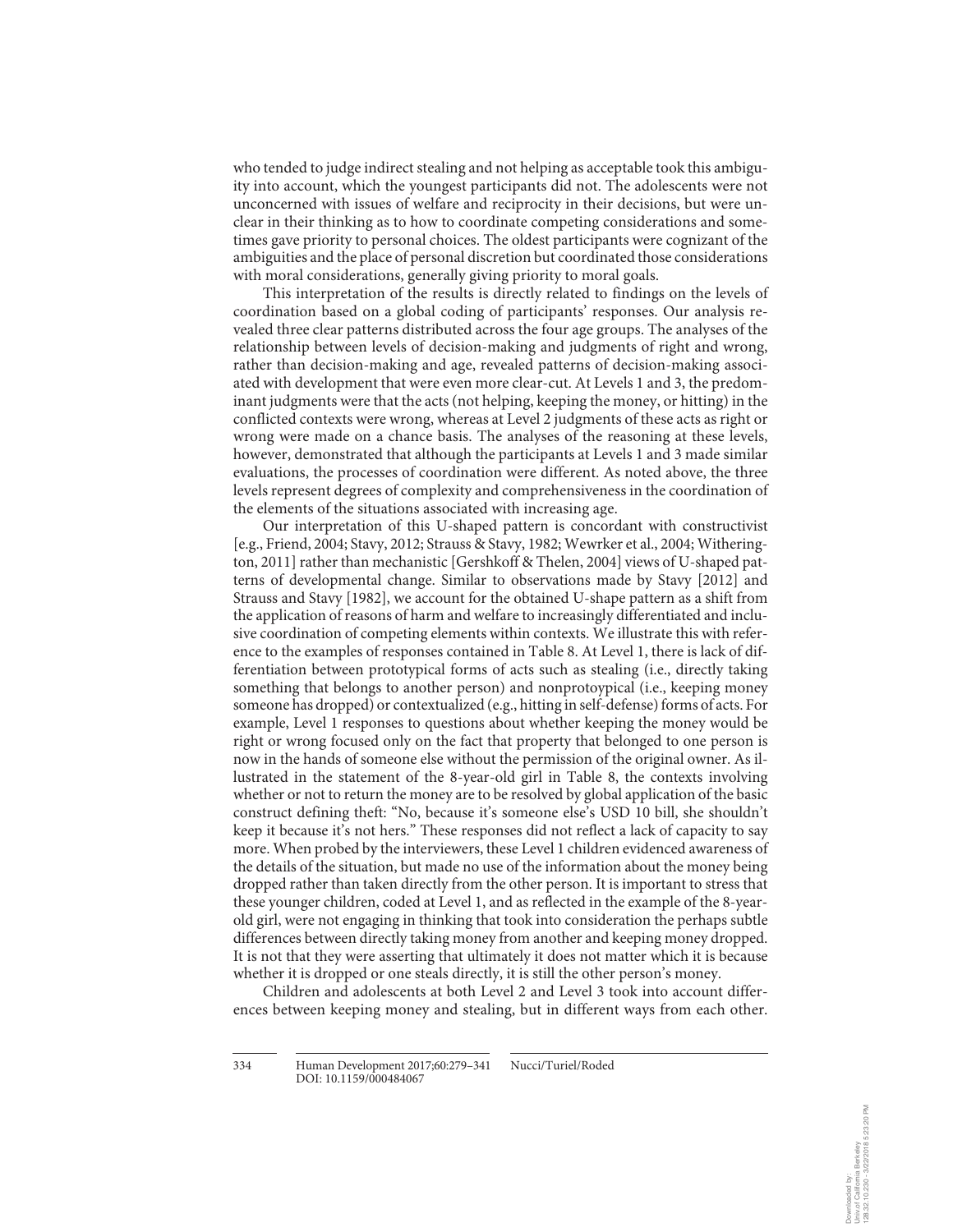who tended to judge indirect stealing and not helping as acceptable took this ambiguity into account, which the youngest participants did not. The adolescents were not unconcerned with issues of welfare and reciprocity in their decisions, but were unclear in their thinking as to how to coordinate competing considerations and sometimes gave priority to personal choices. The oldest participants were cognizant of the ambiguities and the place of personal discretion but coordinated those considerations with moral considerations, generally giving priority to moral goals.

This interpretation of the results is directly related to findings on the levels of coordination based on a global coding of participants' responses. Our analysis revealed three clear patterns distributed across the four age groups. The analyses of the relationship between levels of decision-making and judgments of right and wrong, rather than decision-making and age, revealed patterns of decision-making associated with development that were even more clear-cut. At Levels 1 and 3, the predominant judgments were that the acts (not helping, keeping the money, or hitting) in the conflicted contexts were wrong, whereas at Level 2 judgments of these acts as right or wrong were made on a chance basis. The analyses of the reasoning at these levels, however, demonstrated that although the participants at Levels 1 and 3 made similar evaluations, the processes of coordination were different. As noted above, the three levels represent degrees of complexity and comprehensiveness in the coordination of the elements of the situations associated with increasing age.

Our interpretation of this U-shaped pattern is concordant with constructivist [e.g., Friend, 2004; Stavy, 2012; Strauss & Stavy, 1982; Wewrker et al., 2004; Witherington, 2011] rather than mechanistic [Gershkoff & Thelen, 2004] views of U-shaped patterns of developmental change. Similar to observations made by Stavy [2012] and Strauss and Stavy [1982], we account for the obtained U-shape pattern as a shift from the application of reasons of harm and welfare to increasingly differentiated and inclusive coordination of competing elements within contexts. We illustrate this with reference to the examples of responses contained in Table 8. At Level 1, there is lack of differentiation between prototypical forms of acts such as stealing (i.e., directly taking something that belongs to another person) and nonprotoypical (i.e., keeping money someone has dropped) or contextualized (e.g., hitting in self-defense) forms of acts. For example, Level 1 responses to questions about whether keeping the money would be right or wrong focused only on the fact that property that belonged to one person is now in the hands of someone else without the permission of the original owner. As illustrated in the statement of the 8-year-old girl in Table 8, the contexts involving whether or not to return the money are to be resolved by global application of the basic construct defining theft: "No, because it's someone else's USD 10 bill, she shouldn't keep it because it's not hers." These responses did not reflect a lack of capacity to say more. When probed by the interviewers, these Level 1 children evidenced awareness of the details of the situation, but made no use of the information about the money being dropped rather than taken directly from the other person. It is important to stress that these younger children, coded at Level 1, and as reflected in the example of the 8-year-old girl, were not engaging in thinking that took into consideration the perhaps subtle differences between directly taking money from another and keeping money dropped. It is not that they were asserting that ultimately it does not matter which it is because whether it is dropped or one steals directly, it is still the other person's money.

Children and adolescents at both Level 2 and Level 3 took into account differences between keeping money and stealing, but in different ways from each other.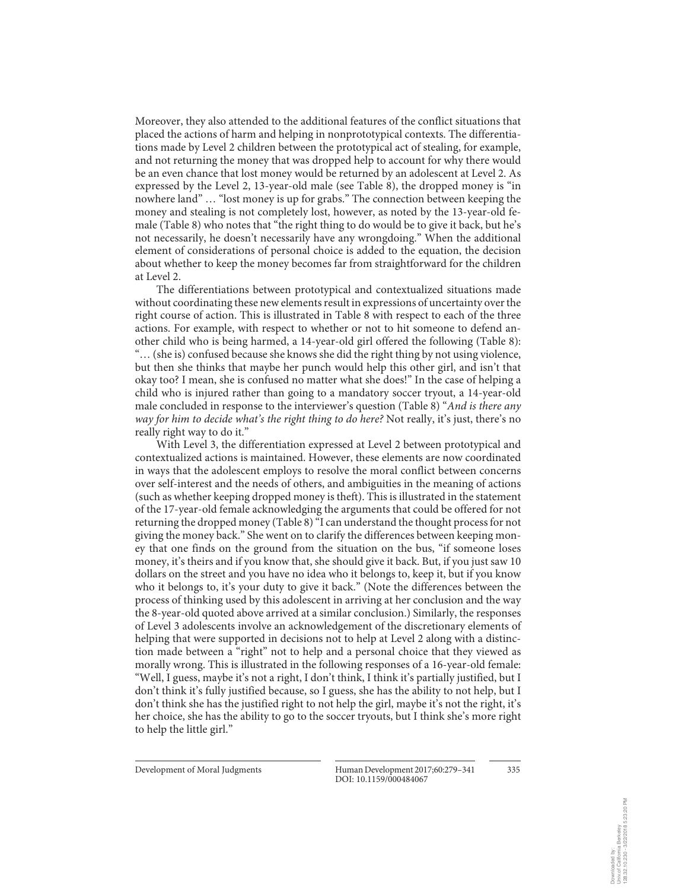Moreover, they also attended to the additional features of the conflict situations that placed the actions of harm and helping in nonprototypical contexts. The differentiations made by Level 2 children between the prototypical act of stealing, for example, and not returning the money that was dropped help to account for why there would be an even chance that lost money would be returned by an adolescent at Level 2. As expressed by the Level 2, 13-year-old male (see Table 8), the dropped money is "in nowhere land" … "lost money is up for grabs." The connection between keeping the money and stealing is not completely lost, however, as noted by the 13-year-old female (Table 8) who notes that "the right thing to do would be to give it back, but he's not necessarily, he doesn't necessarily have any wrongdoing." When the additional element of considerations of personal choice is added to the equation, the decision about whether to keep the money becomes far from straightforward for the children at Level 2.

The differentiations between prototypical and contextualized situations made without coordinating these new elements result in expressions of uncertainty over the right course of action. This is illustrated in Table 8 with respect to each of the three actions. For example, with respect to whether or not to hit someone to defend another child who is being harmed, a 14-year-old girl offered the following (Table 8): "… (she is) confused because she knows she did the right thing by not using violence, but then she thinks that maybe her punch would help this other girl, and isn't that okay too? I mean, she is confused no matter what she does!" In the case of helping a child who is injured rather than going to a mandatory soccer tryout, a 14-year-old male concluded in response to the interviewer's question (Table 8) "*And is there any way for him to decide what's the right thing to do here?* Not really, it's just, there's no really right way to do it."

With Level 3, the differentiation expressed at Level 2 between prototypical and contextualized actions is maintained. However, these elements are now coordinated in ways that the adolescent employs to resolve the moral conflict between concerns over self-interest and the needs of others, and ambiguities in the meaning of actions (such as whether keeping dropped money is theft). This is illustrated in the statement of the 17-year-old female acknowledging the arguments that could be offered for not returning the dropped money (Table 8) "I can understand the thought process for not giving the money back." She went on to clarify the differences between keeping money that one finds on the ground from the situation on the bus, "if someone loses money, it's theirs and if you know that, she should give it back. But, if you just saw 10 dollars on the street and you have no idea who it belongs to, keep it, but if you know who it belongs to, it's your duty to give it back." (Note the differences between the process of thinking used by this adolescent in arriving at her conclusion and the way the 8-year-old quoted above arrived at a similar conclusion.) Similarly, the responses of Level 3 adolescents involve an acknowledgement of the discretionary elements of helping that were supported in decisions not to help at Level 2 along with a distinction made between a "right" not to help and a personal choice that they viewed as morally wrong. This is illustrated in the following responses of a 16-year-old female: "Well, I guess, maybe it's not a right, I don't think, I think it's partially justified, but I don't think it's fully justified because, so I guess, she has the ability to not help, but I don't think she has the justified right to not help the girl, maybe it's not the right, it's her choice, she has the ability to go to the soccer tryouts, but I think she's more right to help the little girl."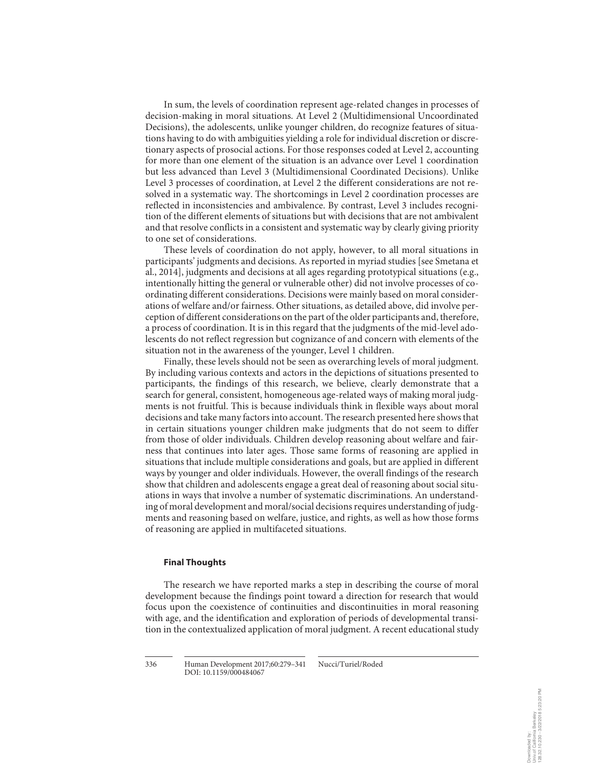In sum, the levels of coordination represent age-related changes in processes of decision-making in moral situations. At Level 2 (Multidimensional Uncoordinated Decisions), the adolescents, unlike younger children, do recognize features of situations having to do with ambiguities yielding a role for individual discretion or discretionary aspects of prosocial actions. For those responses coded at Level 2, accounting for more than one element of the situation is an advance over Level 1 coordination but less advanced than Level 3 (Multidimensional Coordinated Decisions). Unlike Level 3 processes of coordination, at Level 2 the different considerations are not resolved in a systematic way. The shortcomings in Level 2 coordination processes are reflected in inconsistencies and ambivalence. By contrast, Level 3 includes recognition of the different elements of situations but with decisions that are not ambivalent and that resolve conflicts in a consistent and systematic way by clearly giving priority to one set of considerations.

These levels of coordination do not apply, however, to all moral situations in participants' judgments and decisions. As reported in myriad studies [see Smetana et al., 2014], judgments and decisions at all ages regarding prototypical situations (e.g., intentionally hitting the general or vulnerable other) did not involve processes of coordinating different considerations. Decisions were mainly based on moral considerations of welfare and/or fairness. Other situations, as detailed above, did involve perception of different considerations on the part of the older participants and, therefore, a process of coordination. It is in this regard that the judgments of the mid-level adolescents do not reflect regression but cognizance of and concern with elements of the situation not in the awareness of the younger, Level 1 children.

Finally, these levels should not be seen as overarching levels of moral judgment. By including various contexts and actors in the depictions of situations presented to participants, the findings of this research, we believe, clearly demonstrate that a search for general, consistent, homogeneous age-related ways of making moral judgments is not fruitful. This is because individuals think in flexible ways about moral decisions and take many factors into account. The research presented here shows that in certain situations younger children make judgments that do not seem to differ from those of older individuals. Children develop reasoning about welfare and fairness that continues into later ages. Those same forms of reasoning are applied in situations that include multiple considerations and goals, but are applied in different ways by younger and older individuals. However, the overall findings of the research show that children and adolescents engage a great deal of reasoning about social situations in ways that involve a number of systematic discriminations. An understanding of moral development and moral/social decisions requires understanding of judgments and reasoning based on welfare, justice, and rights, as well as how those forms of reasoning are applied in multifaceted situations.

## Final Thoughts

The research we have reported marks a step in describing the course of moral development because the findings point toward a direction for research that would focus upon the coexistence of continuities and discontinuities in moral reasoning with age, and the identification and exploration of periods of developmental transition in the contextualized application of moral judgment. A recent educational study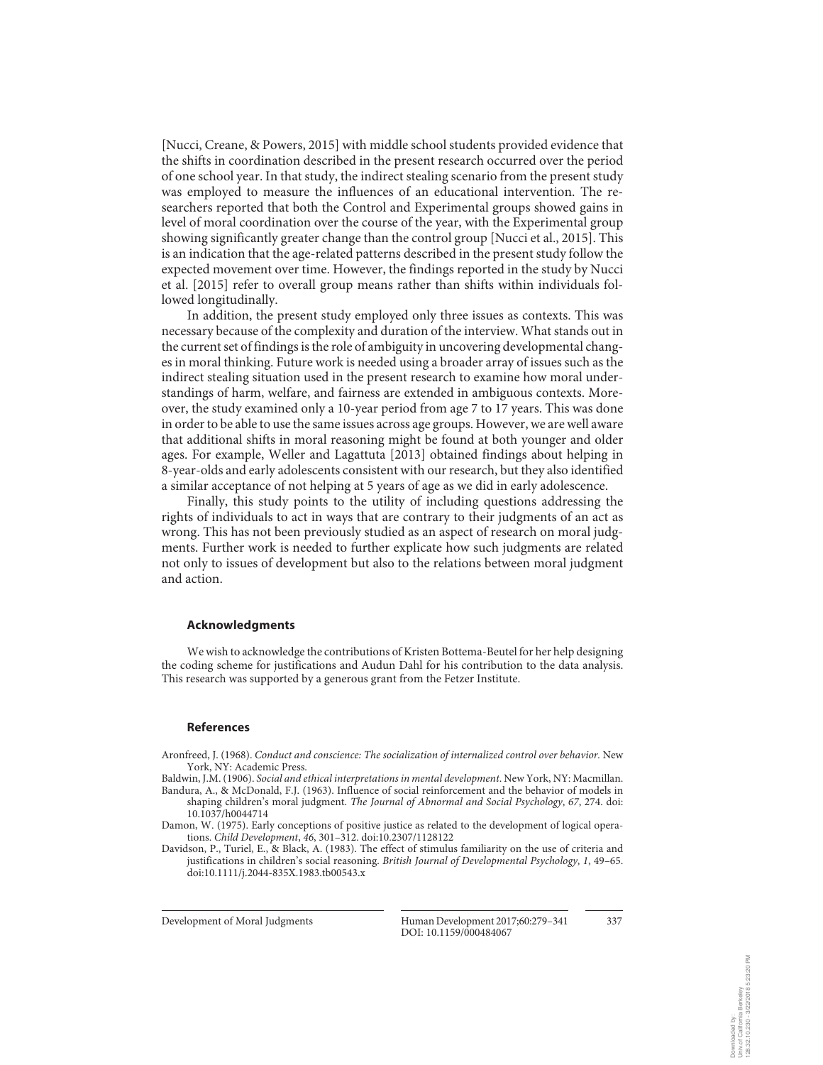[Nucci, Creane, & Powers, 2015] with middle school students provided evidence that the shifts in coordination described in the present research occurred over the period of one school year. In that study, the indirect stealing scenario from the present study was employed to measure the influences of an educational intervention. The researchers reported that both the Control and Experimental groups showed gains in level of moral coordination over the course of the year, with the Experimental group showing significantly greater change than the control group [Nucci et al., 2015]. This is an indication that the age-related patterns described in the present study follow the expected movement over time. However, the findings reported in the study by Nucci et al. [2015] refer to overall group means rather than shifts within individuals followed longitudinally.

In addition, the present study employed only three issues as contexts. This was necessary because of the complexity and duration of the interview. What stands out in the current set of findings is the role of ambiguity in uncovering developmental changes in moral thinking. Future work is needed using a broader array of issues such as the indirect stealing situation used in the present research to examine how moral understandings of harm, welfare, and fairness are extended in ambiguous contexts. Moreover, the study examined only a 10-year period from age 7 to 17 years. This was done in order to be able to use the same issues across age groups. However, we are well aware that additional shifts in moral reasoning might be found at both younger and older ages. For example, Weller and Lagattuta [2013] obtained findings about helping in 8-year-olds and early adolescents consistent with our research, but they also identified a similar acceptance of not helping at 5 years of age as we did in early adolescence.

Finally, this study points to the utility of including questions addressing the rights of individuals to act in ways that are contrary to their judgments of an act as wrong. This has not been previously studied as an aspect of research on moral judgments. Further work is needed to further explicate how such judgments are related not only to issues of development but also to the relations between moral judgment and action.

## Acknowledgments

We wish to acknowledge the contributions of Kristen Bottema-Beutel for her help designing the coding scheme for justifications and Audun Dahl for his contribution to the data analysis. This research was supported by a generous grant from the Fetzer Institute.

## References

Aronfreed, J. (1968). *Conduct and conscience: The socialization of internalized control over behavior.* New York, NY: Academic Press.

Baldwin, J.M. (1906). *Social and ethical interpretations in mental development.* New York, NY: Macmillan.

Bandura, A., & McDonald, F.J. (1963). Influence of social reinforcement and the behavior of models in shaping children's moral judgment. *The Journal of Abnormal and Social Psychology*, *67*, 274. doi: 10.1037/h0044714

Damon, W. (1975). Early conceptions of positive justice as related to the development of logical operations. *Child Development*, *46*, 301–312. doi:10.2307/1128122

Davidson, P., Turiel, E., & Black, A. (1983). The effect of stimulus familiarity on the use of criteria and justifications in children's social reasoning. *British Journal of Developmental Psychology*, *1*, 49–65. doi:10.1111/j.2044-835X.1983.tb00543.x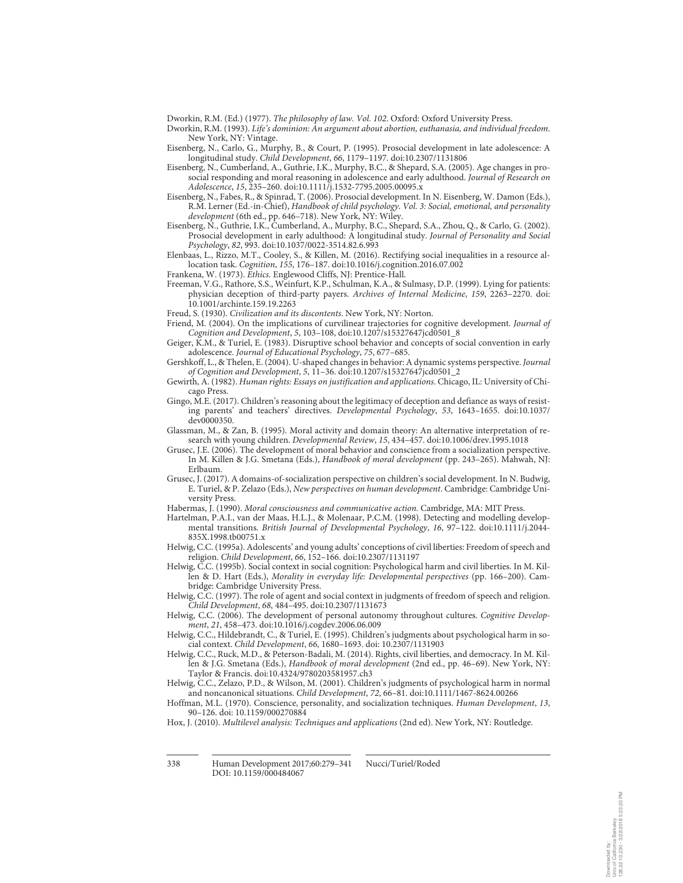Dworkin, R.M. (Ed.) (1977). *The philosophy of law. Vol. 102*. Oxford: Oxford University Press.

Dworkin, R.M. (1993). *Life's dominion: An argument about abortion, euthanasia, and individual freedom*. New York, NY: Vintage.

Eisenberg, N., Carlo, G., Murphy, B., & Court, P. (1995). Prosocial development in late adolescence: A longitudinal study. *Child Development*, *66*, 1179–1197. doi:10.2307/1131806

Eisenberg, N., Cumberland, A., Guthrie, I.K., Murphy, B.C., & Shepard, S.A. (2005). Age changes in prosocial responding and moral reasoning in adolescence and early adulthood. *Journal of Research on Adolescence*, *15*, 235–260. doi:10.1111/j.1532-7795.2005.00095.x

Eisenberg, N., Fabes, R., & Spinrad, T. (2006). Prosocial development. In N. Eisenberg, W. Damon (Eds.), R.M. Lerner (Ed.-in-Chief), *Handbook of child psychology. Vol. 3: Social, emotional, and personality development* (6th ed., pp. 646–718). New York, NY: Wiley.

Eisenberg, N., Guthrie, I.K., Cumberland, A., Murphy, B.C., Shepard, S.A., Zhou, Q., & Carlo, G. (2002). Prosocial development in early adulthood: A longitudinal study. *Journal of Personality and Social Psychology*, *82*, 993. doi:10.1037/0022-3514.82.6.993

Elenbaas, L., Rizzo, M.T., Cooley, S., & Killen, M. (2016). Rectifying social inequalities in a resource allocation task. *Cognition*, *155*, 176–187. doi:10.1016/j.cognition.2016.07.002

Frankena, W. (1973). *Ethics.* Englewood Cliffs, NJ: Prentice-Hall.

Freeman, V.G., Rathore, S.S., Weinfurt, K.P., Schulman, K.A., & Sulmasy, D.P. (1999). Lying for patients: physician deception of third-party payers. *Archives of Internal Medicine*, *159*, 2263–2270. doi: 10.1001/archinte.159.19.2263

Freud, S. (1930). *Civilization and its discontents*. New York, NY: Norton.

Friend, M. (2004). On the implications of curvilinear trajectories for cognitive development. *Journal of Cognition and Development*, *5*, 103–108, doi:10.1207/s15327647jcd0501_8

Geiger, K.M., & Turiel, E. (1983). Disruptive school behavior and concepts of social convention in early adolescence. *Journal of Educational Psychology*, *75*, 677–685.

Gershkoff, L., & Thelen, E. (2004). U-shaped changes in behavior: A dynamic systems perspective. *Journal of Cognition and Development*, *5*, 11–36. doi:10.1207/s15327647jcd0501_2

Gewirth, A. (1982). *Human rights: Essays on justification and applications*. Chicago, IL: University of Chicago Press.

Gingo, M.E. (2017). Children's reasoning about the legitimacy of deception and defiance as ways of resisting parents' and teachers' directives. *Developmental Psychology*, *53*, 1643–1655. doi:10.1037/dev0000350.

Glassman, M., & Zan, B. (1995). Moral activity and domain theory: An alternative interpretation of research with young children. *Developmental Review*, *15*, 434–457. doi:10.1006/drev.1995.1018

Grusec, J.E. (2006). The development of moral behavior and conscience from a socialization perspective. In M. Killen & J.G. Smetana (Eds.), *Handbook of moral development* (pp. 243–265). Mahwah, NJ: Erlbaum.

Grusec, J. (2017). A domains-of-socialization perspective on children's social development. In N. Budwig, E. Turiel, & P. Zelazo (Eds.), *New perspectives on human development*. Cambridge: Cambridge University Press.

Habermas, J. (1990). *Moral consciousness and communicative action.* Cambridge, MA: MIT Press.

Hartelman, P.A.I., van der Maas, H.L.J., & Molenaar, P.C.M. (1998). Detecting and modelling developmental transitions. *British Journal of Developmental Psychology*, *16*, 97–122. doi:10.1111/j.2044-835X.1998.tb00751.x

Helwig, C.C. (1995a). Adolescents' and young adults' conceptions of civil liberties: Freedom of speech and religion. *Child Development*, *66*, 152–166. doi:10.2307/1131197

Helwig, C.C. (1995b). Social context in social cognition: Psychological harm and civil liberties. In M. Killen & D. Hart (Eds.), *Morality in everyday life: Developmental perspectives* (pp. 166–200). Cambridge: Cambridge University Press.

Helwig, C.C. (1997). The role of agent and social context in judgments of freedom of speech and religion. *Child Development*, *68*, 484–495. doi:10.2307/1131673

Helwig, C.C. (2006). The development of personal autonomy throughout cultures. *Cognitive Development*, *21*, 458–473. doi:10.1016/j.cogdev.2006.06.009

Helwig, C.C., Hildebrandt, C., & Turiel, E. (1995). Children's judgments about psychological harm in social context. *Child Development*, *66*, 1680–1693. doi: 10.2307/1131903

Helwig, C.C., Ruck, M.D., & Peterson-Badali, M. (2014). Rights, civil liberties, and democracy. In M. Killen & J.G. Smetana (Eds.), *Handbook of moral development* (2nd ed., pp. 46–69). New York, NY: Taylor & Francis. doi:10.4324/9780203581957.ch3

Helwig, C.C., Zelazo, P.D., & Wilson, M. (2001). Children's judgments of psychological harm in normal and noncanonical situations. *Child Development*, *72*, 66–81. doi:10.1111/1467-8624.00266

Hoffman, M.L. (1970). Conscience, personality, and socialization techniques. *Human Development*, *13*, 90–126. doi: 10.1159/000270884

Hox, J. (2010). *Multilevel analysis: Techniques and applications* (2nd ed). New York, NY: Routledge.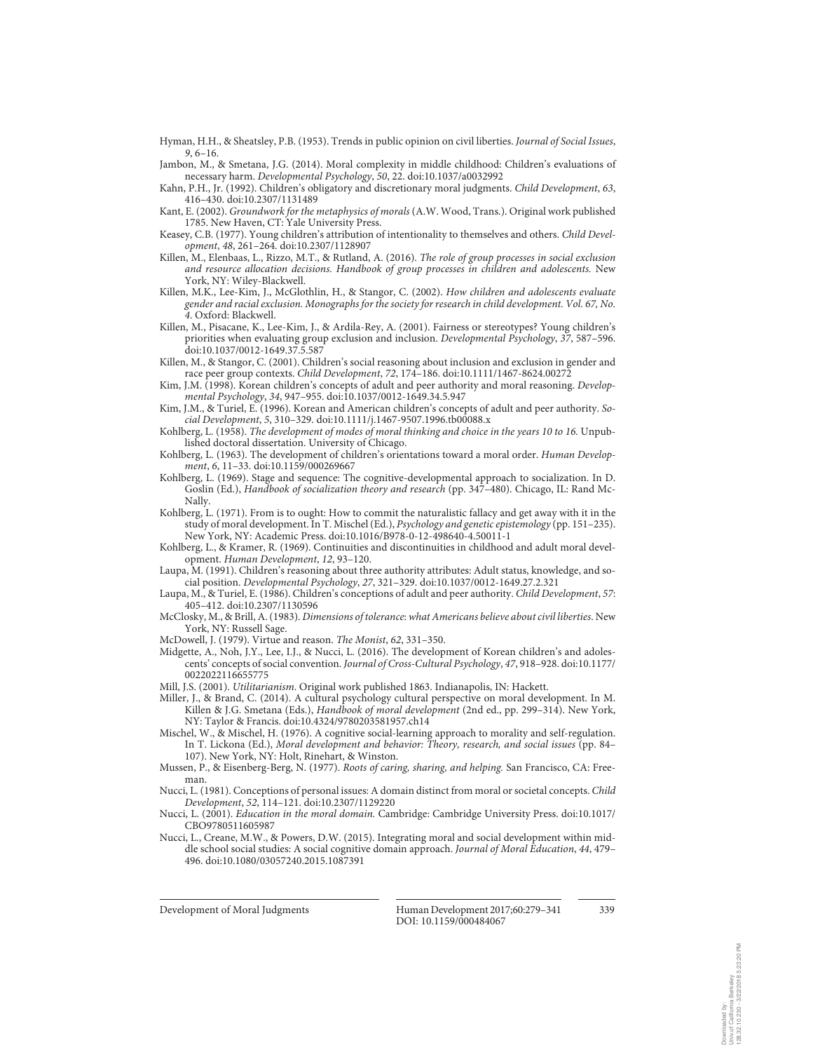Hyman, H.H., & Sheatsley, P.B. (1953). Trends in public opinion on civil liberties. *Journal of Social Issues*, *9*, 6–16.

Jambon, M., & Smetana, J.G. (2014). Moral complexity in middle childhood: Children's evaluations of necessary harm. *Developmental Psychology*, *50*, 22. doi:10.1037/a0032992

Kahn, P.H., Jr. (1992). Children's obligatory and discretionary moral judgments. *Child Development*, *63*, 416–430. doi:10.2307/1131489

Kant, E. (2002). *Groundwork for the metaphysics of morals* (A.W. Wood, Trans.). Original work published 1785. New Haven, CT: Yale University Press.

Keasey, C.B. (1977). Young children's attribution of intentionality to themselves and others. *Child Development*, *48*, 261–264. doi:10.2307/1128907

Killen, M., Elenbaas, L., Rizzo, M.T., & Rutland, A. (2016). *The role of group processes in social exclusion and resource allocation decisions. Handbook of group processes in children and adolescents.* New York, NY: Wiley-Blackwell.

Killen, M.K., Lee-Kim, J., McGlothlin, H., & Stangor, C. (2002). *How children and adolescents evaluate gender and racial exclusion. Monographs for the society for research in child development. Vol. 67, No. 4*. Oxford: Blackwell.

Killen, M., Pisacane, K., Lee-Kim, J., & Ardila-Rey, A. (2001). Fairness or stereotypes? Young children's priorities when evaluating group exclusion and inclusion. *Developmental Psychology*, *37*, 587–596. doi:10.1037/0012-1649.37.5.587

Killen, M., & Stangor, C. (2001). Children's social reasoning about inclusion and exclusion in gender and race peer group contexts. *Child Development*, *72*, 174–186. doi:10.1111/1467-8624.00272

Kim, J.M. (1998). Korean children's concepts of adult and peer authority and moral reasoning. *Developmental Psychology*, *34*, 947–955. doi:10.1037/0012-1649.34.5.947

Kim, J.M., & Turiel, E. (1996). Korean and American children's concepts of adult and peer authority. *Social Development*, *5*, 310–329. doi:10.1111/j.1467-9507.1996.tb00088.x

Kohlberg, L. (1958). *The development of modes of moral thinking and choice in the years 10 to 16.* Unpublished doctoral dissertation. University of Chicago.

Kohlberg, L. (1963). The development of children's orientations toward a moral order. *Human Development*, *6*, 11–33. doi:10.1159/000269667

Kohlberg, L. (1969). Stage and sequence: The cognitive-developmental approach to socialization. In D. Goslin (Ed.), *Handbook of socialization theory and research* (pp. 347–480). Chicago, IL: Rand McNally.

Kohlberg, L. (1971). From is to ought: How to commit the naturalistic fallacy and get away with it in the study of moral development. In T. Mischel (Ed.), *Psychology and genetic epistemology* (pp. 151–235). New York, NY: Academic Press. doi:10.1016/B978-0-12-498640-4.50011-1

Kohlberg, L., & Kramer, R. (1969). Continuities and discontinuities in childhood and adult moral development. *Human Development*, *12*, 93–120.

Laupa, M. (1991). Children's reasoning about three authority attributes: Adult status, knowledge, and social position. *Developmental Psychology*, *27*, 321–329. doi:10.1037/0012-1649.27.2.321

Laupa, M., & Turiel, E. (1986). Children's conceptions of adult and peer authority. *Child Development*, *57*: 405–412. doi:10.2307/1130596

McClosky, M., & Brill, A. (1983). *Dimensions of tolerance: what Americans believe about civil liberties*. New York, NY: Russell Sage.

McDowell, J. (1979). Virtue and reason. *The Monist*, *62*, 331–350.

Midgette, A., Noh, J.Y., Lee, I.J., & Nucci, L. (2016). The development of Korean children's and adolescents' concepts of social convention. *Journal of Cross-Cultural Psychology*, *47*, 918–928. doi:10.1177/0022022116655775

Mill, J.S. (2001). *Utilitarianism*. Original work published 1863. Indianapolis, IN: Hackett.

Miller, J., & Brand, C. (2014). A cultural psychology cultural perspective on moral development. In M. Killen & J.G. Smetana (Eds.), *Handbook of moral development* (2nd ed., pp. 299–314). New York, NY: Taylor & Francis. doi:10.4324/9780203581957.ch14

Mischel, W., & Mischel, H. (1976). A cognitive social-learning approach to morality and self-regulation. In T. Lickona (Ed.), *Moral development and behavior: Theory, research, and social issues* (pp. 84–107). New York, NY: Holt, Rinehart, & Winston.

Mussen, P., & Eisenberg-Berg, N. (1977). *Roots of caring, sharing, and helping.* San Francisco, CA: Freeman.

Nucci, L. (1981). Conceptions of personal issues: A domain distinct from moral or societal concepts. *Child Development*, *52*, 114–121. doi:10.2307/1129220

Nucci, L. (2001). *Education in the moral domain.* Cambridge: Cambridge University Press. doi:10.1017/CBO9780511605987

Nucci, L., Creane, M.W., & Powers, D.W. (2015). Integrating moral and social development within middle school social studies: A social cognitive domain approach. *Journal of Moral Education*, *44*, 479–496. doi:10.1080/03057240.2015.1087391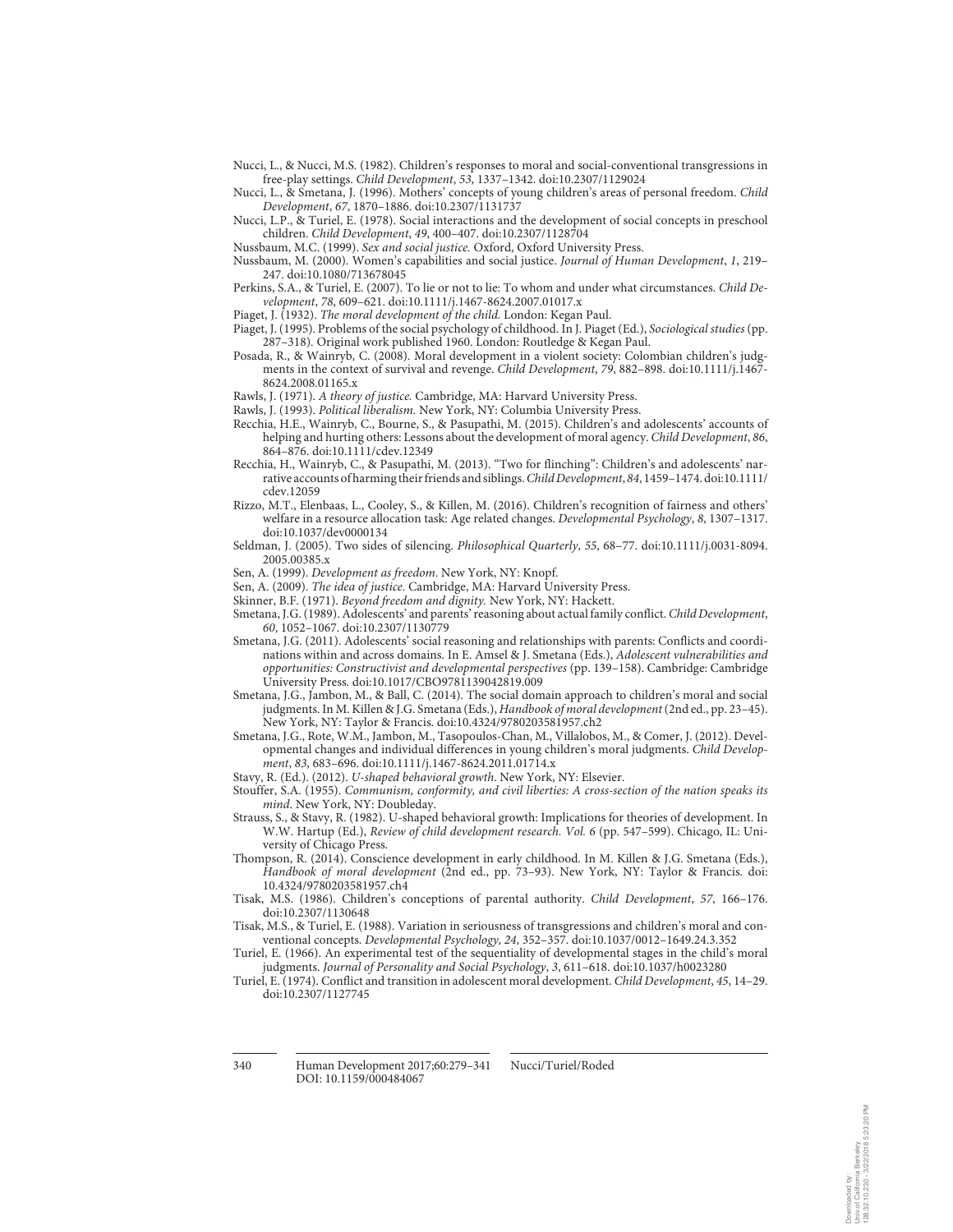Nucci, L., & Nucci, M.S. (1982). Children's responses to moral and social-conventional transgressions in free-play settings. *Child Development*, *53*, 1337–1342. doi:10.2307/1129024

Nucci, L., & Smetana, J. (1996). Mothers' concepts of young children's areas of personal freedom. *Child Development*, *67*, 1870–1886. doi:10.2307/1131737

Nucci, L.P., & Turiel, E. (1978). Social interactions and the development of social concepts in preschool children. *Child Development*, *49*, 400–407. doi:10.2307/1128704

Nussbaum, M.C. (1999). *Sex and social justice.* Oxford, Oxford University Press.

Nussbaum, M. (2000). Women's capabilities and social justice. *Journal of Human Development*, *1*, 219–247. doi:10.1080/713678045

Perkins, S.A., & Turiel, E. (2007). To lie or not to lie: To whom and under what circumstances. *Child Development*, *78*, 609–621. doi:10.1111/j.1467-8624.2007.01017.x

Piaget, J. (1932). *The moral development of the child.* London: Kegan Paul.

Piaget, J. (1995). Problems of the social psychology of childhood. In J. Piaget (Ed.), *Sociological studies* (pp. 287–318). Original work published 1960. London: Routledge & Kegan Paul.

Posada, R., & Wainryb, C. (2008). Moral development in a violent society: Colombian children's judgments in the context of survival and revenge. *Child Development*, *79*, 882–898. doi:10.1111/j.1467-8624.2008.01165.x

Rawls, J. (1971). *A theory of justice.* Cambridge, MA: Harvard University Press.

Rawls, J. (1993). *Political liberalism.* New York, NY: Columbia University Press.

Recchia, H.E., Wainryb, C., Bourne, S., & Pasupathi, M. (2015). Children's and adolescents' accounts of helping and hurting others: Lessons about the development of moral agency. *Child Development*, *86*, 864–876. doi:10.1111/cdev.12349

Recchia, H., Wainryb, C., & Pasupathi, M. (2013). "Two for flinching": Children's and adolescents' narrative accounts of harming their friends and siblings. *Child Development*, *84*, 1459–1474. doi:10.1111/cdev.12059

Rizzo, M.T., Elenbaas, L., Cooley, S., & Killen, M. (2016). Children's recognition of fairness and others' welfare in a resource allocation task: Age related changes. *Developmental Psychology*, *8*, 1307–1317. doi:10.1037/dev0000134

Seldman, J. (2005). Two sides of silencing. *Philosophical Quarterly*, *55*, 68–77. doi:10.1111/j.0031-8094.2005.00385.x

Sen, A. (1999). *Development as freedom*. New York, NY: Knopf.

Sen, A. (2009). *The idea of justice*. Cambridge, MA: Harvard University Press.

Skinner, B.F. (1971). *Beyond freedom and dignity.* New York, NY: Hackett.

Smetana, J.G. (1989). Adolescents' and parents' reasoning about actual family conflict. *Child Development*, *60*, 1052–1067. doi:10.2307/1130779

Smetana, J.G. (2011). Adolescents' social reasoning and relationships with parents: Conflicts and coordinations within and across domains. In E. Amsel & J. Smetana (Eds.), *Adolescent vulnerabilities and opportunities: Constructivist and developmental perspectives* (pp. 139–158). Cambridge: Cambridge University Press. doi:10.1017/CBO9781139042819.009

Smetana, J.G., Jambon, M., & Ball, C. (2014). The social domain approach to children's moral and social judgments. In M. Killen & J.G. Smetana (Eds.), *Handbook of moral development* (2nd ed., pp. 23–45). New York, NY: Taylor & Francis. doi:10.4324/9780203581957.ch2

Smetana, J.G., Rote, W.M., Jambon, M., Tasopoulos-Chan, M., Villalobos, M., & Comer, J. (2012). Developmental changes and individual differences in young children's moral judgments. *Child Development*, *83*, 683–696. doi:10.1111/j.1467-8624.2011.01714.x

Stavy, R. (Ed.). (2012). *U-shaped behavioral growth*. New York, NY: Elsevier.

Stouffer, S.A. (1955). *Communism, conformity, and civil liberties: A cross-section of the nation speaks its mind*. New York, NY: Doubleday.

Strauss, S., & Stavy, R. (1982). U-shaped behavioral growth: Implications for theories of development. In W.W. Hartup (Ed.), *Review of child development research. Vol. 6* (pp. 547–599). Chicago, IL: University of Chicago Press.

Thompson, R. (2014). Conscience development in early childhood. In M. Killen & J.G. Smetana (Eds.), *Handbook of moral development* (2nd ed., pp. 73–93). New York, NY: Taylor & Francis. doi:10.4324/9780203581957.ch4

Tisak, M.S. (1986). Children's conceptions of parental authority. *Child Development*, *57*, 166–176. doi:10.2307/1130648

Tisak, M.S., & Turiel, E. (1988). Variation in seriousness of transgressions and children's moral and conventional concepts. *Developmental Psychology*, *24*, 352–357. doi:10.1037/0012–1649.24.3.352

Turiel, E. (1966). An experimental test of the sequentiality of developmental stages in the child's moral judgments. *Journal of Personality and Social Psychology*, *3*, 611–618. doi:10.1037/h0023280

Turiel, E. (1974). Conflict and transition in adolescent moral development. *Child Development*, *45*, 14–29. doi:10.2307/1127745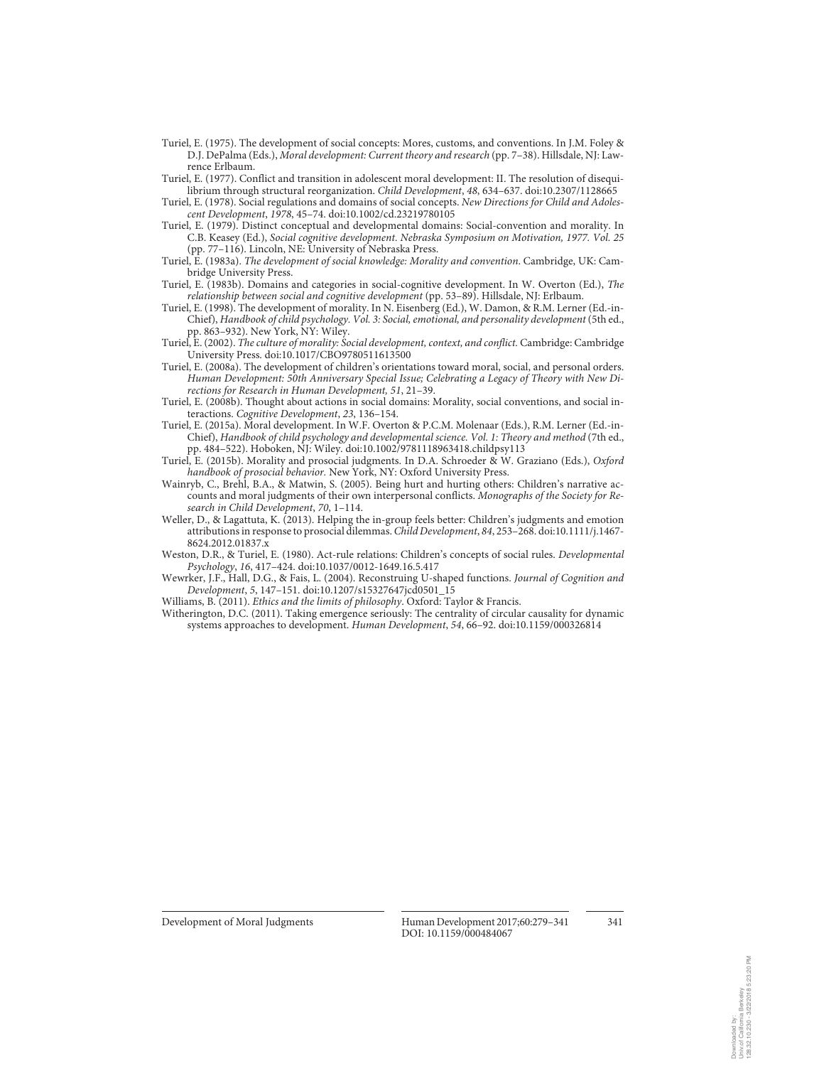Turiel, E. (1975). The development of social concepts: Mores, customs, and conventions. In J.M. Foley & D.J. DePalma (Eds.), *Moral development: Current theory and research* (pp. 7–38). Hillsdale, NJ: Lawrence Erlbaum.

Turiel, E. (1977). Conflict and transition in adolescent moral development: II. The resolution of disequilibrium through structural reorganization. *Child Development*, *48*, 634–637. doi:10.2307/1128665

Turiel, E. (1978). Social regulations and domains of social concepts. *New Directions for Child and Adolescent Development*, *1978*, 45–74. doi:10.1002/cd.23219780105

Turiel, E. (1979). Distinct conceptual and developmental domains: Social-convention and morality. In C.B. Keasey (Ed.), *Social cognitive development. Nebraska Symposium on Motivation, 1977. Vol. 25* (pp. 77–116). Lincoln, NE: University of Nebraska Press.

Turiel, E. (1983a). *The development of social knowledge: Morality and convention*. Cambridge, UK: Cambridge University Press.

Turiel, E. (1983b). Domains and categories in social-cognitive development. In W. Overton (Ed.), *The relationship between social and cognitive development* (pp. 53–89). Hillsdale, NJ: Erlbaum.

Turiel, E. (1998). The development of morality. In N. Eisenberg (Ed.), W. Damon, & R.M. Lerner (Ed.-in-Chief), *Handbook of child psychology. Vol. 3: Social, emotional, and personality development* (5th ed., pp. 863–932). New York, NY: Wiley.

Turiel, E. (2002). *The culture of morality: Social development, context, and conflict*. Cambridge: Cambridge University Press. doi:10.1017/CBO9780511613500

Turiel, E. (2008a). The development of children's orientations toward moral, social, and personal orders. *Human Development: 50th Anniversary Special Issue; Celebrating a Legacy of Theory with New Directions for Research in Human Development, 51*, 21–39.

Turiel, E. (2008b). Thought about actions in social domains: Morality, social conventions, and social interactions. *Cognitive Development*, *23*, 136–154.

Turiel, E. (2015a). Moral development. In W.F. Overton & P.C.M. Molenaar (Eds.), R.M. Lerner (Ed.-in-Chief), *Handbook of child psychology and developmental science. Vol. 1: Theory and method* (7th ed., pp. 484–522). Hoboken, NJ: Wiley. doi:10.1002/9781118963418.childpsy113

Turiel, E. (2015b). Morality and prosocial judgments. In D.A. Schroeder & W. Graziano (Eds.), *Oxford handbook of prosocial behavior*. New York, NY: Oxford University Press.

Wainryb, C., Brehl, B.A., & Matwin, S. (2005). Being hurt and hurting others: Children's narrative accounts and moral judgments of their own interpersonal conflicts. *Monographs of the Society for Research in Child Development*, *70*, 1–114.

Weller, D., & Lagattuta, K. (2013). Helping the in-group feels better: Children's judgments and emotion attributions in response to prosocial dilemmas. *Child Development*, *84*, 253–268. doi:10.1111/j.1467-8624.2012.01837.x

Weston, D.R., & Turiel, E. (1980). Act-rule relations: Children's concepts of social rules. *Developmental Psychology*, *16*, 417–424. doi:10.1037/0012-1649.16.5.417

Wewrker, J.F., Hall, D.G., & Fais, L. (2004). Reconstruing U-shaped functions. *Journal of Cognition and Development*, *5*, 147–151. doi:10.1207/s15327647jcd0501_15

Williams, B. (2011). *Ethics and the limits of philosophy*. Oxford: Taylor & Francis.

Witherington, D.C. (2011). Taking emergence seriously: The centrality of circular causality for dynamic systems approaches to development. *Human Development*, *54*, 66–92. doi:10.1159/000326814